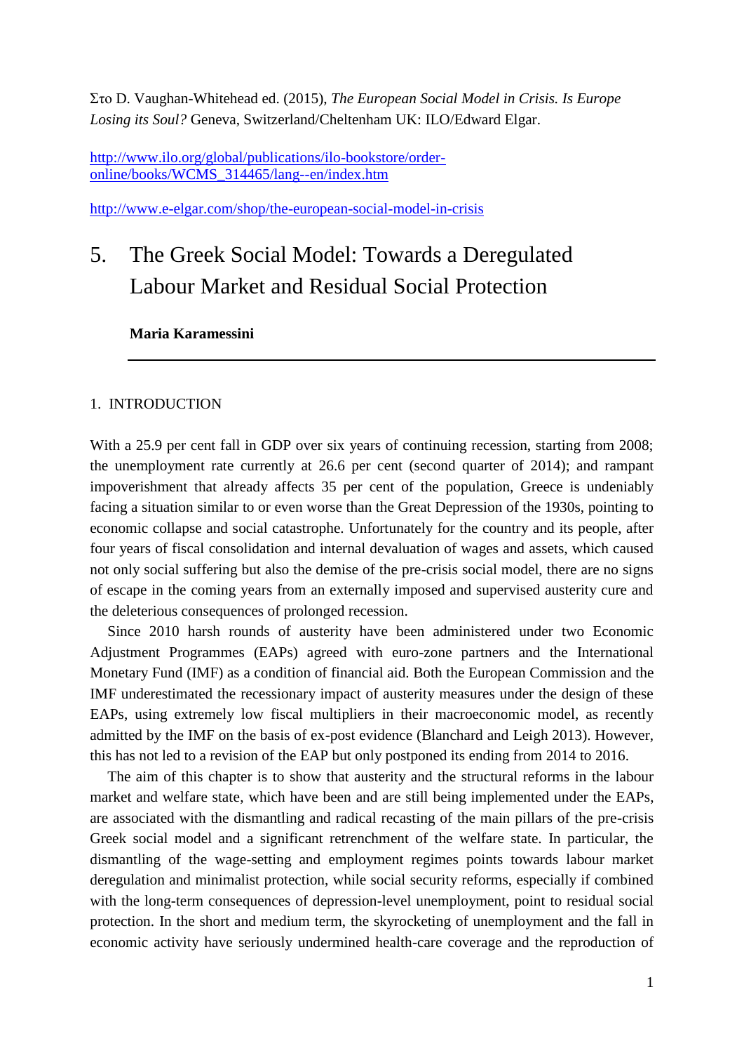Στο D. Vaughan-Whitehead ed. (2015), *The European Social Model in Crisis. Is Europe Losing its Soul?* Geneva, Switzerland/Cheltenham UK: ILO/Edward Elgar.

http://www.ilo.org/global/publications/ilo-bookstore/order-online/books/WCMS_314465/lang--en/index.htm

http://www.e-elgar.com/shop/the-european-social-model-in-crisis

# 5. The Greek Social Model: Towards a Deregulated Labour Market and Residual Social Protection

**Maria Karamessini**

## 1. INTRODUCTION

With a 25.9 per cent fall in GDP over six years of continuing recession, starting from 2008; the unemployment rate currently at 26.6 per cent (second quarter of 2014); and rampant impoverishment that already affects 35 per cent of the population, Greece is undeniably facing a situation similar to or even worse than the Great Depression of the 1930s, pointing to economic collapse and social catastrophe. Unfortunately for the country and its people, after four years of fiscal consolidation and internal devaluation of wages and assets, which caused not only social suffering but also the demise of the pre-crisis social model, there are no signs of escape in the coming years from an externally imposed and supervised austerity cure and the deleterious consequences of prolonged recession.

Since 2010 harsh rounds of austerity have been administered under two Economic Adjustment Programmes (EAPs) agreed with euro-zone partners and the International Monetary Fund (IMF) as a condition of financial aid. Both the European Commission and the IMF underestimated the recessionary impact of austerity measures under the design of these EAPs, using extremely low fiscal multipliers in their macroeconomic model, as recently admitted by the IMF on the basis of ex-post evidence (Blanchard and Leigh 2013). However, this has not led to a revision of the EAP but only postponed its ending from 2014 to 2016.

The aim of this chapter is to show that austerity and the structural reforms in the labour market and welfare state, which have been and are still being implemented under the EAPs, are associated with the dismantling and radical recasting of the main pillars of the pre-crisis Greek social model and a significant retrenchment of the welfare state. In particular, the dismantling of the wage-setting and employment regimes points towards labour market deregulation and minimalist protection, while social security reforms, especially if combined with the long-term consequences of depression-level unemployment, point to residual social protection. In the short and medium term, the skyrocketing of unemployment and the fall in economic activity have seriously undermined health-care coverage and the reproduction of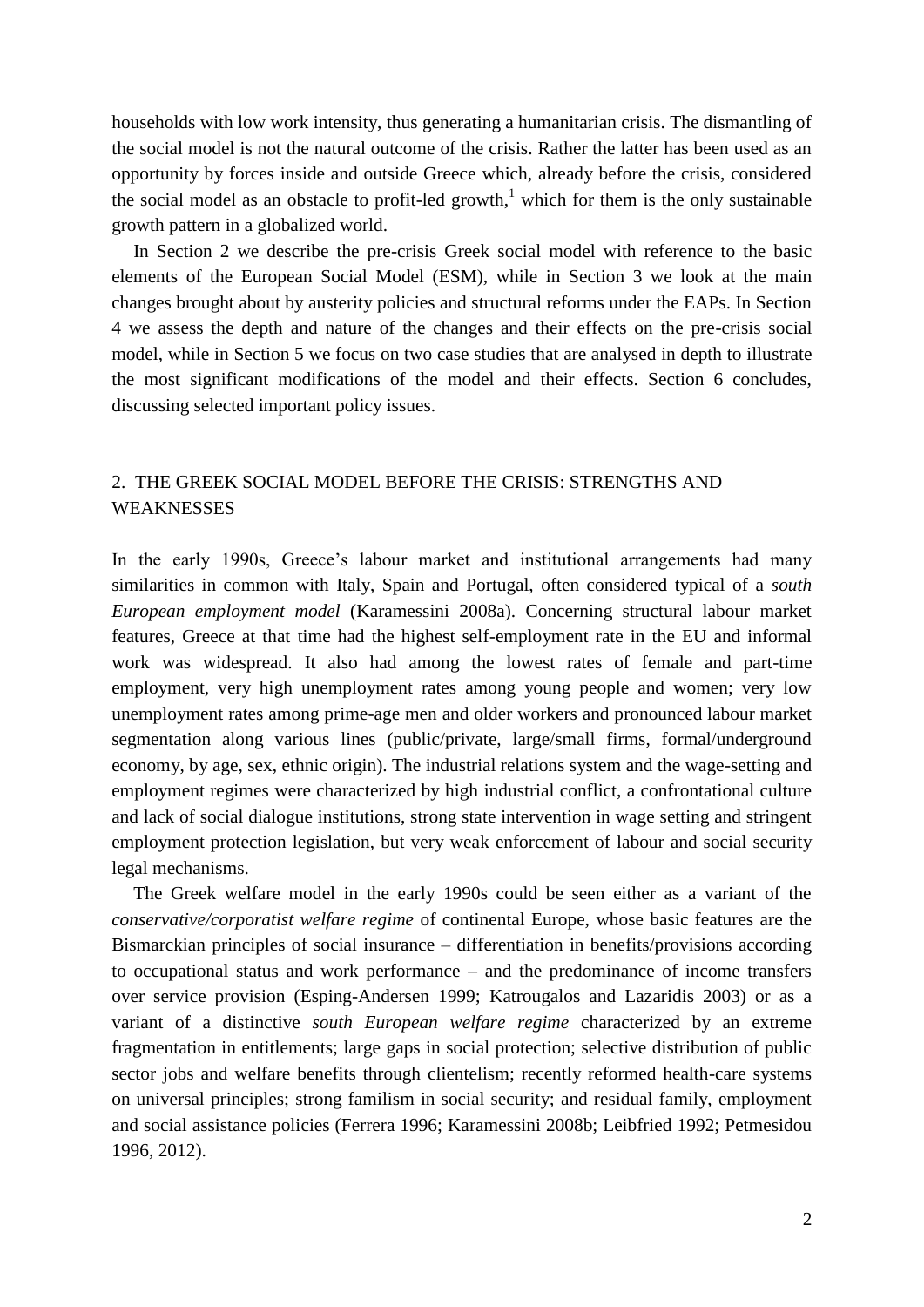households with low work intensity, thus generating a humanitarian crisis. The dismantling of the social model is not the natural outcome of the crisis. Rather the latter has been used as an opportunity by forces inside and outside Greece which, already before the crisis, considered the social model as an obstacle to profit-led growth,[1] which for them is the only sustainable growth pattern in a globalized world.

In Section 2 we describe the pre-crisis Greek social model with reference to the basic elements of the European Social Model (ESM), while in Section 3 we look at the main changes brought about by austerity policies and structural reforms under the EAPs. In Section 4 we assess the depth and nature of the changes and their effects on the pre-crisis social model, while in Section 5 we focus on two case studies that are analysed in depth to illustrate the most significant modifications of the model and their effects. Section 6 concludes, discussing selected important policy issues.

## 2. THE GREEK SOCIAL MODEL BEFORE THE CRISIS: STRENGTHS AND WEAKNESSES

In the early 1990s, Greece's labour market and institutional arrangements had many similarities in common with Italy, Spain and Portugal, often considered typical of a *south European employment model* (Karamessini 2008a). Concerning structural labour market features, Greece at that time had the highest self-employment rate in the EU and informal work was widespread. It also had among the lowest rates of female and part-time employment, very high unemployment rates among young people and women; very low unemployment rates among prime-age men and older workers and pronounced labour market segmentation along various lines (public/private, large/small firms, formal/underground economy, by age, sex, ethnic origin). The industrial relations system and the wage-setting and employment regimes were characterized by high industrial conflict, a confrontational culture and lack of social dialogue institutions, strong state intervention in wage setting and stringent employment protection legislation, but very weak enforcement of labour and social security legal mechanisms.

The Greek welfare model in the early 1990s could be seen either as a variant of the *conservative/corporatist welfare regime* of continental Europe, whose basic features are the Bismarckian principles of social insurance – differentiation in benefits/provisions according to occupational status and work performance – and the predominance of income transfers over service provision (Esping-Andersen 1999; Katrougalos and Lazaridis 2003) or as a variant of a distinctive *south European welfare regime* characterized by an extreme fragmentation in entitlements; large gaps in social protection; selective distribution of public sector jobs and welfare benefits through clientelism; recently reformed health-care systems on universal principles; strong familism in social security; and residual family, employment and social assistance policies (Ferrera 1996; Karamessini 2008b; Leibfried 1992; Petmesidou 1996, 2012).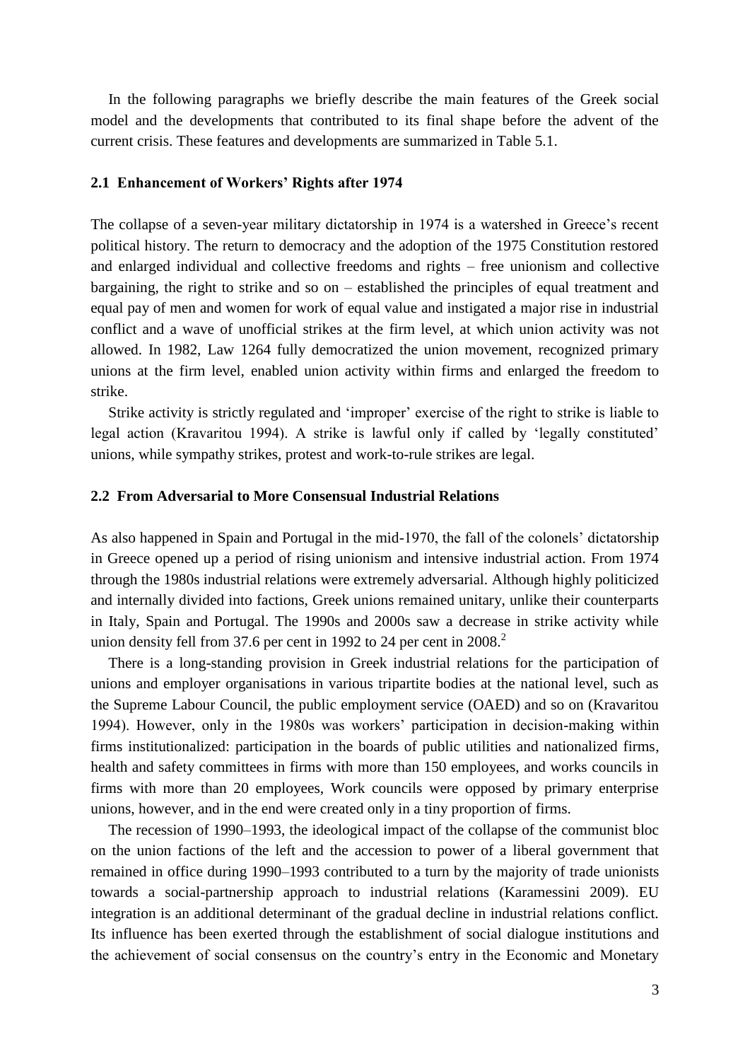In the following paragraphs we briefly describe the main features of the Greek social model and the developments that contributed to its final shape before the advent of the current crisis. These features and developments are summarized in Table 5.1.

### 2.1 Enhancement of Workers' Rights after 1974

The collapse of a seven-year military dictatorship in 1974 is a watershed in Greece's recent political history. The return to democracy and the adoption of the 1975 Constitution restored and enlarged individual and collective freedoms and rights – free unionism and collective bargaining, the right to strike and so on – established the principles of equal treatment and equal pay of men and women for work of equal value and instigated a major rise in industrial conflict and a wave of unofficial strikes at the firm level, at which union activity was not allowed. In 1982, Law 1264 fully democratized the union movement, recognized primary unions at the firm level, enabled union activity within firms and enlarged the freedom to strike.

Strike activity is strictly regulated and 'improper' exercise of the right to strike is liable to legal action (Kravaritou 1994). A strike is lawful only if called by 'legally constituted' unions, while sympathy strikes, protest and work-to-rule strikes are legal.

### 2.2 From Adversarial to More Consensual Industrial Relations

As also happened in Spain and Portugal in the mid-1970, the fall of the colonels' dictatorship in Greece opened up a period of rising unionism and intensive industrial action. From 1974 through the 1980s industrial relations were extremely adversarial. Although highly politicized and internally divided into factions, Greek unions remained unitary, unlike their counterparts in Italy, Spain and Portugal. The 1990s and 2000s saw a decrease in strike activity while union density fell from 37.6 per cent in 1992 to 24 per cent in 2008.[2]

There is a long-standing provision in Greek industrial relations for the participation of unions and employer organisations in various tripartite bodies at the national level, such as the Supreme Labour Council, the public employment service (OAED) and so on (Kravaritou 1994). However, only in the 1980s was workers' participation in decision-making within firms institutionalized: participation in the boards of public utilities and nationalized firms, health and safety committees in firms with more than 150 employees, and works councils in firms with more than 20 employees, Work councils were opposed by primary enterprise unions, however, and in the end were created only in a tiny proportion of firms.

The recession of 1990–1993, the ideological impact of the collapse of the communist bloc on the union factions of the left and the accession to power of a liberal government that remained in office during 1990–1993 contributed to a turn by the majority of trade unionists towards a social-partnership approach to industrial relations (Karamessini 2009). EU integration is an additional determinant of the gradual decline in industrial relations conflict. Its influence has been exerted through the establishment of social dialogue institutions and the achievement of social consensus on the country's entry in the Economic and Monetary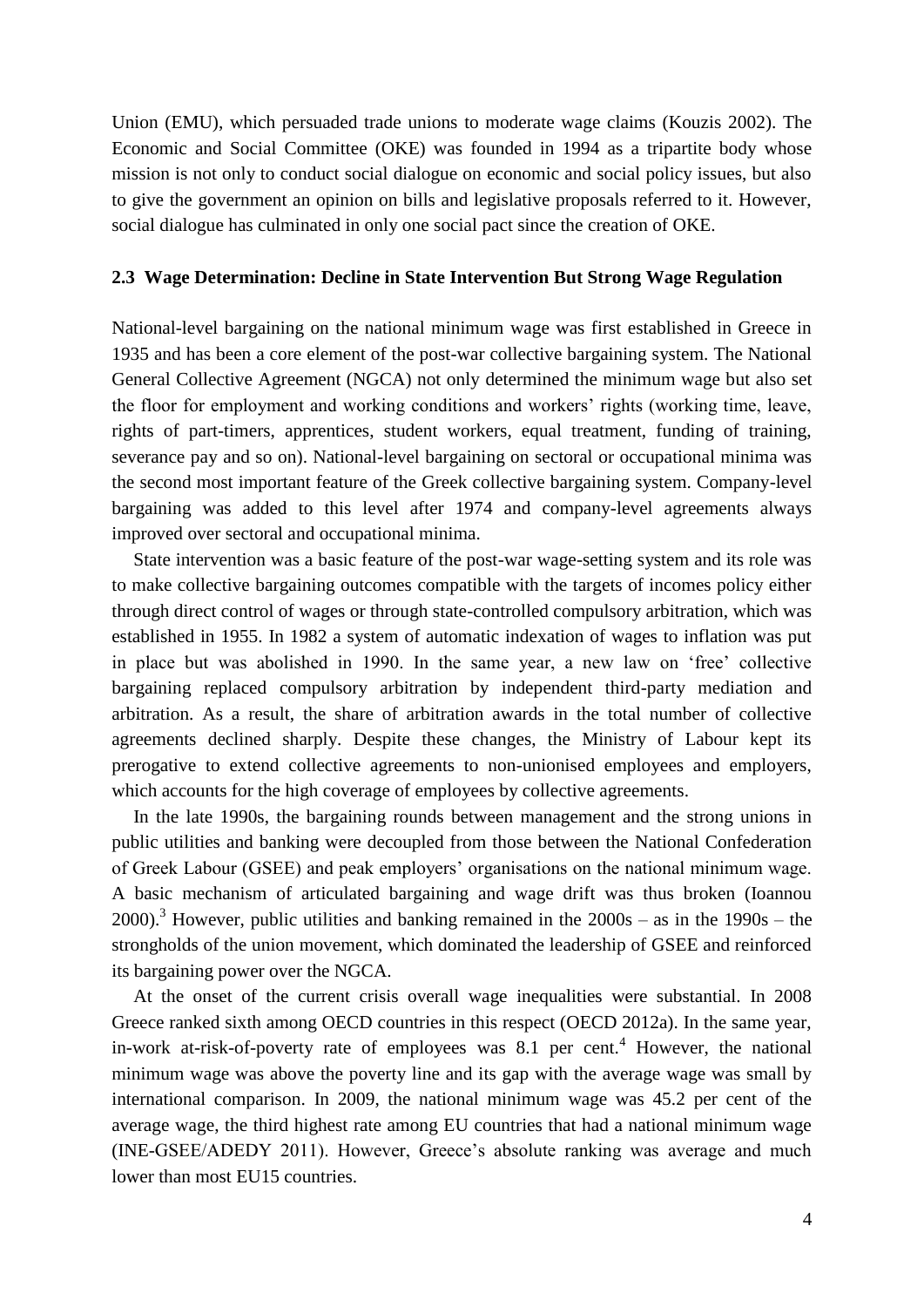Union (EMU), which persuaded trade unions to moderate wage claims (Kouzis 2002). The Economic and Social Committee (OKE) was founded in 1994 as a tripartite body whose mission is not only to conduct social dialogue on economic and social policy issues, but also to give the government an opinion on bills and legislative proposals referred to it. However, social dialogue has culminated in only one social pact since the creation of OKE.

### 2.3 Wage Determination: Decline in State Intervention But Strong Wage Regulation

National-level bargaining on the national minimum wage was first established in Greece in 1935 and has been a core element of the post-war collective bargaining system. The National General Collective Agreement (NGCA) not only determined the minimum wage but also set the floor for employment and working conditions and workers' rights (working time, leave, rights of part-timers, apprentices, student workers, equal treatment, funding of training, severance pay and so on). National-level bargaining on sectoral or occupational minima was the second most important feature of the Greek collective bargaining system. Company-level bargaining was added to this level after 1974 and company-level agreements always improved over sectoral and occupational minima.

State intervention was a basic feature of the post-war wage-setting system and its role was to make collective bargaining outcomes compatible with the targets of incomes policy either through direct control of wages or through state-controlled compulsory arbitration, which was established in 1955. In 1982 a system of automatic indexation of wages to inflation was put in place but was abolished in 1990. In the same year, a new law on 'free' collective bargaining replaced compulsory arbitration by independent third-party mediation and arbitration. As a result, the share of arbitration awards in the total number of collective agreements declined sharply. Despite these changes, the Ministry of Labour kept its prerogative to extend collective agreements to non-unionised employees and employers, which accounts for the high coverage of employees by collective agreements.

In the late 1990s, the bargaining rounds between management and the strong unions in public utilities and banking were decoupled from those between the National Confederation of Greek Labour (GSEE) and peak employers' organisations on the national minimum wage. A basic mechanism of articulated bargaining and wage drift was thus broken (Ioannou 2000).[3] However, public utilities and banking remained in the 2000s – as in the 1990s – the strongholds of the union movement, which dominated the leadership of GSEE and reinforced its bargaining power over the NGCA.

At the onset of the current crisis overall wage inequalities were substantial. In 2008 Greece ranked sixth among OECD countries in this respect (OECD 2012a). In the same year, in-work at-risk-of-poverty rate of employees was 8.1 per cent.[4] However, the national minimum wage was above the poverty line and its gap with the average wage was small by international comparison. In 2009, the national minimum wage was 45.2 per cent of the average wage, the third highest rate among EU countries that had a national minimum wage (INE-GSEE/ADEDY 2011). However, Greece's absolute ranking was average and much lower than most EU15 countries.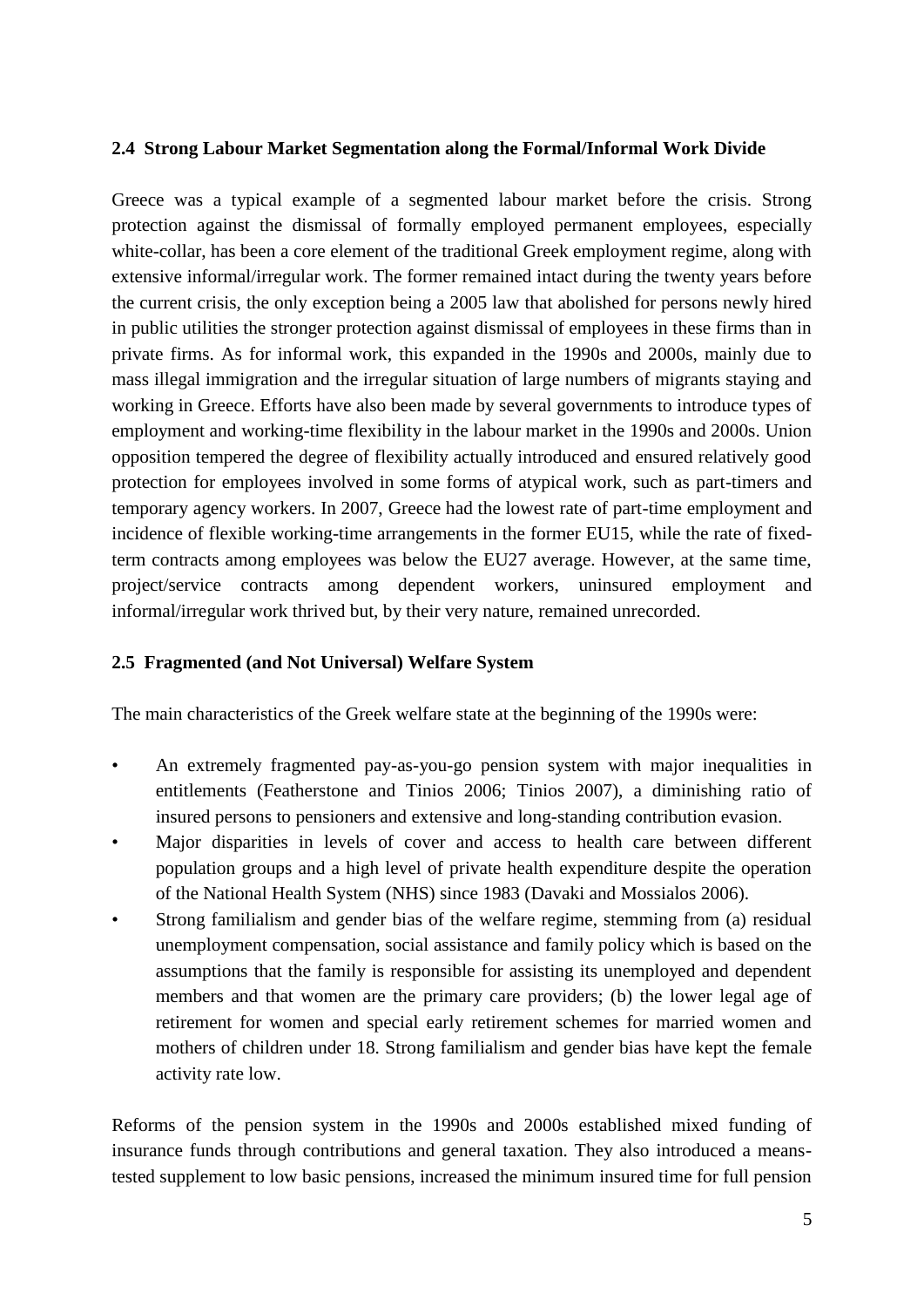### 2.4 Strong Labour Market Segmentation along the Formal/Informal Work Divide

Greece was a typical example of a segmented labour market before the crisis. Strong protection against the dismissal of formally employed permanent employees, especially white-collar, has been a core element of the traditional Greek employment regime, along with extensive informal/irregular work. The former remained intact during the twenty years before the current crisis, the only exception being a 2005 law that abolished for persons newly hired in public utilities the stronger protection against dismissal of employees in these firms than in private firms. As for informal work, this expanded in the 1990s and 2000s, mainly due to mass illegal immigration and the irregular situation of large numbers of migrants staying and working in Greece. Efforts have also been made by several governments to introduce types of employment and working-time flexibility in the labour market in the 1990s and 2000s. Union opposition tempered the degree of flexibility actually introduced and ensured relatively good protection for employees involved in some forms of atypical work, such as part-timers and temporary agency workers. In 2007, Greece had the lowest rate of part-time employment and incidence of flexible working-time arrangements in the former EU15, while the rate of fixed-term contracts among employees was below the EU27 average. However, at the same time, project/service contracts among dependent workers, uninsured employment and informal/irregular work thrived but, by their very nature, remained unrecorded.

### 2.5 Fragmented (and Not Universal) Welfare System

The main characteristics of the Greek welfare state at the beginning of the 1990s were:

- An extremely fragmented pay-as-you-go pension system with major inequalities in entitlements (Featherstone and Tinios 2006; Tinios 2007), a diminishing ratio of insured persons to pensioners and extensive and long-standing contribution evasion.
- Major disparities in levels of cover and access to health care between different population groups and a high level of private health expenditure despite the operation of the National Health System (NHS) since 1983 (Davaki and Mossialos 2006).
- Strong familialism and gender bias of the welfare regime, stemming from (a) residual unemployment compensation, social assistance and family policy which is based on the assumptions that the family is responsible for assisting its unemployed and dependent members and that women are the primary care providers; (b) the lower legal age of retirement for women and special early retirement schemes for married women and mothers of children under 18. Strong familialism and gender bias have kept the female activity rate low.

Reforms of the pension system in the 1990s and 2000s established mixed funding of insurance funds through contributions and general taxation. They also introduced a means-tested supplement to low basic pensions, increased the minimum insured time for full pension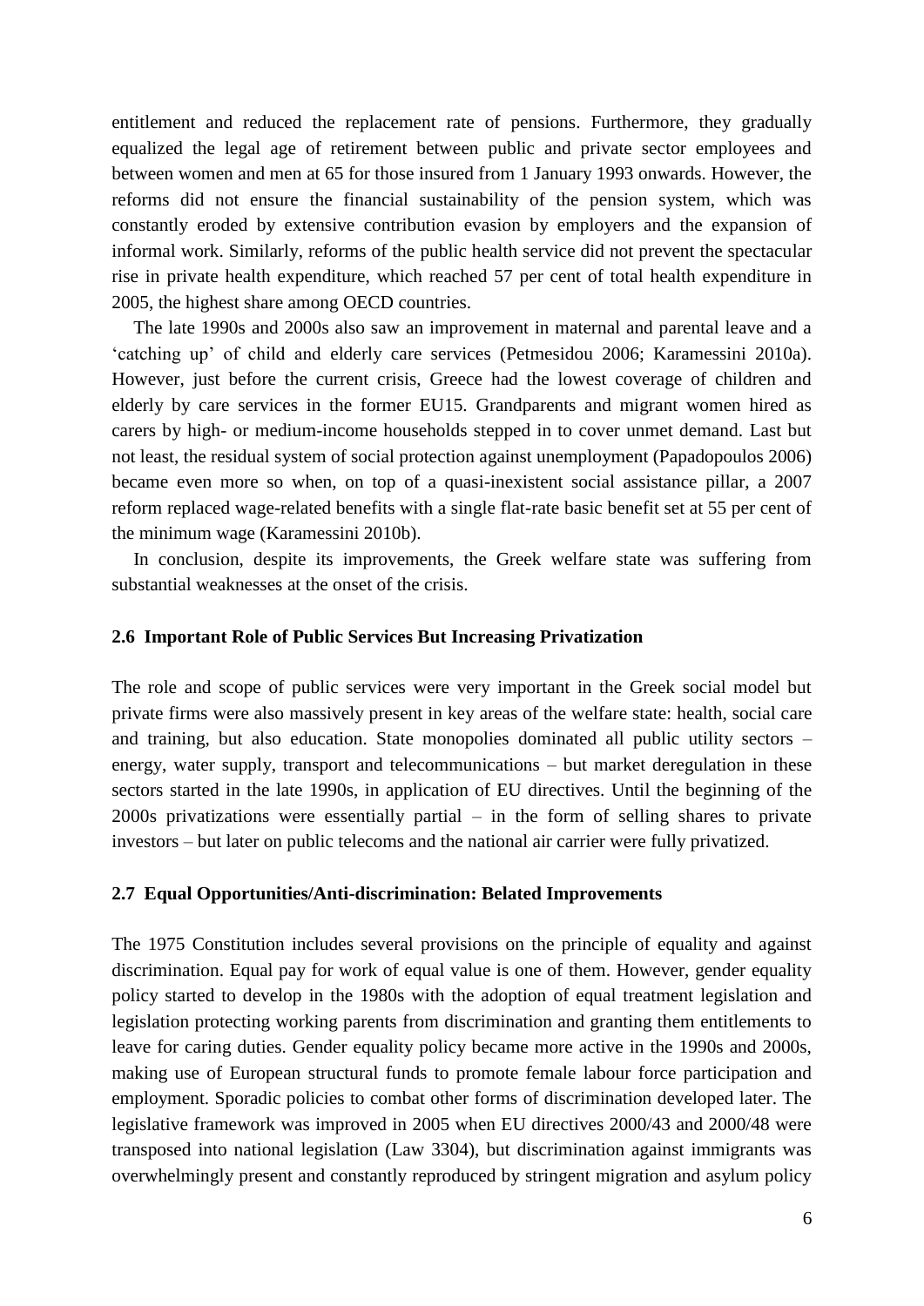entitlement and reduced the replacement rate of pensions. Furthermore, they gradually equalized the legal age of retirement between public and private sector employees and between women and men at 65 for those insured from 1 January 1993 onwards. However, the reforms did not ensure the financial sustainability of the pension system, which was constantly eroded by extensive contribution evasion by employers and the expansion of informal work. Similarly, reforms of the public health service did not prevent the spectacular rise in private health expenditure, which reached 57 per cent of total health expenditure in 2005, the highest share among OECD countries.

The late 1990s and 2000s also saw an improvement in maternal and parental leave and a 'catching up' of child and elderly care services (Petmesidou 2006; Karamessini 2010a). However, just before the current crisis, Greece had the lowest coverage of children and elderly by care services in the former EU15. Grandparents and migrant women hired as carers by high- or medium-income households stepped in to cover unmet demand. Last but not least, the residual system of social protection against unemployment (Papadopoulos 2006) became even more so when, on top of a quasi-inexistent social assistance pillar, a 2007 reform replaced wage-related benefits with a single flat-rate basic benefit set at 55 per cent of the minimum wage (Karamessini 2010b).

In conclusion, despite its improvements, the Greek welfare state was suffering from substantial weaknesses at the onset of the crisis.

### 2.6 Important Role of Public Services But Increasing Privatization

The role and scope of public services were very important in the Greek social model but private firms were also massively present in key areas of the welfare state: health, social care and training, but also education. State monopolies dominated all public utility sectors – energy, water supply, transport and telecommunications – but market deregulation in these sectors started in the late 1990s, in application of EU directives. Until the beginning of the 2000s privatizations were essentially partial – in the form of selling shares to private investors – but later on public telecoms and the national air carrier were fully privatized.

### 2.7 Equal Opportunities/Anti-discrimination: Belated Improvements

The 1975 Constitution includes several provisions on the principle of equality and against discrimination. Equal pay for work of equal value is one of them. However, gender equality policy started to develop in the 1980s with the adoption of equal treatment legislation and legislation protecting working parents from discrimination and granting them entitlements to leave for caring duties. Gender equality policy became more active in the 1990s and 2000s, making use of European structural funds to promote female labour force participation and employment. Sporadic policies to combat other forms of discrimination developed later. The legislative framework was improved in 2005 when EU directives 2000/43 and 2000/48 were transposed into national legislation (Law 3304), but discrimination against immigrants was overwhelmingly present and constantly reproduced by stringent migration and asylum policy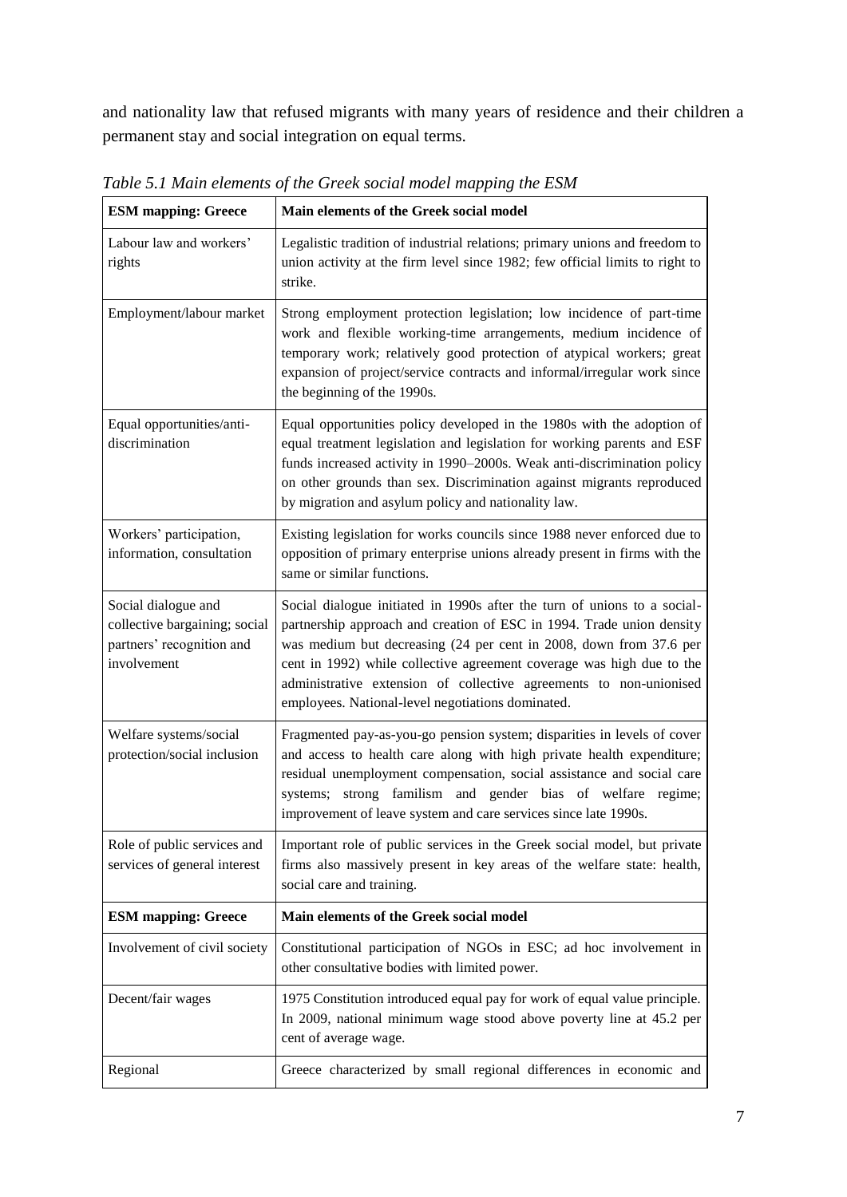and nationality law that refused migrants with many years of residence and their children a permanent stay and social integration on equal terms.

*Table 5.1 Main elements of the Greek social model mapping the ESM*

| ESM mapping: Greece | Main elements of the Greek social model |
| --- | --- |
| Labour law and workers' rights | Legalistic tradition of industrial relations; primary unions and freedom to union activity at the firm level since 1982; few official limits to right to strike. |
| Employment/labour market | Strong employment protection legislation; low incidence of part-time work and flexible working-time arrangements, medium incidence of temporary work; relatively good protection of atypical workers; great expansion of project/service contracts and informal/irregular work since the beginning of the 1990s. |
| Equal opportunities/anti-discrimination | Equal opportunities policy developed in the 1980s with the adoption of equal treatment legislation and legislation for working parents and ESF funds increased activity in 1990–2000s. Weak anti-discrimination policy on other grounds than sex. Discrimination against migrants reproduced by migration and asylum policy and nationality law. |
| Workers' participation, information, consultation | Existing legislation for works councils since 1988 never enforced due to opposition of primary enterprise unions already present in firms with the same or similar functions. |
| Social dialogue and collective bargaining; social partners' recognition and involvement | Social dialogue initiated in 1990s after the turn of unions to a social-partnership approach and creation of ESC in 1994. Trade union density was medium but decreasing (24 per cent in 2008, down from 37.6 per cent in 1992) while collective agreement coverage was high due to the administrative extension of collective agreements to non-unionised employees. National-level negotiations dominated. |
| Welfare systems/social protection/social inclusion | Fragmented pay-as-you-go pension system; disparities in levels of cover and access to health care along with high private health expenditure; residual unemployment compensation, social assistance and social care systems; strong familism and gender bias of welfare regime; improvement of leave system and care services since late 1990s. |
| Role of public services and services of general interest | Important role of public services in the Greek social model, but private firms also massively present in key areas of the welfare state: health, social care and training. |
| Involvement of civil society | Constitutional participation of NGOs in ESC; ad hoc involvement in other consultative bodies with limited power. |
| Decent/fair wages | 1975 Constitution introduced equal pay for work of equal value principle. In 2009, national minimum wage stood above poverty line at 45.2 per cent of average wage. |
| Regional | Greece characterized by small regional differences in economic and |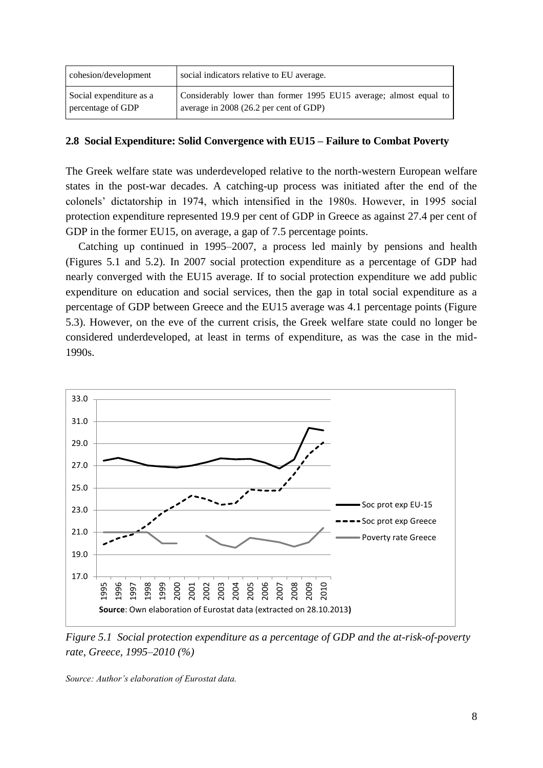| cohesion/development | social indicators relative to EU average. |
|---|---|
| Social expenditure as a percentage of GDP | Considerably lower than former 1995 EU15 average; almost equal to average in 2008 (26.2 per cent of GDP) |

## 2.8 Social Expenditure: Solid Convergence with EU15 – Failure to Combat Poverty

The Greek welfare state was underdeveloped relative to the north-western European welfare states in the post-war decades. A catching-up process was initiated after the end of the colonels' dictatorship in 1974, which intensified in the 1980s. However, in 1995 social protection expenditure represented 19.9 per cent of GDP in Greece as against 27.4 per cent of GDP in the former EU15, on average, a gap of 7.5 percentage points.

Catching up continued in 1995–2007, a process led mainly by pensions and health (Figures 5.1 and 5.2). In 2007 social protection expenditure as a percentage of GDP had nearly converged with the EU15 average. If to social protection expenditure we add public expenditure on education and social services, then the gap in total social expenditure as a percentage of GDP between Greece and the EU15 average was 4.1 percentage points (Figure 5.3). However, on the eve of the current crisis, the Greek welfare state could no longer be considered underdeveloped, at least in terms of expenditure, as was the case in the mid-1990s.

**Source**: Own elaboration of Eurostat data (extracted on 28.10.2013**)**

*Figure 5.1 Social protection expenditure as a percentage of GDP and the at-risk-of-poverty rate, Greece, 1995–2010 (%)*

*Source: Author's elaboration of Eurostat data.*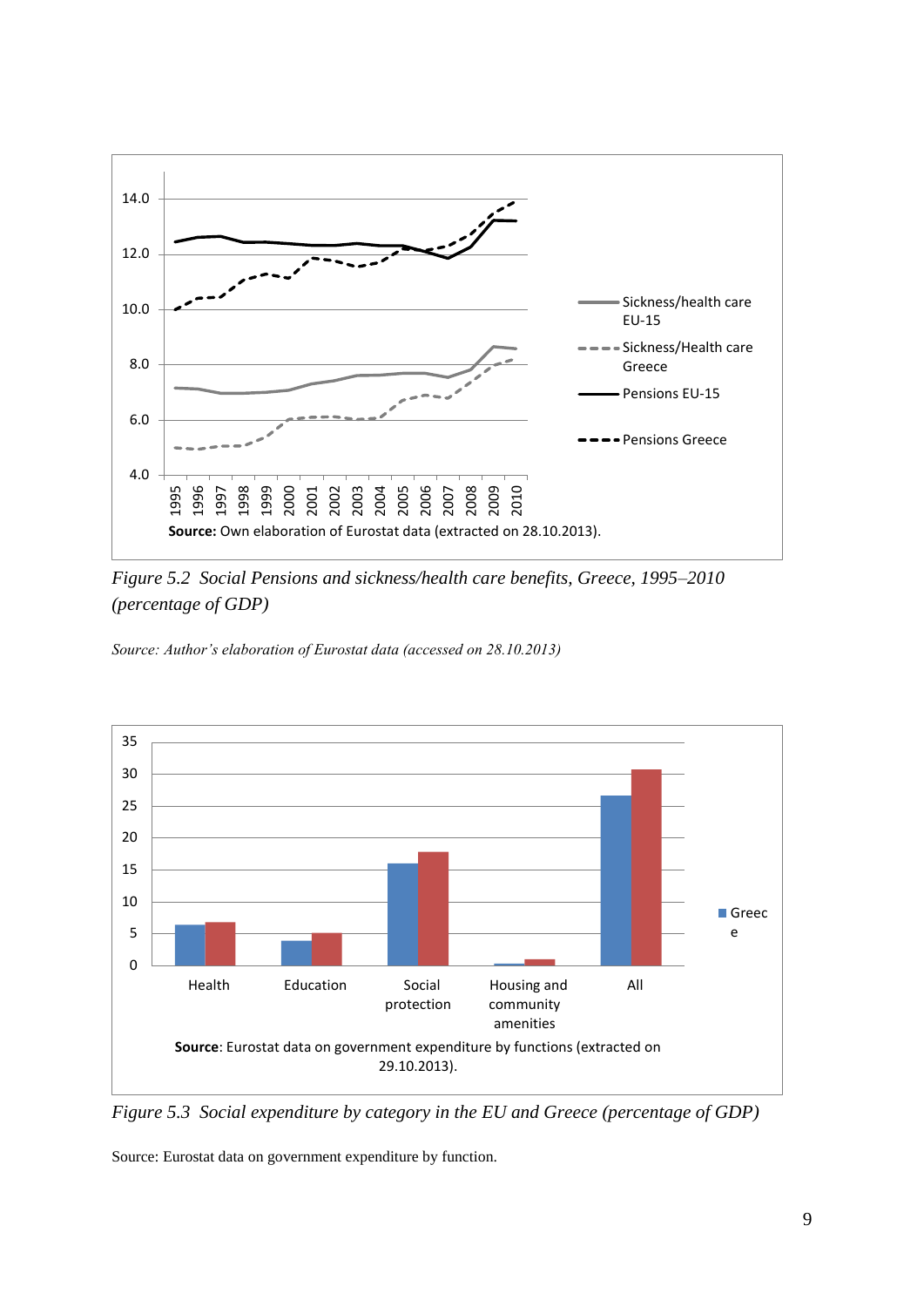Figure 5.2 *Social Pensions and sickness/health care benefits, Greece, 1995–2010 (percentage of GDP)*

*Source: Author's elaboration of Eurostat data (accessed on 28.10.2013)*

Figure 5.3 *Social expenditure by category in the EU and Greece (percentage of GDP)*

Source: Eurostat data on government expenditure by function.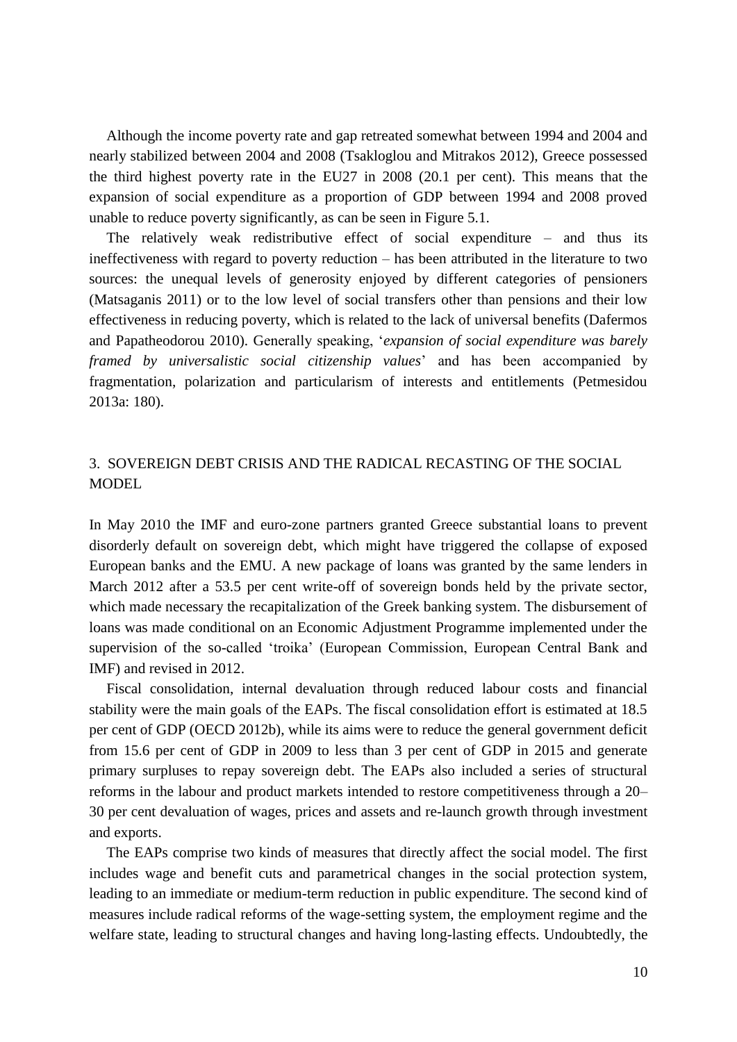Although the income poverty rate and gap retreated somewhat between 1994 and 2004 and nearly stabilized between 2004 and 2008 (Tsakloglou and Mitrakos 2012), Greece possessed the third highest poverty rate in the EU27 in 2008 (20.1 per cent). This means that the expansion of social expenditure as a proportion of GDP between 1994 and 2008 proved unable to reduce poverty significantly, as can be seen in Figure 5.1.

The relatively weak redistributive effect of social expenditure – and thus its ineffectiveness with regard to poverty reduction – has been attributed in the literature to two sources: the unequal levels of generosity enjoyed by different categories of pensioners (Matsaganis 2011) or to the low level of social transfers other than pensions and their low effectiveness in reducing poverty, which is related to the lack of universal benefits (Dafermos and Papatheodorou 2010). Generally speaking, '*expansion of social expenditure was barely framed by universalistic social citizenship values*' and has been accompanied by fragmentation, polarization and particularism of interests and entitlements (Petmesidou 2013a: 180).

## 3. SOVEREIGN DEBT CRISIS AND THE RADICAL RECASTING OF THE SOCIAL MODEL

In May 2010 the IMF and euro-zone partners granted Greece substantial loans to prevent disorderly default on sovereign debt, which might have triggered the collapse of exposed European banks and the EMU. A new package of loans was granted by the same lenders in March 2012 after a 53.5 per cent write-off of sovereign bonds held by the private sector, which made necessary the recapitalization of the Greek banking system. The disbursement of loans was made conditional on an Economic Adjustment Programme implemented under the supervision of the so-called 'troika' (European Commission, European Central Bank and IMF) and revised in 2012.

Fiscal consolidation, internal devaluation through reduced labour costs and financial stability were the main goals of the EAPs. The fiscal consolidation effort is estimated at 18.5 per cent of GDP (OECD 2012b), while its aims were to reduce the general government deficit from 15.6 per cent of GDP in 2009 to less than 3 per cent of GDP in 2015 and generate primary surpluses to repay sovereign debt. The EAPs also included a series of structural reforms in the labour and product markets intended to restore competitiveness through a 20–30 per cent devaluation of wages, prices and assets and re-launch growth through investment and exports.

The EAPs comprise two kinds of measures that directly affect the social model. The first includes wage and benefit cuts and parametrical changes in the social protection system, leading to an immediate or medium-term reduction in public expenditure. The second kind of measures include radical reforms of the wage-setting system, the employment regime and the welfare state, leading to structural changes and having long-lasting effects. Undoubtedly, the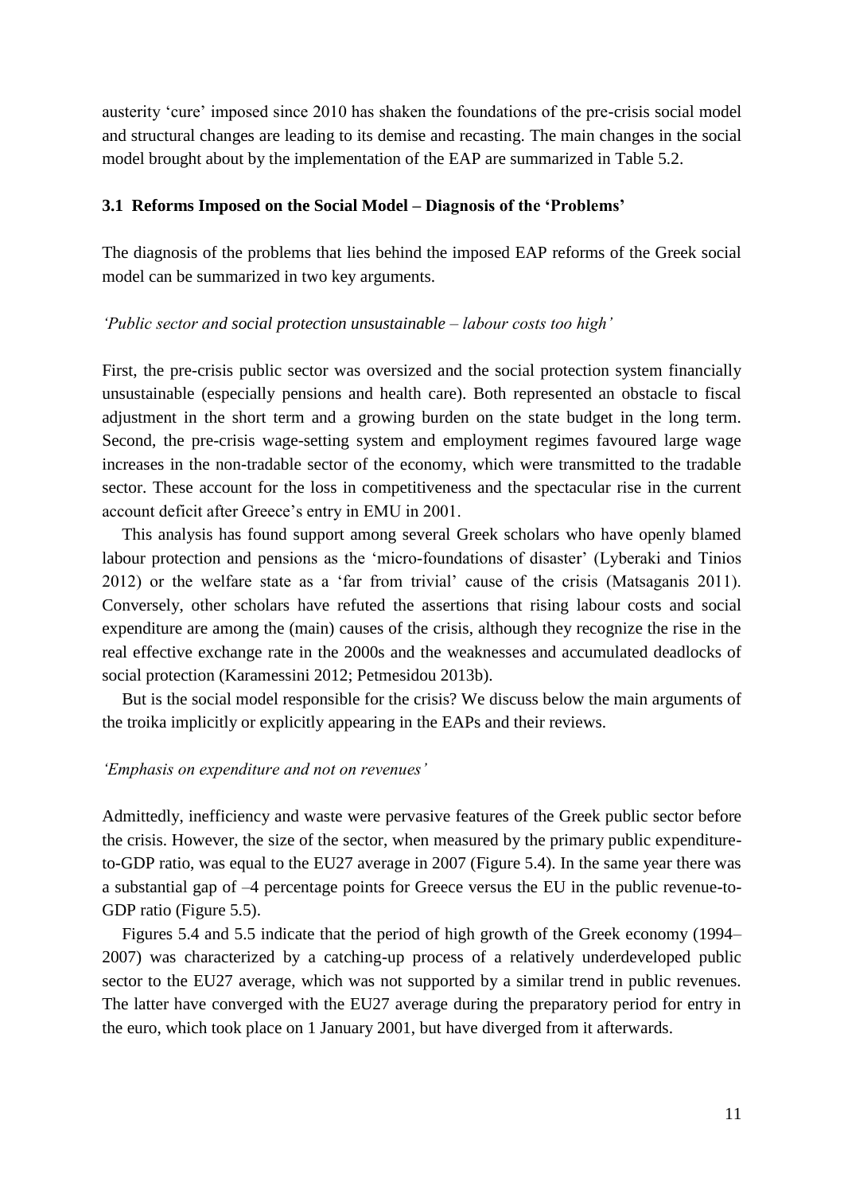austerity 'cure' imposed since 2010 has shaken the foundations of the pre-crisis social model and structural changes are leading to its demise and recasting. The main changes in the social model brought about by the implementation of the EAP are summarized in Table 5.2.

### 3.1 Reforms Imposed on the Social Model – Diagnosis of the 'Problems'

The diagnosis of the problems that lies behind the imposed EAP reforms of the Greek social model can be summarized in two key arguments.

*'Public sector and social protection unsustainable – labour costs too high'*

First, the pre-crisis public sector was oversized and the social protection system financially unsustainable (especially pensions and health care). Both represented an obstacle to fiscal adjustment in the short term and a growing burden on the state budget in the long term. Second, the pre-crisis wage-setting system and employment regimes favoured large wage increases in the non-tradable sector of the economy, which were transmitted to the tradable sector. These account for the loss in competitiveness and the spectacular rise in the current account deficit after Greece's entry in EMU in 2001.

This analysis has found support among several Greek scholars who have openly blamed labour protection and pensions as the 'micro-foundations of disaster' (Lyberaki and Tinios 2012) or the welfare state as a 'far from trivial' cause of the crisis (Matsaganis 2011). Conversely, other scholars have refuted the assertions that rising labour costs and social expenditure are among the (main) causes of the crisis, although they recognize the rise in the real effective exchange rate in the 2000s and the weaknesses and accumulated deadlocks of social protection (Karamessini 2012; Petmesidou 2013b).

But is the social model responsible for the crisis? We discuss below the main arguments of the troika implicitly or explicitly appearing in the EAPs and their reviews.

*'Emphasis on expenditure and not on revenues'*

Admittedly, inefficiency and waste were pervasive features of the Greek public sector before the crisis. However, the size of the sector, when measured by the primary public expenditure-to-GDP ratio, was equal to the EU27 average in 2007 (Figure 5.4). In the same year there was a substantial gap of –4 percentage points for Greece versus the EU in the public revenue-to-GDP ratio (Figure 5.5).

Figures 5.4 and 5.5 indicate that the period of high growth of the Greek economy (1994–2007) was characterized by a catching-up process of a relatively underdeveloped public sector to the EU27 average, which was not supported by a similar trend in public revenues. The latter have converged with the EU27 average during the preparatory period for entry in the euro, which took place on 1 January 2001, but have diverged from it afterwards.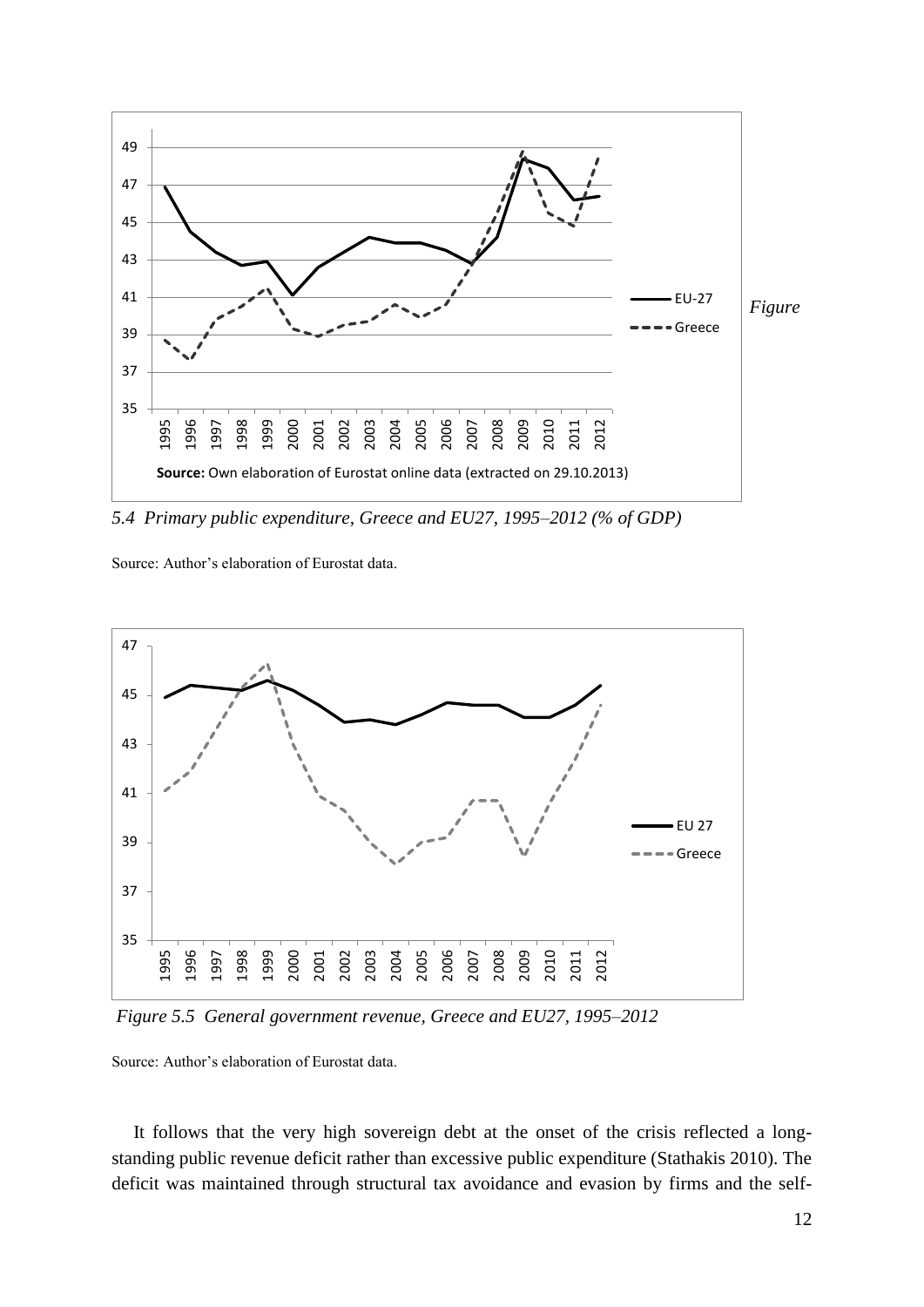*Figure 5.4 Primary public expenditure, Greece and EU27, 1995–2012 (% of GDP)*

Source: Author's elaboration of Eurostat data.

*Figure 5.5 General government revenue, Greece and EU27, 1995–2012*

Source: Author's elaboration of Eurostat data.

It follows that the very high sovereign debt at the onset of the crisis reflected a long-standing public revenue deficit rather than excessive public expenditure (Stathakis 2010). The deficit was maintained through structural tax avoidance and evasion by firms and the self-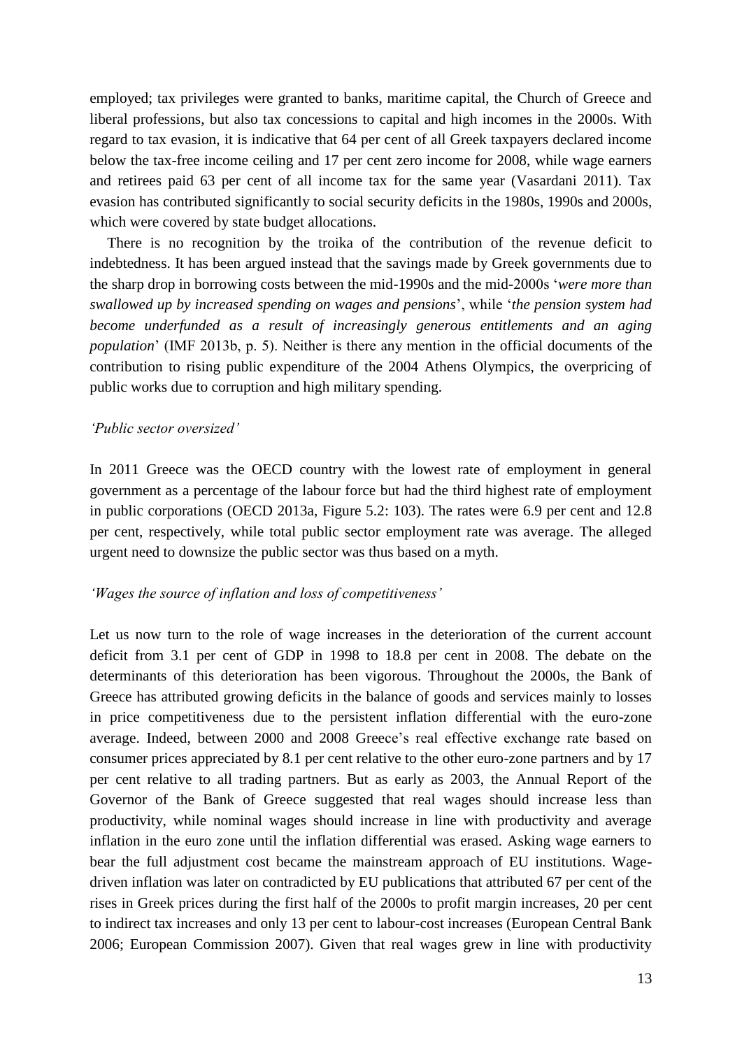employed; tax privileges were granted to banks, maritime capital, the Church of Greece and liberal professions, but also tax concessions to capital and high incomes in the 2000s. With regard to tax evasion, it is indicative that 64 per cent of all Greek taxpayers declared income below the tax-free income ceiling and 17 per cent zero income for 2008, while wage earners and retirees paid 63 per cent of all income tax for the same year (Vasardani 2011). Tax evasion has contributed significantly to social security deficits in the 1980s, 1990s and 2000s, which were covered by state budget allocations.

There is no recognition by the troika of the contribution of the revenue deficit to indebtedness. It has been argued instead that the savings made by Greek governments due to the sharp drop in borrowing costs between the mid-1990s and the mid-2000s '*were more than swallowed up by increased spending on wages and pensions*', while '*the pension system had become underfunded as a result of increasingly generous entitlements and an aging population*' (IMF 2013b, p. 5). Neither is there any mention in the official documents of the contribution to rising public expenditure of the 2004 Athens Olympics, the overpricing of public works due to corruption and high military spending.

*'Public sector oversized'*

In 2011 Greece was the OECD country with the lowest rate of employment in general government as a percentage of the labour force but had the third highest rate of employment in public corporations (OECD 2013a, Figure 5.2: 103). The rates were 6.9 per cent and 12.8 per cent, respectively, while total public sector employment rate was average. The alleged urgent need to downsize the public sector was thus based on a myth.

*'Wages the source of inflation and loss of competitiveness'*

Let us now turn to the role of wage increases in the deterioration of the current account deficit from 3.1 per cent of GDP in 1998 to 18.8 per cent in 2008. The debate on the determinants of this deterioration has been vigorous. Throughout the 2000s, the Bank of Greece has attributed growing deficits in the balance of goods and services mainly to losses in price competitiveness due to the persistent inflation differential with the euro-zone average. Indeed, between 2000 and 2008 Greece's real effective exchange rate based on consumer prices appreciated by 8.1 per cent relative to the other euro-zone partners and by 17 per cent relative to all trading partners. But as early as 2003, the Annual Report of the Governor of the Bank of Greece suggested that real wages should increase less than productivity, while nominal wages should increase in line with productivity and average inflation in the euro zone until the inflation differential was erased. Asking wage earners to bear the full adjustment cost became the mainstream approach of EU institutions. Wage-driven inflation was later on contradicted by EU publications that attributed 67 per cent of the rises in Greek prices during the first half of the 2000s to profit margin increases, 20 per cent to indirect tax increases and only 13 per cent to labour-cost increases (European Central Bank 2006; European Commission 2007). Given that real wages grew in line with productivity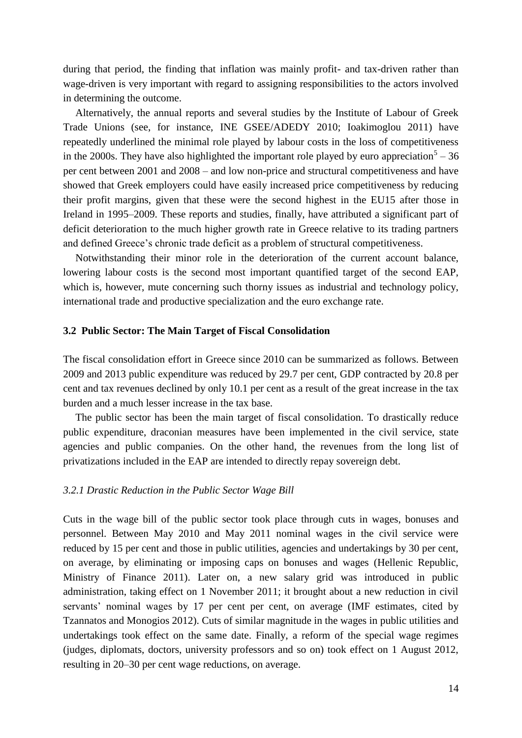during that period, the finding that inflation was mainly profit- and tax-driven rather than wage-driven is very important with regard to assigning responsibilities to the actors involved in determining the outcome.

Alternatively, the annual reports and several studies by the Institute of Labour of Greek Trade Unions (see, for instance, INE GSEE/ADEDY 2010; Ioakimoglou 2011) have repeatedly underlined the minimal role played by labour costs in the loss of competitiveness in the 2000s. They have also highlighted the important role played by euro appreciation[5] – 36 per cent between 2001 and 2008 – and low non-price and structural competitiveness and have showed that Greek employers could have easily increased price competitiveness by reducing their profit margins, given that these were the second highest in the EU15 after those in Ireland in 1995–2009. These reports and studies, finally, have attributed a significant part of deficit deterioration to the much higher growth rate in Greece relative to its trading partners and defined Greece's chronic trade deficit as a problem of structural competitiveness.

Notwithstanding their minor role in the deterioration of the current account balance, lowering labour costs is the second most important quantified target of the second EAP, which is, however, mute concerning such thorny issues as industrial and technology policy, international trade and productive specialization and the euro exchange rate.

### 3.2 Public Sector: The Main Target of Fiscal Consolidation

The fiscal consolidation effort in Greece since 2010 can be summarized as follows. Between 2009 and 2013 public expenditure was reduced by 29.7 per cent, GDP contracted by 20.8 per cent and tax revenues declined by only 10.1 per cent as a result of the great increase in the tax burden and a much lesser increase in the tax base.

The public sector has been the main target of fiscal consolidation. To drastically reduce public expenditure, draconian measures have been implemented in the civil service, state agencies and public companies. On the other hand, the revenues from the long list of privatizations included in the EAP are intended to directly repay sovereign debt.

#### *3.2.1 Drastic Reduction in the Public Sector Wage Bill*

Cuts in the wage bill of the public sector took place through cuts in wages, bonuses and personnel. Between May 2010 and May 2011 nominal wages in the civil service were reduced by 15 per cent and those in public utilities, agencies and undertakings by 30 per cent, on average, by eliminating or imposing caps on bonuses and wages (Hellenic Republic, Ministry of Finance 2011). Later on, a new salary grid was introduced in public administration, taking effect on 1 November 2011; it brought about a new reduction in civil servants' nominal wages by 17 per cent per cent, on average (IMF estimates, cited by Tzannatos and Monogios 2012). Cuts of similar magnitude in the wages in public utilities and undertakings took effect on the same date. Finally, a reform of the special wage regimes (judges, diplomats, doctors, university professors and so on) took effect on 1 August 2012, resulting in 20–30 per cent wage reductions, on average.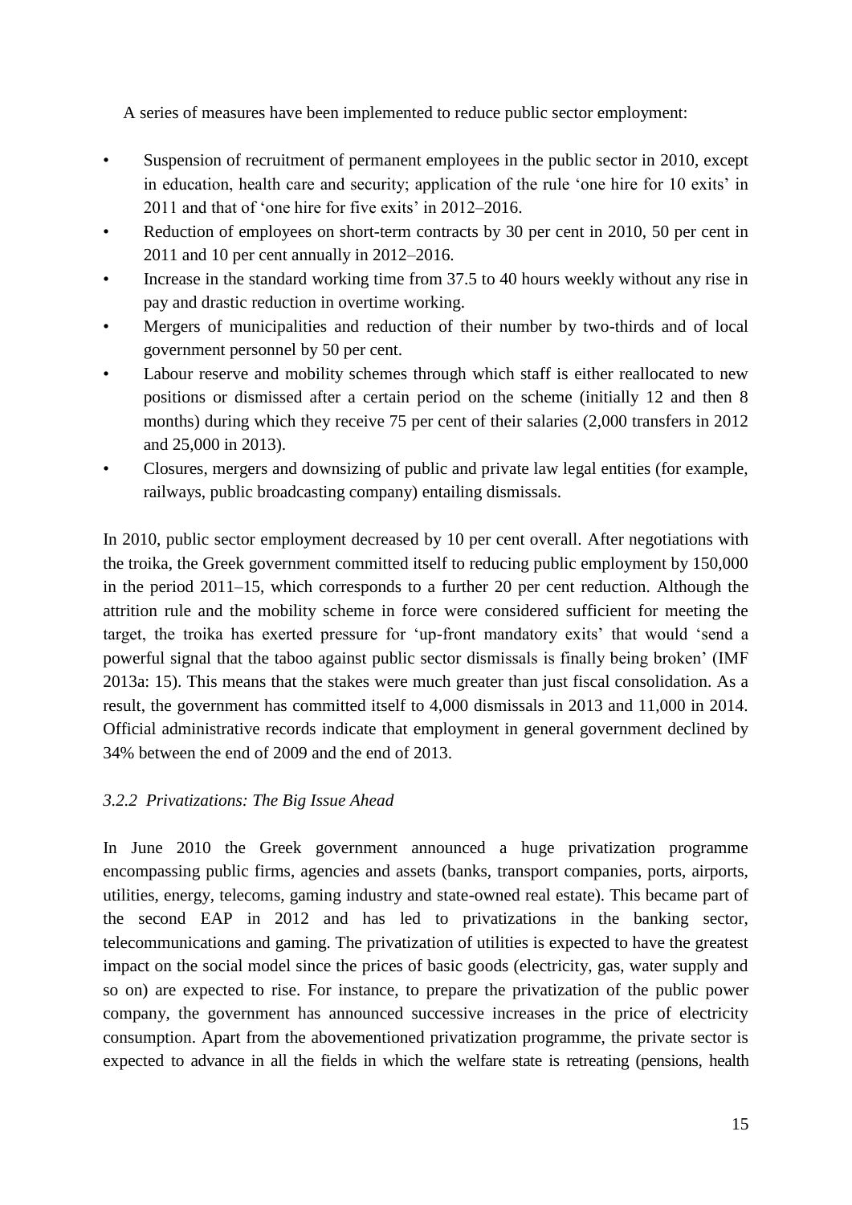A series of measures have been implemented to reduce public sector employment:

- Suspension of recruitment of permanent employees in the public sector in 2010, except in education, health care and security; application of the rule 'one hire for 10 exits' in 2011 and that of 'one hire for five exits' in 2012–2016.
- Reduction of employees on short-term contracts by 30 per cent in 2010, 50 per cent in 2011 and 10 per cent annually in 2012–2016.
- Increase in the standard working time from 37.5 to 40 hours weekly without any rise in pay and drastic reduction in overtime working.
- Mergers of municipalities and reduction of their number by two-thirds and of local government personnel by 50 per cent.
- Labour reserve and mobility schemes through which staff is either reallocated to new positions or dismissed after a certain period on the scheme (initially 12 and then 8 months) during which they receive 75 per cent of their salaries (2,000 transfers in 2012 and 25,000 in 2013).
- Closures, mergers and downsizing of public and private law legal entities (for example, railways, public broadcasting company) entailing dismissals.

In 2010, public sector employment decreased by 10 per cent overall. After negotiations with the troika, the Greek government committed itself to reducing public employment by 150,000 in the period 2011–15, which corresponds to a further 20 per cent reduction. Although the attrition rule and the mobility scheme in force were considered sufficient for meeting the target, the troika has exerted pressure for 'up-front mandatory exits' that would 'send a powerful signal that the taboo against public sector dismissals is finally being broken' (IMF 2013a: 15). This means that the stakes were much greater than just fiscal consolidation. As a result, the government has committed itself to 4,000 dismissals in 2013 and 11,000 in 2014. Official administrative records indicate that employment in general government declined by 34% between the end of 2009 and the end of 2013.

### *3.2.2 Privatizations: The Big Issue Ahead*

In June 2010 the Greek government announced a huge privatization programme encompassing public firms, agencies and assets (banks, transport companies, ports, airports, utilities, energy, telecoms, gaming industry and state-owned real estate). This became part of the second EAP in 2012 and has led to privatizations in the banking sector, telecommunications and gaming. The privatization of utilities is expected to have the greatest impact on the social model since the prices of basic goods (electricity, gas, water supply and so on) are expected to rise. For instance, to prepare the privatization of the public power company, the government has announced successive increases in the price of electricity consumption. Apart from the abovementioned privatization programme, the private sector is expected to advance in all the fields in which the welfare state is retreating (pensions, health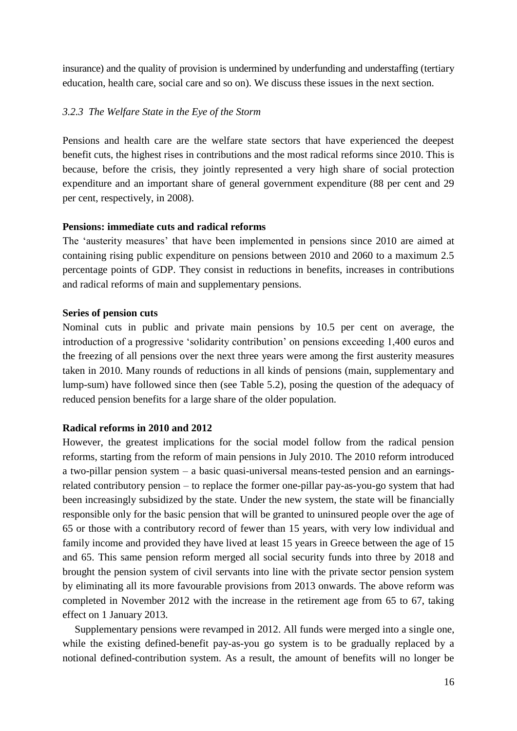insurance) and the quality of provision is undermined by underfunding and understaffing (tertiary education, health care, social care and so on). We discuss these issues in the next section.

### *3.2.3 The Welfare State in the Eye of the Storm*

Pensions and health care are the welfare state sectors that have experienced the deepest benefit cuts, the highest rises in contributions and the most radical reforms since 2010. This is because, before the crisis, they jointly represented a very high share of social protection expenditure and an important share of general government expenditure (88 per cent and 29 per cent, respectively, in 2008).

**Pensions: immediate cuts and radical reforms**

The 'austerity measures' that have been implemented in pensions since 2010 are aimed at containing rising public expenditure on pensions between 2010 and 2060 to a maximum 2.5 percentage points of GDP. They consist in reductions in benefits, increases in contributions and radical reforms of main and supplementary pensions.

**Series of pension cuts**

Nominal cuts in public and private main pensions by 10.5 per cent on average, the introduction of a progressive 'solidarity contribution' on pensions exceeding 1,400 euros and the freezing of all pensions over the next three years were among the first austerity measures taken in 2010. Many rounds of reductions in all kinds of pensions (main, supplementary and lump-sum) have followed since then (see Table 5.2), posing the question of the adequacy of reduced pension benefits for a large share of the older population.

**Radical reforms in 2010 and 2012**

However, the greatest implications for the social model follow from the radical pension reforms, starting from the reform of main pensions in July 2010. The 2010 reform introduced a two-pillar pension system – a basic quasi-universal means-tested pension and an earnings-related contributory pension – to replace the former one-pillar pay-as-you-go system that had been increasingly subsidized by the state. Under the new system, the state will be financially responsible only for the basic pension that will be granted to uninsured people over the age of 65 or those with a contributory record of fewer than 15 years, with very low individual and family income and provided they have lived at least 15 years in Greece between the age of 15 and 65. This same pension reform merged all social security funds into three by 2018 and brought the pension system of civil servants into line with the private sector pension system by eliminating all its more favourable provisions from 2013 onwards. The above reform was completed in November 2012 with the increase in the retirement age from 65 to 67, taking effect on 1 January 2013.

Supplementary pensions were revamped in 2012. All funds were merged into a single one, while the existing defined-benefit pay-as-you go system is to be gradually replaced by a notional defined-contribution system. As a result, the amount of benefits will no longer be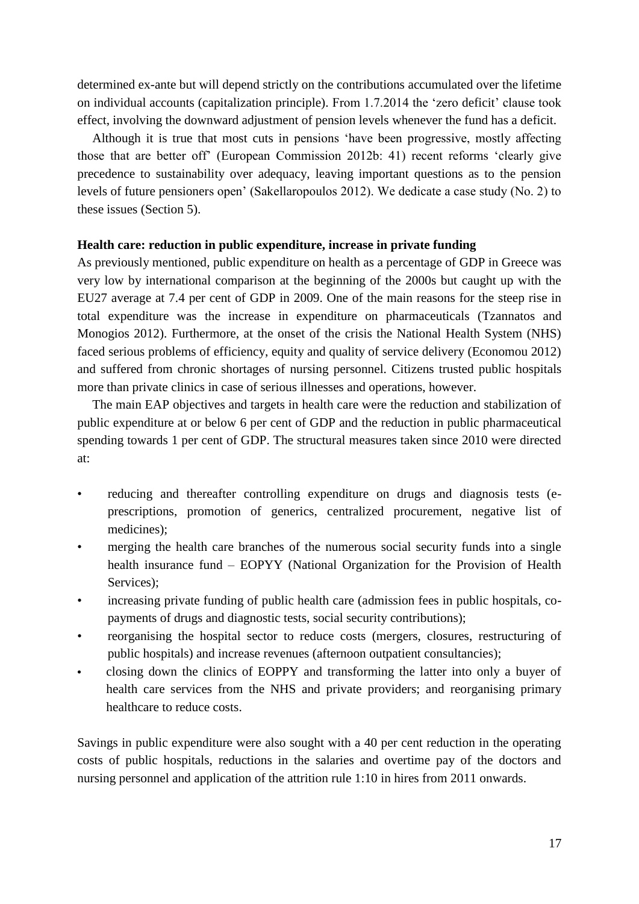determined ex-ante but will depend strictly on the contributions accumulated over the lifetime on individual accounts (capitalization principle). From 1.7.2014 the 'zero deficit' clause took effect, involving the downward adjustment of pension levels whenever the fund has a deficit.

Although it is true that most cuts in pensions 'have been progressive, mostly affecting those that are better off' (European Commission 2012b: 41) recent reforms 'clearly give precedence to sustainability over adequacy, leaving important questions as to the pension levels of future pensioners open' (Sakellaropoulos 2012). We dedicate a case study (No. 2) to these issues (Section 5).

**Health care: reduction in public expenditure, increase in private funding**

As previously mentioned, public expenditure on health as a percentage of GDP in Greece was very low by international comparison at the beginning of the 2000s but caught up with the EU27 average at 7.4 per cent of GDP in 2009. One of the main reasons for the steep rise in total expenditure was the increase in expenditure on pharmaceuticals (Tzannatos and Monogios 2012). Furthermore, at the onset of the crisis the National Health System (NHS) faced serious problems of efficiency, equity and quality of service delivery (Economou 2012) and suffered from chronic shortages of nursing personnel. Citizens trusted public hospitals more than private clinics in case of serious illnesses and operations, however.

The main EAP objectives and targets in health care were the reduction and stabilization of public expenditure at or below 6 per cent of GDP and the reduction in public pharmaceutical spending towards 1 per cent of GDP. The structural measures taken since 2010 were directed at:

- reducing and thereafter controlling expenditure on drugs and diagnosis tests (e-prescriptions, promotion of generics, centralized procurement, negative list of medicines);
- merging the health care branches of the numerous social security funds into a single health insurance fund – EOPYY (National Organization for the Provision of Health Services);
- increasing private funding of public health care (admission fees in public hospitals, co-payments of drugs and diagnostic tests, social security contributions);
- reorganising the hospital sector to reduce costs (mergers, closures, restructuring of public hospitals) and increase revenues (afternoon outpatient consultancies);
- closing down the clinics of EOPPY and transforming the latter into only a buyer of health care services from the NHS and private providers; and reorganising primary healthcare to reduce costs.

Savings in public expenditure were also sought with a 40 per cent reduction in the operating costs of public hospitals, reductions in the salaries and overtime pay of the doctors and nursing personnel and application of the attrition rule 1:10 in hires from 2011 onwards.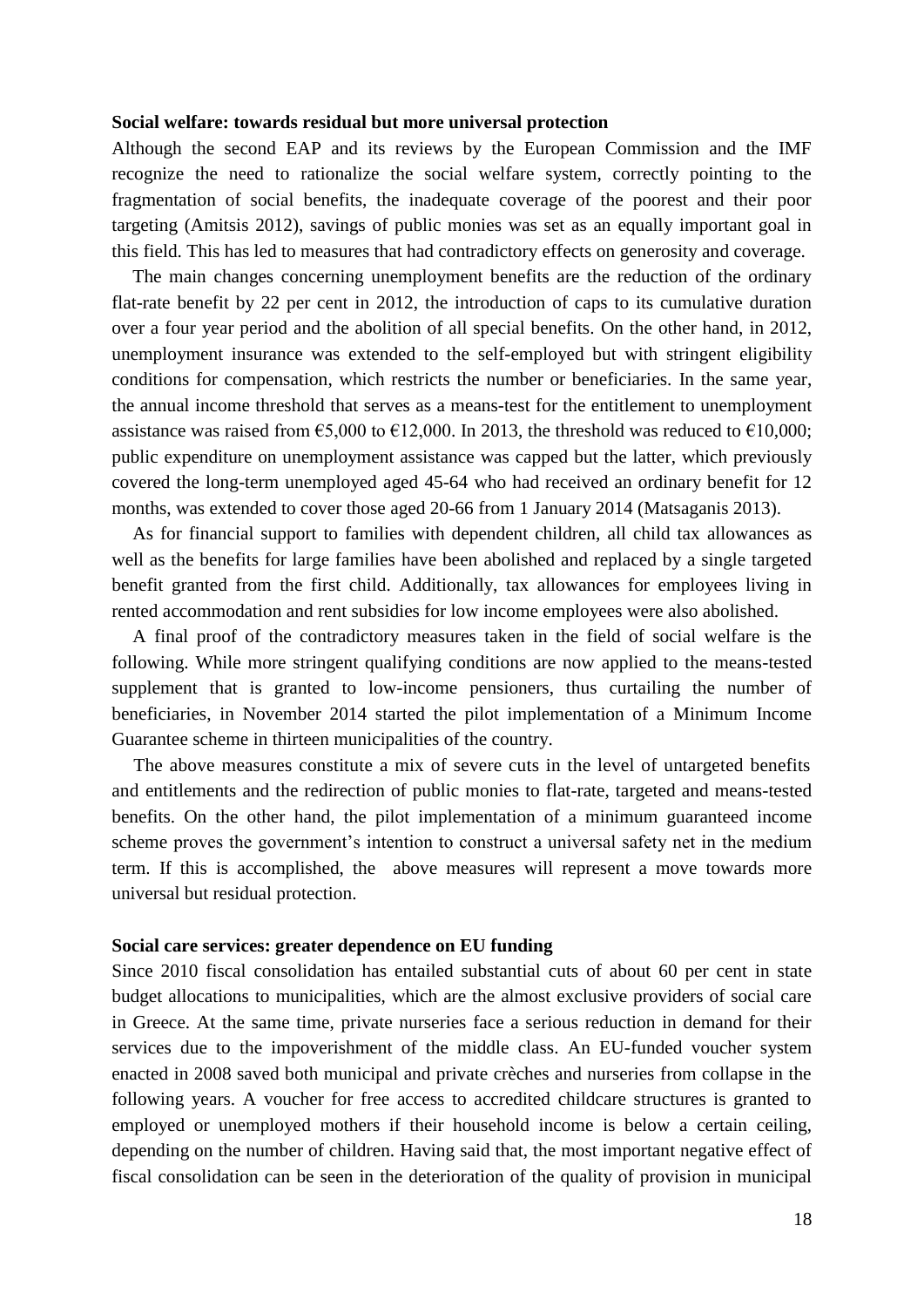**Social welfare: towards residual but more universal protection**

Although the second EAP and its reviews by the European Commission and the IMF recognize the need to rationalize the social welfare system, correctly pointing to the fragmentation of social benefits, the inadequate coverage of the poorest and their poor targeting (Amitsis 2012), savings of public monies was set as an equally important goal in this field. This has led to measures that had contradictory effects on generosity and coverage.

The main changes concerning unemployment benefits are the reduction of the ordinary flat-rate benefit by 22 per cent in 2012, the introduction of caps to its cumulative duration over a four year period and the abolition of all special benefits. On the other hand, in 2012, unemployment insurance was extended to the self-employed but with stringent eligibility conditions for compensation, which restricts the number or beneficiaries. In the same year, the annual income threshold that serves as a means-test for the entitlement to unemployment assistance was raised from €5,000 to €12,000. In 2013, the threshold was reduced to €10,000; public expenditure on unemployment assistance was capped but the latter, which previously covered the long-term unemployed aged 45-64 who had received an ordinary benefit for 12 months, was extended to cover those aged 20-66 from 1 January 2014 (Matsaganis 2013).

As for financial support to families with dependent children, all child tax allowances as well as the benefits for large families have been abolished and replaced by a single targeted benefit granted from the first child. Additionally, tax allowances for employees living in rented accommodation and rent subsidies for low income employees were also abolished.

A final proof of the contradictory measures taken in the field of social welfare is the following. While more stringent qualifying conditions are now applied to the means-tested supplement that is granted to low-income pensioners, thus curtailing the number of beneficiaries, in November 2014 started the pilot implementation of a Minimum Income Guarantee scheme in thirteen municipalities of the country.

The above measures constitute a mix of severe cuts in the level of untargeted benefits and entitlements and the redirection of public monies to flat-rate, targeted and means-tested benefits. On the other hand, the pilot implementation of a minimum guaranteed income scheme proves the government's intention to construct a universal safety net in the medium term. If this is accomplished, the above measures will represent a move towards more universal but residual protection.

**Social care services: greater dependence on EU funding**

Since 2010 fiscal consolidation has entailed substantial cuts of about 60 per cent in state budget allocations to municipalities, which are the almost exclusive providers of social care in Greece. At the same time, private nurseries face a serious reduction in demand for their services due to the impoverishment of the middle class. An EU-funded voucher system enacted in 2008 saved both municipal and private crèches and nurseries from collapse in the following years. A voucher for free access to accredited childcare structures is granted to employed or unemployed mothers if their household income is below a certain ceiling, depending on the number of children. Having said that, the most important negative effect of fiscal consolidation can be seen in the deterioration of the quality of provision in municipal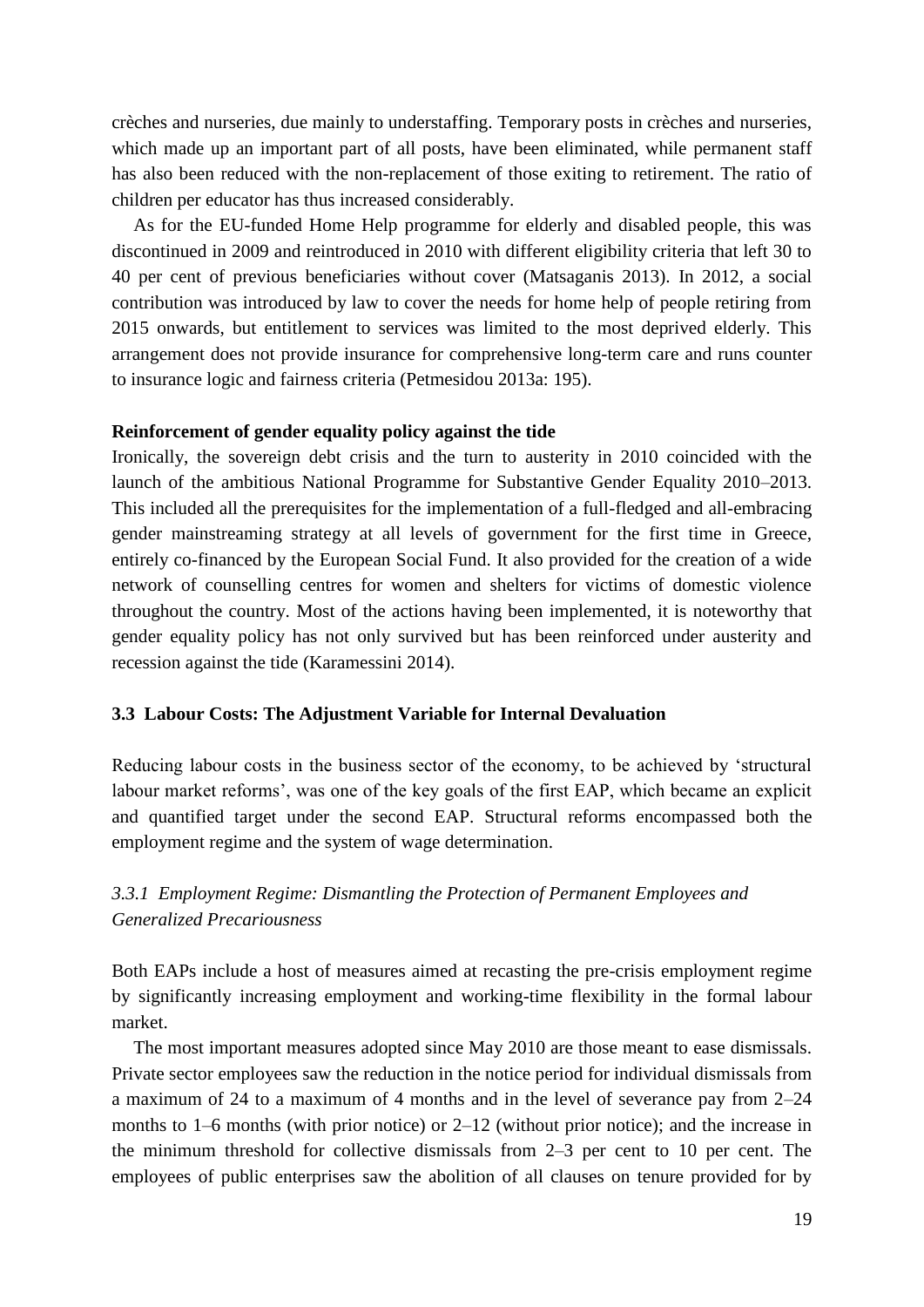crèches and nurseries, due mainly to understaffing. Temporary posts in crèches and nurseries, which made up an important part of all posts, have been eliminated, while permanent staff has also been reduced with the non-replacement of those exiting to retirement. The ratio of children per educator has thus increased considerably.

As for the EU-funded Home Help programme for elderly and disabled people, this was discontinued in 2009 and reintroduced in 2010 with different eligibility criteria that left 30 to 40 per cent of previous beneficiaries without cover (Matsaganis 2013). In 2012, a social contribution was introduced by law to cover the needs for home help of people retiring from 2015 onwards, but entitlement to services was limited to the most deprived elderly. This arrangement does not provide insurance for comprehensive long-term care and runs counter to insurance logic and fairness criteria (Petmesidou 2013a: 195).

**Reinforcement of gender equality policy against the tide**

Ironically, the sovereign debt crisis and the turn to austerity in 2010 coincided with the launch of the ambitious National Programme for Substantive Gender Equality 2010–2013. This included all the prerequisites for the implementation of a full-fledged and all-embracing gender mainstreaming strategy at all levels of government for the first time in Greece, entirely co-financed by the European Social Fund. It also provided for the creation of a wide network of counselling centres for women and shelters for victims of domestic violence throughout the country. Most of the actions having been implemented, it is noteworthy that gender equality policy has not only survived but has been reinforced under austerity and recession against the tide (Karamessini 2014).

### 3.3 Labour Costs: The Adjustment Variable for Internal Devaluation

Reducing labour costs in the business sector of the economy, to be achieved by 'structural labour market reforms', was one of the key goals of the first EAP, which became an explicit and quantified target under the second EAP. Structural reforms encompassed both the employment regime and the system of wage determination.

#### *3.3.1 Employment Regime: Dismantling the Protection of Permanent Employees and Generalized Precariousness*

Both EAPs include a host of measures aimed at recasting the pre-crisis employment regime by significantly increasing employment and working-time flexibility in the formal labour market.

The most important measures adopted since May 2010 are those meant to ease dismissals. Private sector employees saw the reduction in the notice period for individual dismissals from a maximum of 24 to a maximum of 4 months and in the level of severance pay from 2–24 months to 1–6 months (with prior notice) or 2–12 (without prior notice); and the increase in the minimum threshold for collective dismissals from 2–3 per cent to 10 per cent. The employees of public enterprises saw the abolition of all clauses on tenure provided for by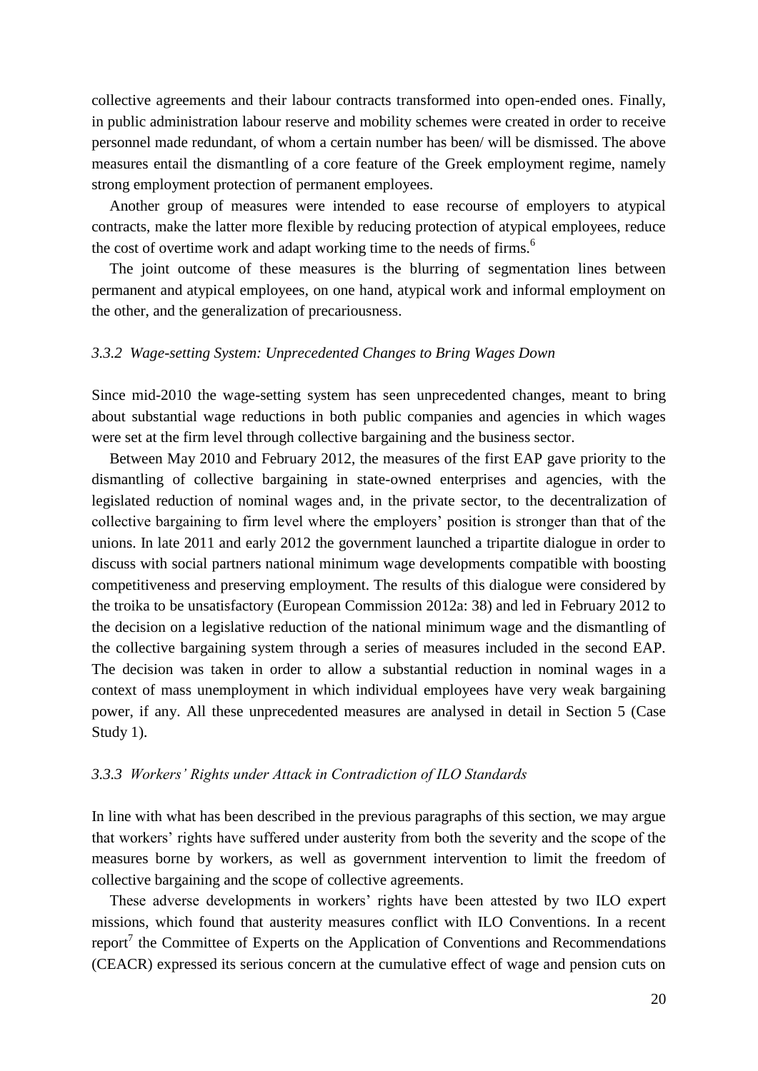collective agreements and their labour contracts transformed into open-ended ones. Finally, in public administration labour reserve and mobility schemes were created in order to receive personnel made redundant, of whom a certain number has been/ will be dismissed. The above measures entail the dismantling of a core feature of the Greek employment regime, namely strong employment protection of permanent employees.

Another group of measures were intended to ease recourse of employers to atypical contracts, make the latter more flexible by reducing protection of atypical employees, reduce the cost of overtime work and adapt working time to the needs of firms.[6]

The joint outcome of these measures is the blurring of segmentation lines between permanent and atypical employees, on one hand, atypical work and informal employment on the other, and the generalization of precariousness.

### *3.3.2 Wage-setting System: Unprecedented Changes to Bring Wages Down*

Since mid-2010 the wage-setting system has seen unprecedented changes, meant to bring about substantial wage reductions in both public companies and agencies in which wages were set at the firm level through collective bargaining and the business sector.

Between May 2010 and February 2012, the measures of the first EAP gave priority to the dismantling of collective bargaining in state-owned enterprises and agencies, with the legislated reduction of nominal wages and, in the private sector, to the decentralization of collective bargaining to firm level where the employers' position is stronger than that of the unions. In late 2011 and early 2012 the government launched a tripartite dialogue in order to discuss with social partners national minimum wage developments compatible with boosting competitiveness and preserving employment. The results of this dialogue were considered by the troika to be unsatisfactory (European Commission 2012a: 38) and led in February 2012 to the decision on a legislative reduction of the national minimum wage and the dismantling of the collective bargaining system through a series of measures included in the second EAP. The decision was taken in order to allow a substantial reduction in nominal wages in a context of mass unemployment in which individual employees have very weak bargaining power, if any. All these unprecedented measures are analysed in detail in Section 5 (Case Study 1).

### *3.3.3 Workers' Rights under Attack in Contradiction of ILO Standards*

In line with what has been described in the previous paragraphs of this section, we may argue that workers' rights have suffered under austerity from both the severity and the scope of the measures borne by workers, as well as government intervention to limit the freedom of collective bargaining and the scope of collective agreements.

These adverse developments in workers' rights have been attested by two ILO expert missions, which found that austerity measures conflict with ILO Conventions. In a recent report[7] the Committee of Experts on the Application of Conventions and Recommendations (CEACR) expressed its serious concern at the cumulative effect of wage and pension cuts on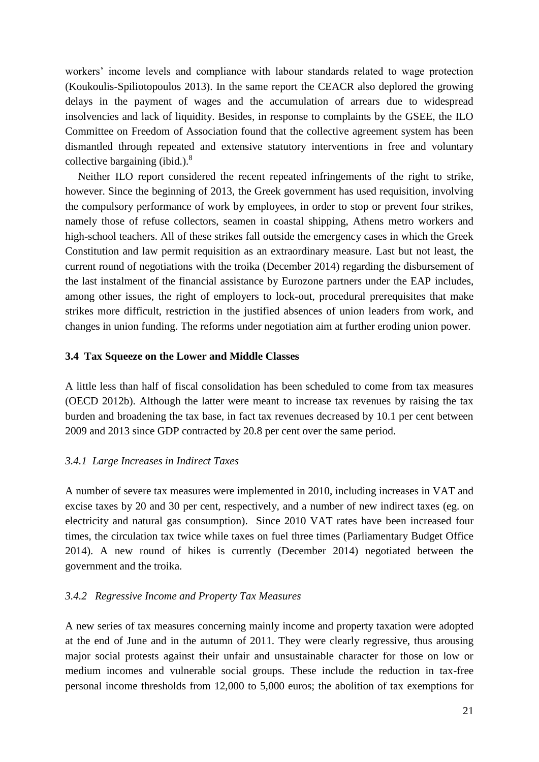workers' income levels and compliance with labour standards related to wage protection (Koukoulis-Spiliotopoulos 2013). In the same report the CEACR also deplored the growing delays in the payment of wages and the accumulation of arrears due to widespread insolvencies and lack of liquidity. Besides, in response to complaints by the GSEE, the ILO Committee on Freedom of Association found that the collective agreement system has been dismantled through repeated and extensive statutory interventions in free and voluntary collective bargaining (ibid.).[8]

Neither ILO report considered the recent repeated infringements of the right to strike, however. Since the beginning of 2013, the Greek government has used requisition, involving the compulsory performance of work by employees, in order to stop or prevent four strikes, namely those of refuse collectors, seamen in coastal shipping, Athens metro workers and high-school teachers. All of these strikes fall outside the emergency cases in which the Greek Constitution and law permit requisition as an extraordinary measure. Last but not least, the current round of negotiations with the troika (December 2014) regarding the disbursement of the last instalment of the financial assistance by Eurozone partners under the EAP includes, among other issues, the right of employers to lock-out, procedural prerequisites that make strikes more difficult, restriction in the justified absences of union leaders from work, and changes in union funding. The reforms under negotiation aim at further eroding union power.

### 3.4 Tax Squeeze on the Lower and Middle Classes

A little less than half of fiscal consolidation has been scheduled to come from tax measures (OECD 2012b). Although the latter were meant to increase tax revenues by raising the tax burden and broadening the tax base, in fact tax revenues decreased by 10.1 per cent between 2009 and 2013 since GDP contracted by 20.8 per cent over the same period.

#### *3.4.1 Large Increases in Indirect Taxes*

A number of severe tax measures were implemented in 2010, including increases in VAT and excise taxes by 20 and 30 per cent, respectively, and a number of new indirect taxes (eg. on electricity and natural gas consumption). Since 2010 VAT rates have been increased four times, the circulation tax twice while taxes on fuel three times (Parliamentary Budget Office 2014). A new round of hikes is currently (December 2014) negotiated between the government and the troika.

#### *3.4.2 Regressive Income and Property Tax Measures*

A new series of tax measures concerning mainly income and property taxation were adopted at the end of June and in the autumn of 2011. They were clearly regressive, thus arousing major social protests against their unfair and unsustainable character for those on low or medium incomes and vulnerable social groups. These include the reduction in tax-free personal income thresholds from 12,000 to 5,000 euros; the abolition of tax exemptions for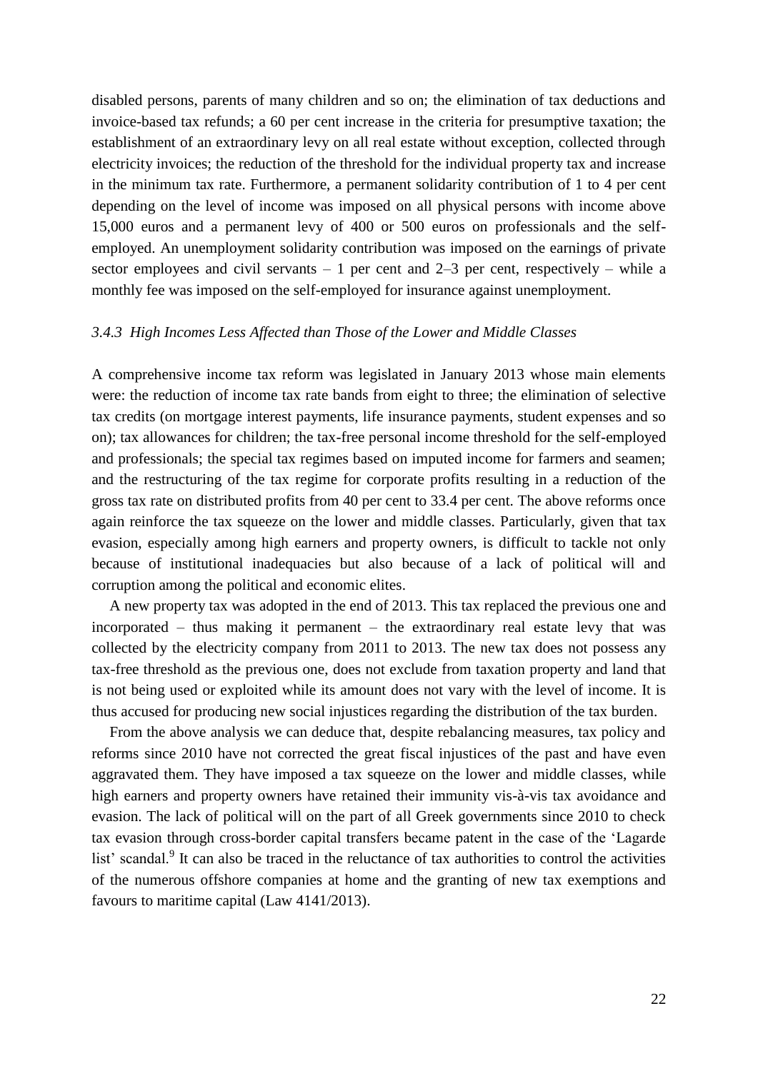disabled persons, parents of many children and so on; the elimination of tax deductions and invoice-based tax refunds; a 60 per cent increase in the criteria for presumptive taxation; the establishment of an extraordinary levy on all real estate without exception, collected through electricity invoices; the reduction of the threshold for the individual property tax and increase in the minimum tax rate. Furthermore, a permanent solidarity contribution of 1 to 4 per cent depending on the level of income was imposed on all physical persons with income above 15,000 euros and a permanent levy of 400 or 500 euros on professionals and the self-employed. An unemployment solidarity contribution was imposed on the earnings of private sector employees and civil servants – 1 per cent and 2–3 per cent, respectively – while a monthly fee was imposed on the self-employed for insurance against unemployment.

### *3.4.3 High Incomes Less Affected than Those of the Lower and Middle Classes*

A comprehensive income tax reform was legislated in January 2013 whose main elements were: the reduction of income tax rate bands from eight to three; the elimination of selective tax credits (on mortgage interest payments, life insurance payments, student expenses and so on); tax allowances for children; the tax-free personal income threshold for the self-employed and professionals; the special tax regimes based on imputed income for farmers and seamen; and the restructuring of the tax regime for corporate profits resulting in a reduction of the gross tax rate on distributed profits from 40 per cent to 33.4 per cent. The above reforms once again reinforce the tax squeeze on the lower and middle classes. Particularly, given that tax evasion, especially among high earners and property owners, is difficult to tackle not only because of institutional inadequacies but also because of a lack of political will and corruption among the political and economic elites.

A new property tax was adopted in the end of 2013. This tax replaced the previous one and incorporated – thus making it permanent – the extraordinary real estate levy that was collected by the electricity company from 2011 to 2013. The new tax does not possess any tax-free threshold as the previous one, does not exclude from taxation property and land that is not being used or exploited while its amount does not vary with the level of income. It is thus accused for producing new social injustices regarding the distribution of the tax burden.

From the above analysis we can deduce that, despite rebalancing measures, tax policy and reforms since 2010 have not corrected the great fiscal injustices of the past and have even aggravated them. They have imposed a tax squeeze on the lower and middle classes, while high earners and property owners have retained their immunity vis-à-vis tax avoidance and evasion. The lack of political will on the part of all Greek governments since 2010 to check tax evasion through cross-border capital transfers became patent in the case of the 'Lagarde list' scandal.[9] It can also be traced in the reluctance of tax authorities to control the activities of the numerous offshore companies at home and the granting of new tax exemptions and favours to maritime capital (Law 4141/2013).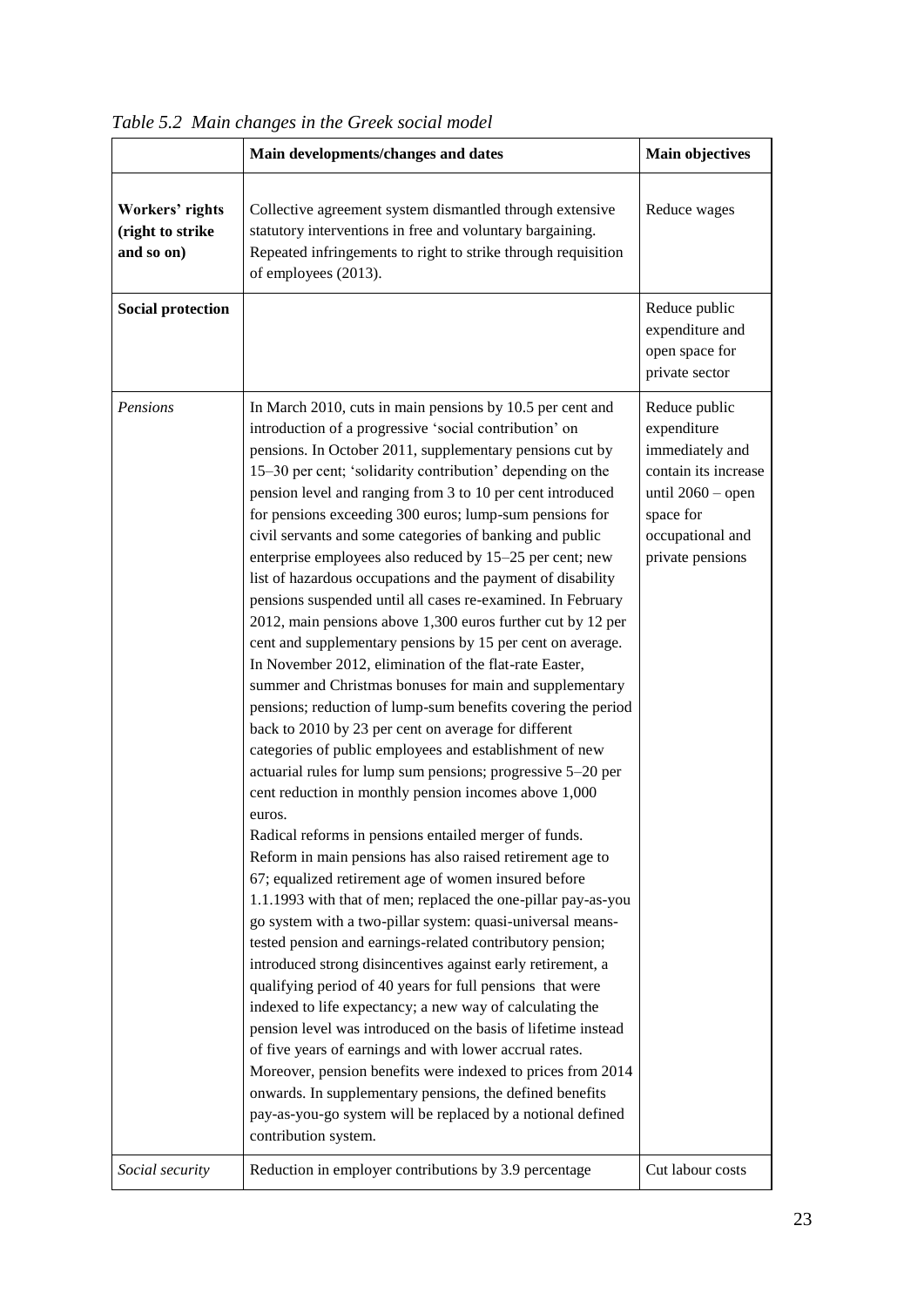*Table 5.2 Main changes in the Greek social model*

| | Main developments/changes and dates | Main objectives |
|---|---|---|
| **Workers' rights (right to strike and so on)** | Collective agreement system dismantled through extensive statutory interventions in free and voluntary bargaining. Repeated infringements to right to strike through requisition of employees (2013). | Reduce wages |
| **Social protection** | | Reduce public expenditure and open space for private sector |
| *Pensions* | In March 2010, cuts in main pensions by 10.5 per cent and introduction of a progressive 'social contribution' on pensions. In October 2011, supplementary pensions cut by 15–30 per cent; 'solidarity contribution' depending on the pension level and ranging from 3 to 10 per cent introduced for pensions exceeding 300 euros; lump-sum pensions for civil servants and some categories of banking and public enterprise employees also reduced by 15–25 per cent; new list of hazardous occupations and the payment of disability pensions suspended until all cases re-examined. In February 2012, main pensions above 1,300 euros further cut by 12 per cent and supplementary pensions by 15 per cent on average. In November 2012, elimination of the flat-rate Easter, summer and Christmas bonuses for main and supplementary pensions; reduction of lump-sum benefits covering the period back to 2010 by 23 per cent on average for different categories of public employees and establishment of new actuarial rules for lump sum pensions; progressive 5–20 per cent reduction in monthly pension incomes above 1,000 euros.<br>Radical reforms in pensions entailed merger of funds. Reform in main pensions has also raised retirement age to 67; equalized retirement age of women insured before 1.1.1993 with that of men; replaced the one-pillar pay-as-you go system with a two-pillar system: quasi-universal means-tested pension and earnings-related contributory pension; introduced strong disincentives against early retirement, a qualifying period of 40 years for full pensions that were indexed to life expectancy; a new way of calculating the pension level was introduced on the basis of lifetime instead of five years of earnings and with lower accrual rates. Moreover, pension benefits were indexed to prices from 2014 onwards. In supplementary pensions, the defined benefits pay-as-you-go system will be replaced by a notional defined contribution system. | Reduce public expenditure immediately and contain its increase until 2060 – open space for occupational and private pensions |
| *Social security* | Reduction in employer contributions by 3.9 percentage | Cut labour costs |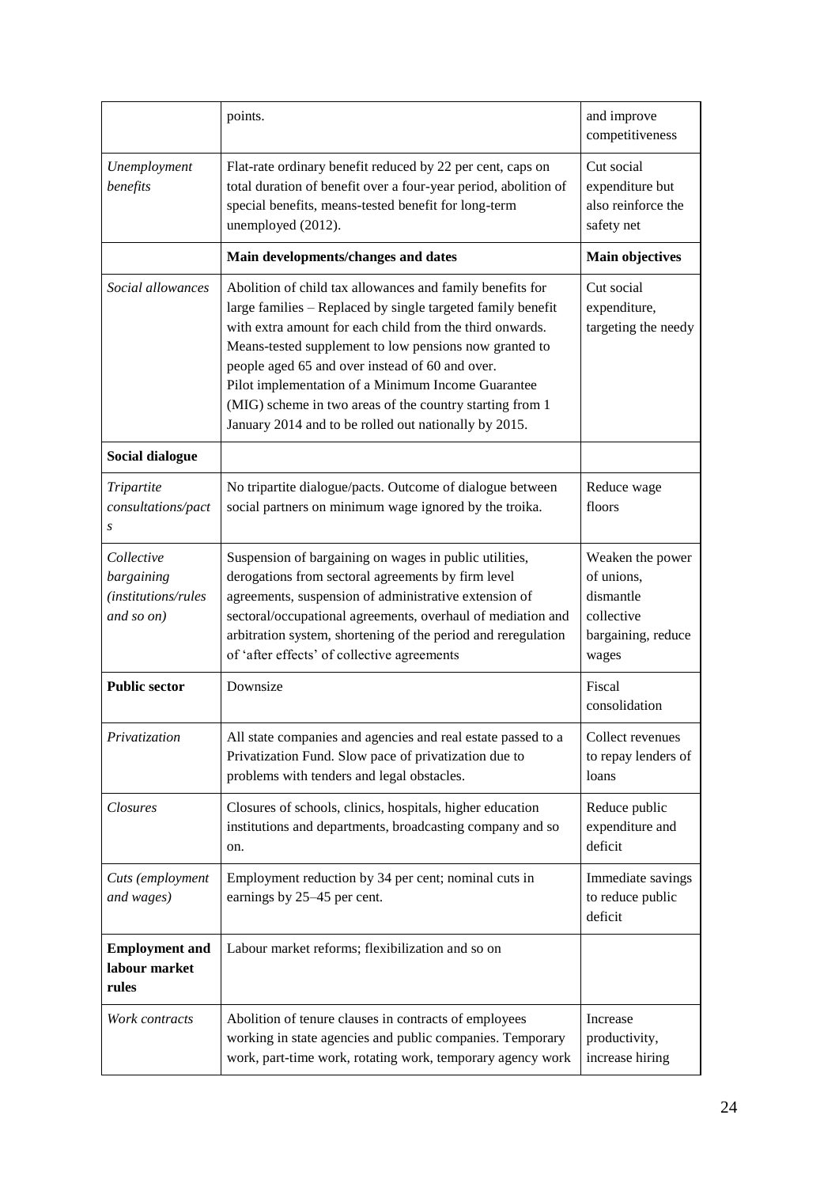| | points. | and improve competitiveness |
|---|---|---|
| *Unemployment benefits* | Flat-rate ordinary benefit reduced by 22 per cent, caps on total duration of benefit over a four-year period, abolition of special benefits, means-tested benefit for long-term unemployed (2012). | Cut social expenditure but also reinforce the safety net |
| | **Main developments/changes and dates** | **Main objectives** |
| *Social allowances* | Abolition of child tax allowances and family benefits for large families – Replaced by single targeted family benefit with extra amount for each child from the third onwards. Means-tested supplement to low pensions now granted to people aged 65 and over instead of 60 and over. Pilot implementation of a Minimum Income Guarantee (MIG) scheme in two areas of the country starting from 1 January 2014 and to be rolled out nationally by 2015. | Cut social expenditure, targeting the needy |
| **Social dialogue** | | |
| *Tripartite consultations/pacts* | No tripartite dialogue/pacts. Outcome of dialogue between social partners on minimum wage ignored by the troika. | Reduce wage floors |
| *Collective bargaining (institutions/rules and so on)* | Suspension of bargaining on wages in public utilities, derogations from sectoral agreements by firm level agreements, suspension of administrative extension of sectoral/occupational agreements, overhaul of mediation and arbitration system, shortening of the period and reregulation of 'after effects' of collective agreements | Weaken the power of unions, dismantle collective bargaining, reduce wages |
| **Public sector** | Downsize | Fiscal consolidation |
| *Privatization* | All state companies and agencies and real estate passed to a Privatization Fund. Slow pace of privatization due to problems with tenders and legal obstacles. | Collect revenues to repay lenders of loans |
| *Closures* | Closures of schools, clinics, hospitals, higher education institutions and departments, broadcasting company and so on. | Reduce public expenditure and deficit |
| *Cuts (employment and wages)* | Employment reduction by 34 per cent; nominal cuts in earnings by 25–45 per cent. | Immediate savings to reduce public deficit |
| **Employment and labour market rules** | Labour market reforms; flexibilization and so on | |
| *Work contracts* | Abolition of tenure clauses in contracts of employees working in state agencies and public companies. Temporary work, part-time work, rotating work, temporary agency work | Increase productivity, increase hiring |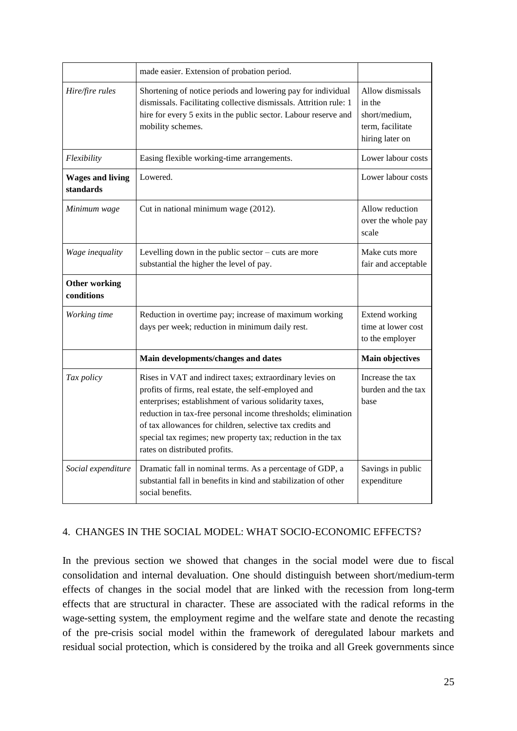| | | |
|---|---|---|
| | made easier. Extension of probation period. | |
| *Hire/fire rules* | Shortening of notice periods and lowering pay for individual dismissals. Facilitating collective dismissals. Attrition rule: 1 hire for every 5 exits in the public sector. Labour reserve and mobility schemes. | Allow dismissals in the short/medium, term, facilitate hiring later on |
| *Flexibility* | Easing flexible working-time arrangements. | Lower labour costs |
| **Wages and living standards** | Lowered. | Lower labour costs |
| *Minimum wage* | Cut in national minimum wage (2012). | Allow reduction over the whole pay scale |
| *Wage inequality* | Levelling down in the public sector – cuts are more substantial the higher the level of pay. | Make cuts more fair and acceptable |
| **Other working conditions** | | |
| *Working time* | Reduction in overtime pay; increase of maximum working days per week; reduction in minimum daily rest. | Extend working time at lower cost to the employer |
| | **Main developments/changes and dates** | **Main objectives** |
| *Tax policy* | Rises in VAT and indirect taxes; extraordinary levies on profits of firms, real estate, the self-employed and enterprises; establishment of various solidarity taxes, reduction in tax-free personal income thresholds; elimination of tax allowances for children, selective tax credits and special tax regimes; new property tax; reduction in the tax rates on distributed profits. | Increase the tax burden and the tax base |
| *Social expenditure* | Dramatic fall in nominal terms. As a percentage of GDP, a substantial fall in benefits in kind and stabilization of other social benefits. | Savings in public expenditure |

## 4. CHANGES IN THE SOCIAL MODEL: WHAT SOCIO-ECONOMIC EFFECTS?

In the previous section we showed that changes in the social model were due to fiscal consolidation and internal devaluation. One should distinguish between short/medium-term effects of changes in the social model that are linked with the recession from long-term effects that are structural in character. These are associated with the radical reforms in the wage-setting system, the employment regime and the welfare state and denote the recasting of the pre-crisis social model within the framework of deregulated labour markets and residual social protection, which is considered by the troika and all Greek governments since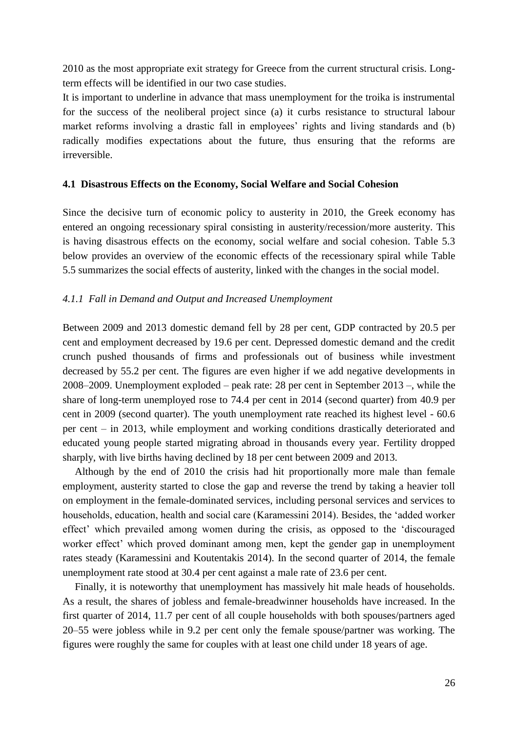2010 as the most appropriate exit strategy for Greece from the current structural crisis. Long-term effects will be identified in our two case studies.

It is important to underline in advance that mass unemployment for the troika is instrumental for the success of the neoliberal project since (a) it curbs resistance to structural labour market reforms involving a drastic fall in employees' rights and living standards and (b) radically modifies expectations about the future, thus ensuring that the reforms are irreversible.

### 4.1 Disastrous Effects on the Economy, Social Welfare and Social Cohesion

Since the decisive turn of economic policy to austerity in 2010, the Greek economy has entered an ongoing recessionary spiral consisting in austerity/recession/more austerity. This is having disastrous effects on the economy, social welfare and social cohesion. Table 5.3 below provides an overview of the economic effects of the recessionary spiral while Table 5.5 summarizes the social effects of austerity, linked with the changes in the social model.

#### *4.1.1 Fall in Demand and Output and Increased Unemployment*

Between 2009 and 2013 domestic demand fell by 28 per cent, GDP contracted by 20.5 per cent and employment decreased by 19.6 per cent. Depressed domestic demand and the credit crunch pushed thousands of firms and professionals out of business while investment decreased by 55.2 per cent. The figures are even higher if we add negative developments in 2008–2009. Unemployment exploded – peak rate: 28 per cent in September 2013 –, while the share of long-term unemployed rose to 74.4 per cent in 2014 (second quarter) from 40.9 per cent in 2009 (second quarter). The youth unemployment rate reached its highest level - 60.6 per cent – in 2013, while employment and working conditions drastically deteriorated and educated young people started migrating abroad in thousands every year. Fertility dropped sharply, with live births having declined by 18 per cent between 2009 and 2013.

Although by the end of 2010 the crisis had hit proportionally more male than female employment, austerity started to close the gap and reverse the trend by taking a heavier toll on employment in the female-dominated services, including personal services and services to households, education, health and social care (Karamessini 2014). Besides, the 'added worker effect' which prevailed among women during the crisis, as opposed to the 'discouraged worker effect' which proved dominant among men, kept the gender gap in unemployment rates steady (Karamessini and Koutentakis 2014). In the second quarter of 2014, the female unemployment rate stood at 30.4 per cent against a male rate of 23.6 per cent.

Finally, it is noteworthy that unemployment has massively hit male heads of households. As a result, the shares of jobless and female-breadwinner households have increased. In the first quarter of 2014, 11.7 per cent of all couple households with both spouses/partners aged 20–55 were jobless while in 9.2 per cent only the female spouse/partner was working. The figures were roughly the same for couples with at least one child under 18 years of age.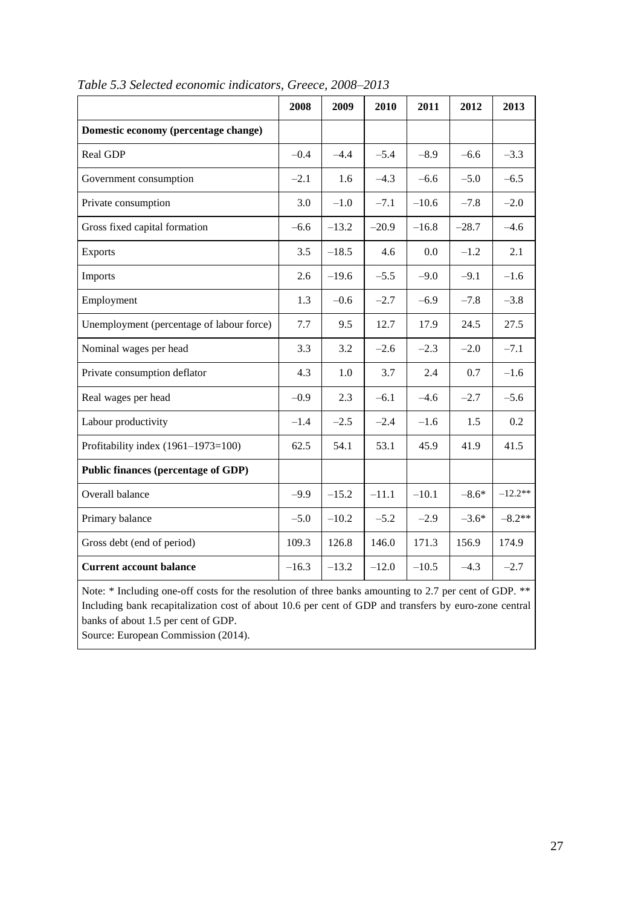*Table 5.3 Selected economic indicators, Greece, 2008–2013*

| | 2008 | 2009 | 2010 | 2011 | 2012 | 2013 |
|---|---|---|---|---|---|---|
| **Domestic economy (percentage change)** | | | | | | |
| Real GDP | –0.4 | –4.4 | –5.4 | –8.9 | –6.6 | –3.3 |
| Government consumption | –2.1 | 1.6 | –4.3 | –6.6 | –5.0 | –6.5 |
| Private consumption | 3.0 | –1.0 | –7.1 | –10.6 | –7.8 | –2.0 |
| Gross fixed capital formation | –6.6 | –13.2 | –20.9 | –16.8 | –28.7 | –4.6 |
| Exports | 3.5 | –18.5 | 4.6 | 0.0 | –1.2 | 2.1 |
| Imports | 2.6 | –19.6 | –5.5 | –9.0 | –9.1 | –1.6 |
| Employment | 1.3 | –0.6 | –2.7 | –6.9 | –7.8 | –3.8 |
| Unemployment (percentage of labour force) | 7.7 | 9.5 | 12.7 | 17.9 | 24.5 | 27.5 |
| Nominal wages per head | 3.3 | 3.2 | –2.6 | –2.3 | –2.0 | –7.1 |
| Private consumption deflator | 4.3 | 1.0 | 3.7 | 2.4 | 0.7 | –1.6 |
| Real wages per head | –0.9 | 2.3 | –6.1 | –4.6 | –2.7 | –5.6 |
| Labour productivity | –1.4 | –2.5 | –2.4 | –1.6 | 1.5 | 0.2 |
| Profitability index (1961–1973=100) | 62.5 | 54.1 | 53.1 | 45.9 | 41.9 | 41.5 |
| **Public finances (percentage of GDP)** | | | | | | |
| Overall balance | –9.9 | –15.2 | –11.1 | –10.1 | –8.6* | –12.2** |
| Primary balance | –5.0 | –10.2 | –5.2 | –2.9 | –3.6* | –8.2** |
| Gross debt (end of period) | 109.3 | 126.8 | 146.0 | 171.3 | 156.9 | 174.9 |
| **Current account balance** | –16.3 | –13.2 | –12.0 | –10.5 | –4.3 | –2.7 |

Note: * Including one-off costs for the resolution of three banks amounting to 2.7 per cent of GDP. ** Including bank recapitalization cost of about 10.6 per cent of GDP and transfers by euro-zone central banks of about 1.5 per cent of GDP.

Source: European Commission (2014).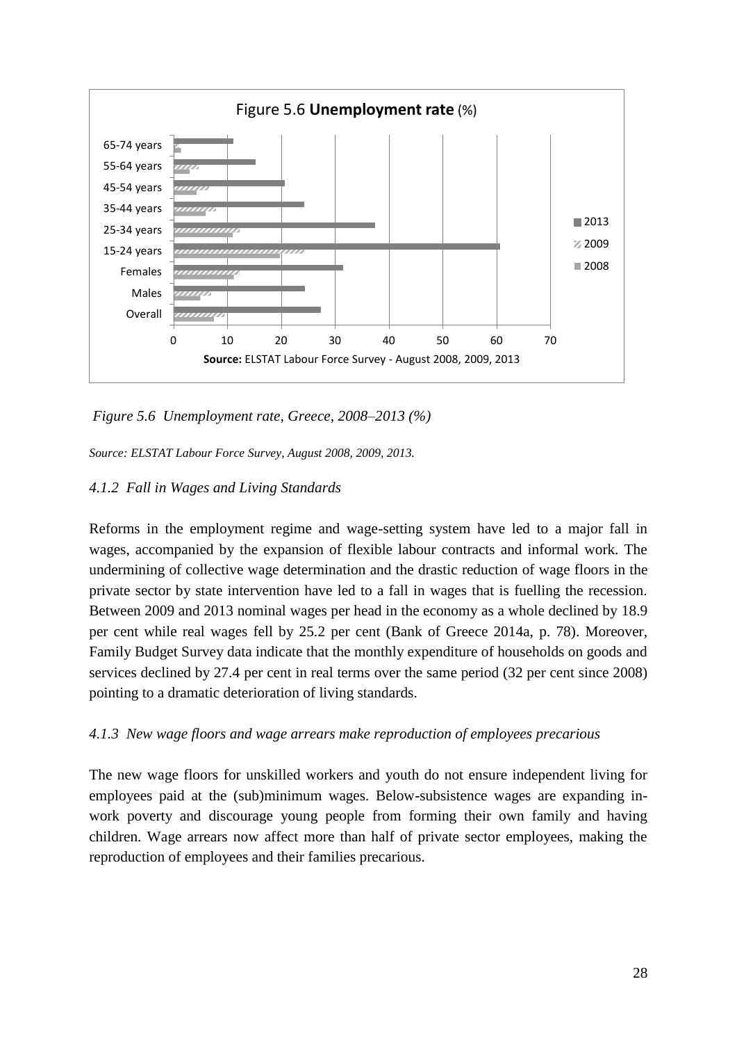*Figure 5.6 Unemployment rate, Greece, 2008–2013 (%)*

*Source: ELSTAT Labour Force Survey, August 2008, 2009, 2013.*

### *4.1.2 Fall in Wages and Living Standards*

Reforms in the employment regime and wage-setting system have led to a major fall in wages, accompanied by the expansion of flexible labour contracts and informal work. The undermining of collective wage determination and the drastic reduction of wage floors in the private sector by state intervention have led to a fall in wages that is fuelling the recession. Between 2009 and 2013 nominal wages per head in the economy as a whole declined by 18.9 per cent while real wages fell by 25.2 per cent (Bank of Greece 2014a, p. 78). Moreover, Family Budget Survey data indicate that the monthly expenditure of households on goods and services declined by 27.4 per cent in real terms over the same period (32 per cent since 2008) pointing to a dramatic deterioration of living standards.

### *4.1.3 New wage floors and wage arrears make reproduction of employees precarious*

The new wage floors for unskilled workers and youth do not ensure independent living for employees paid at the (sub)minimum wages. Below-subsistence wages are expanding in-work poverty and discourage young people from forming their own family and having children. Wage arrears now affect more than half of private sector employees, making the reproduction of employees and their families precarious.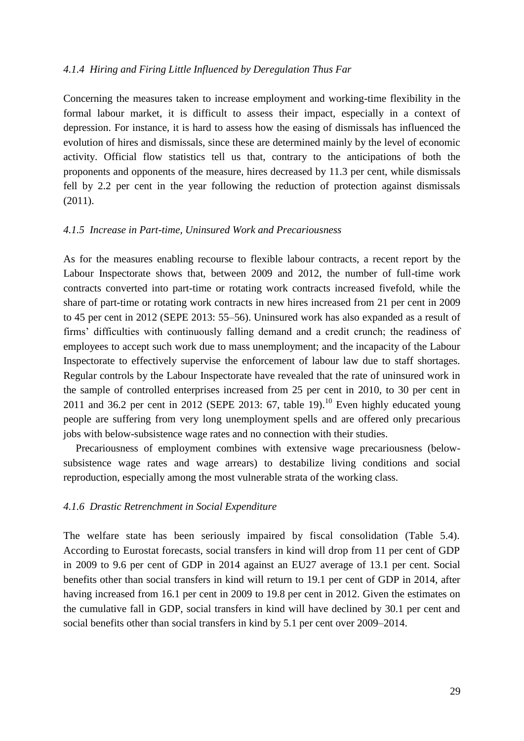#### *4.1.4 Hiring and Firing Little Influenced by Deregulation Thus Far*

Concerning the measures taken to increase employment and working-time flexibility in the formal labour market, it is difficult to assess their impact, especially in a context of depression. For instance, it is hard to assess how the easing of dismissals has influenced the evolution of hires and dismissals, since these are determined mainly by the level of economic activity. Official flow statistics tell us that, contrary to the anticipations of both the proponents and opponents of the measure, hires decreased by 11.3 per cent, while dismissals fell by 2.2 per cent in the year following the reduction of protection against dismissals (2011).

#### *4.1.5 Increase in Part-time, Uninsured Work and Precariousness*

As for the measures enabling recourse to flexible labour contracts, a recent report by the Labour Inspectorate shows that, between 2009 and 2012, the number of full-time work contracts converted into part-time or rotating work contracts increased fivefold, while the share of part-time or rotating work contracts in new hires increased from 21 per cent in 2009 to 45 per cent in 2012 (SEPE 2013: 55–56). Uninsured work has also expanded as a result of firms' difficulties with continuously falling demand and a credit crunch; the readiness of employees to accept such work due to mass unemployment; and the incapacity of the Labour Inspectorate to effectively supervise the enforcement of labour law due to staff shortages. Regular controls by the Labour Inspectorate have revealed that the rate of uninsured work in the sample of controlled enterprises increased from 25 per cent in 2010, to 30 per cent in 2011 and 36.2 per cent in 2012 (SEPE 2013: 67, table 19).[10] Even highly educated young people are suffering from very long unemployment spells and are offered only precarious jobs with below-subsistence wage rates and no connection with their studies.

Precariousness of employment combines with extensive wage precariousness (below-subsistence wage rates and wage arrears) to destabilize living conditions and social reproduction, especially among the most vulnerable strata of the working class.

#### *4.1.6 Drastic Retrenchment in Social Expenditure*

The welfare state has been seriously impaired by fiscal consolidation (Table 5.4). According to Eurostat forecasts, social transfers in kind will drop from 11 per cent of GDP in 2009 to 9.6 per cent of GDP in 2014 against an EU27 average of 13.1 per cent. Social benefits other than social transfers in kind will return to 19.1 per cent of GDP in 2014, after having increased from 16.1 per cent in 2009 to 19.8 per cent in 2012. Given the estimates on the cumulative fall in GDP, social transfers in kind will have declined by 30.1 per cent and social benefits other than social transfers in kind by 5.1 per cent over 2009–2014.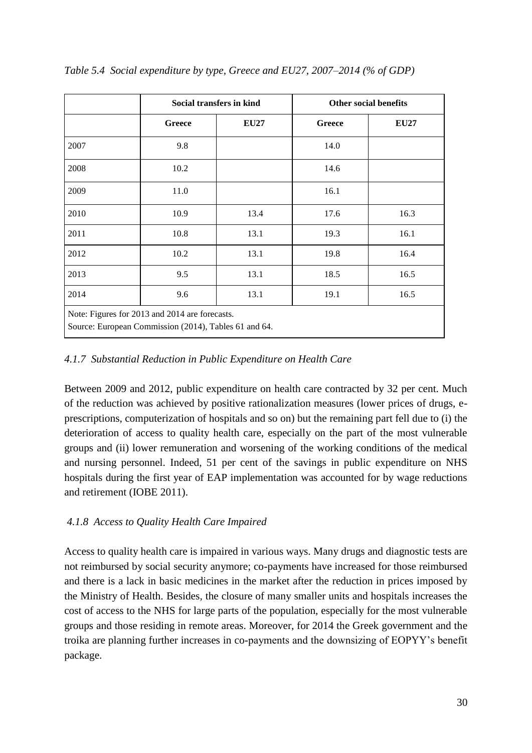*Table 5.4 Social expenditure by type, Greece and EU27, 2007–2014 (% of GDP)*

| | Social transfers in kind | | Other social benefits | |
|---|---|---|---|---|
| | **Greece** | **EU27** | **Greece** | **EU27** |
| 2007 | 9.8 | | 14.0 | |
| 2008 | 10.2 | | 14.6 | |
| 2009 | 11.0 | | 16.1 | |
| 2010 | 10.9 | 13.4 | 17.6 | 16.3 |
| 2011 | 10.8 | 13.1 | 19.3 | 16.1 |
| 2012 | 10.2 | 13.1 | 19.8 | 16.4 |
| 2013 | 9.5 | 13.1 | 18.5 | 16.5 |
| 2014 | 9.6 | 13.1 | 19.1 | 16.5 |

Note: Figures for 2013 and 2014 are forecasts.
Source: European Commission (2014), Tables 61 and 64.

### *4.1.7 Substantial Reduction in Public Expenditure on Health Care*

Between 2009 and 2012, public expenditure on health care contracted by 32 per cent. Much of the reduction was achieved by positive rationalization measures (lower prices of drugs, e-prescriptions, computerization of hospitals and so on) but the remaining part fell due to (i) the deterioration of access to quality health care, especially on the part of the most vulnerable groups and (ii) lower remuneration and worsening of the working conditions of the medical and nursing personnel. Indeed, 51 per cent of the savings in public expenditure on NHS hospitals during the first year of EAP implementation was accounted for by wage reductions and retirement (IOBE 2011).

### *4.1.8 Access to Quality Health Care Impaired*

Access to quality health care is impaired in various ways. Many drugs and diagnostic tests are not reimbursed by social security anymore; co-payments have increased for those reimbursed and there is a lack in basic medicines in the market after the reduction in prices imposed by the Ministry of Health. Besides, the closure of many smaller units and hospitals increases the cost of access to the NHS for large parts of the population, especially for the most vulnerable groups and those residing in remote areas. Moreover, for 2014 the Greek government and the troika are planning further increases in co-payments and the downsizing of EOPYY's benefit package.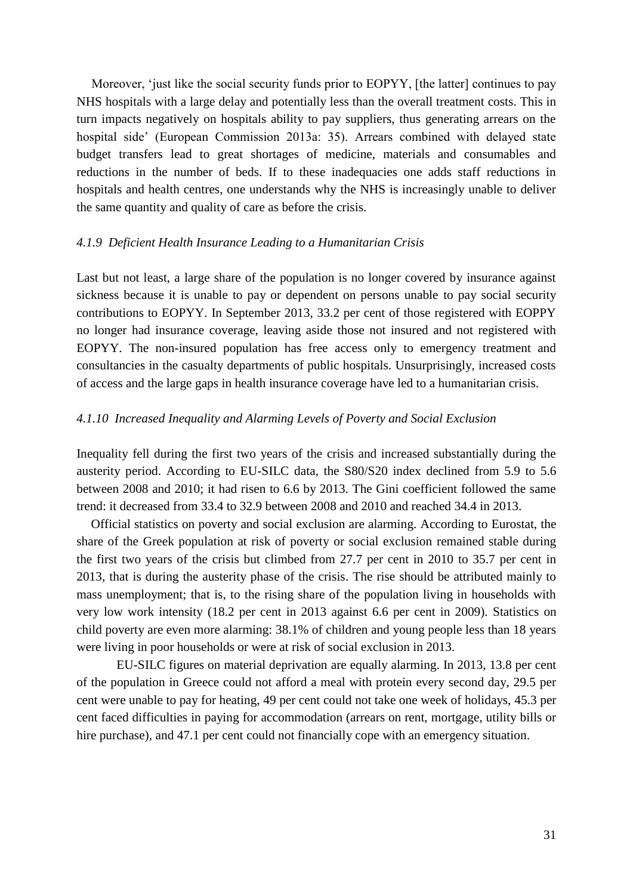Moreover, 'just like the social security funds prior to EOPYY, [the latter] continues to pay NHS hospitals with a large delay and potentially less than the overall treatment costs. This in turn impacts negatively on hospitals ability to pay suppliers, thus generating arrears on the hospital side' (European Commission 2013a: 35). Arrears combined with delayed state budget transfers lead to great shortages of medicine, materials and consumables and reductions in the number of beds. If to these inadequacies one adds staff reductions in hospitals and health centres, one understands why the NHS is increasingly unable to deliver the same quantity and quality of care as before the crisis.

#### *4.1.9 Deficient Health Insurance Leading to a Humanitarian Crisis*

Last but not least, a large share of the population is no longer covered by insurance against sickness because it is unable to pay or dependent on persons unable to pay social security contributions to EOPYY. In September 2013, 33.2 per cent of those registered with EOPPY no longer had insurance coverage, leaving aside those not insured and not registered with EOPYY. The non-insured population has free access only to emergency treatment and consultancies in the casualty departments of public hospitals. Unsurprisingly, increased costs of access and the large gaps in health insurance coverage have led to a humanitarian crisis.

#### *4.1.10 Increased Inequality and Alarming Levels of Poverty and Social Exclusion*

Inequality fell during the first two years of the crisis and increased substantially during the austerity period. According to EU-SILC data, the S80/S20 index declined from 5.9 to 5.6 between 2008 and 2010; it had risen to 6.6 by 2013. The Gini coefficient followed the same trend: it decreased from 33.4 to 32.9 between 2008 and 2010 and reached 34.4 in 2013.

Official statistics on poverty and social exclusion are alarming. According to Eurostat, the share of the Greek population at risk of poverty or social exclusion remained stable during the first two years of the crisis but climbed from 27.7 per cent in 2010 to 35.7 per cent in 2013, that is during the austerity phase of the crisis. The rise should be attributed mainly to mass unemployment; that is, to the rising share of the population living in households with very low work intensity (18.2 per cent in 2013 against 6.6 per cent in 2009). Statistics on child poverty are even more alarming: 38.1% of children and young people less than 18 years were living in poor households or were at risk of social exclusion in 2013.

EU-SILC figures on material deprivation are equally alarming. In 2013, 13.8 per cent of the population in Greece could not afford a meal with protein every second day, 29.5 per cent were unable to pay for heating, 49 per cent could not take one week of holidays, 45.3 per cent faced difficulties in paying for accommodation (arrears on rent, mortgage, utility bills or hire purchase), and 47.1 per cent could not financially cope with an emergency situation.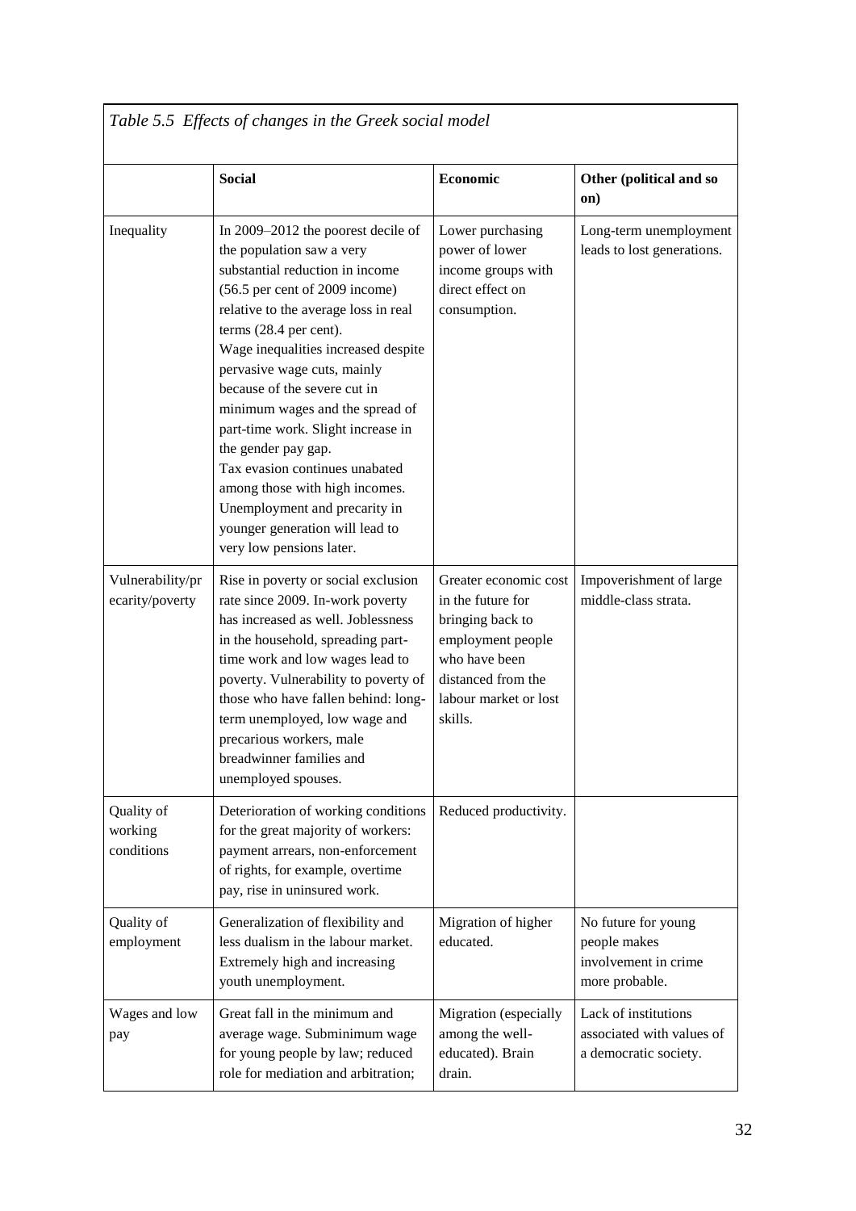*Table 5.5 Effects of changes in the Greek social model*

| | **Social** | **Economic** | **Other (political and so on)** |
|---|---|---|---|
| Inequality | In 2009–2012 the poorest decile of the population saw a very substantial reduction in income (56.5 per cent of 2009 income) relative to the average loss in real terms (28.4 per cent). Wage inequalities increased despite pervasive wage cuts, mainly because of the severe cut in minimum wages and the spread of part-time work. Slight increase in the gender pay gap. Tax evasion continues unabated among those with high incomes. Unemployment and precarity in younger generation will lead to very low pensions later. | Lower purchasing power of lower income groups with direct effect on consumption. | Long-term unemployment leads to lost generations. |
| Vulnerability/precarity/poverty | Rise in poverty or social exclusion rate since 2009. In-work poverty has increased as well. Joblessness in the household, spreading part-time work and low wages lead to poverty. Vulnerability to poverty of those who have fallen behind: long-term unemployed, low wage and precarious workers, male breadwinner families and unemployed spouses. | Greater economic cost in the future for bringing back to employment people who have been distanced from the labour market or lost skills. | Impoverishment of large middle-class strata. |
| Quality of working conditions | Deterioration of working conditions for the great majority of workers: payment arrears, non-enforcement of rights, for example, overtime pay, rise in uninsured work. | Reduced productivity. | |
| Quality of employment | Generalization of flexibility and less dualism in the labour market. Extremely high and increasing youth unemployment. | Migration of higher educated. | No future for young people makes involvement in crime more probable. |
| Wages and low pay | Great fall in the minimum and average wage. Subminimum wage for young people by law; reduced role for mediation and arbitration; | Migration (especially among the well-educated). Brain drain. | Lack of institutions associated with values of a democratic society. |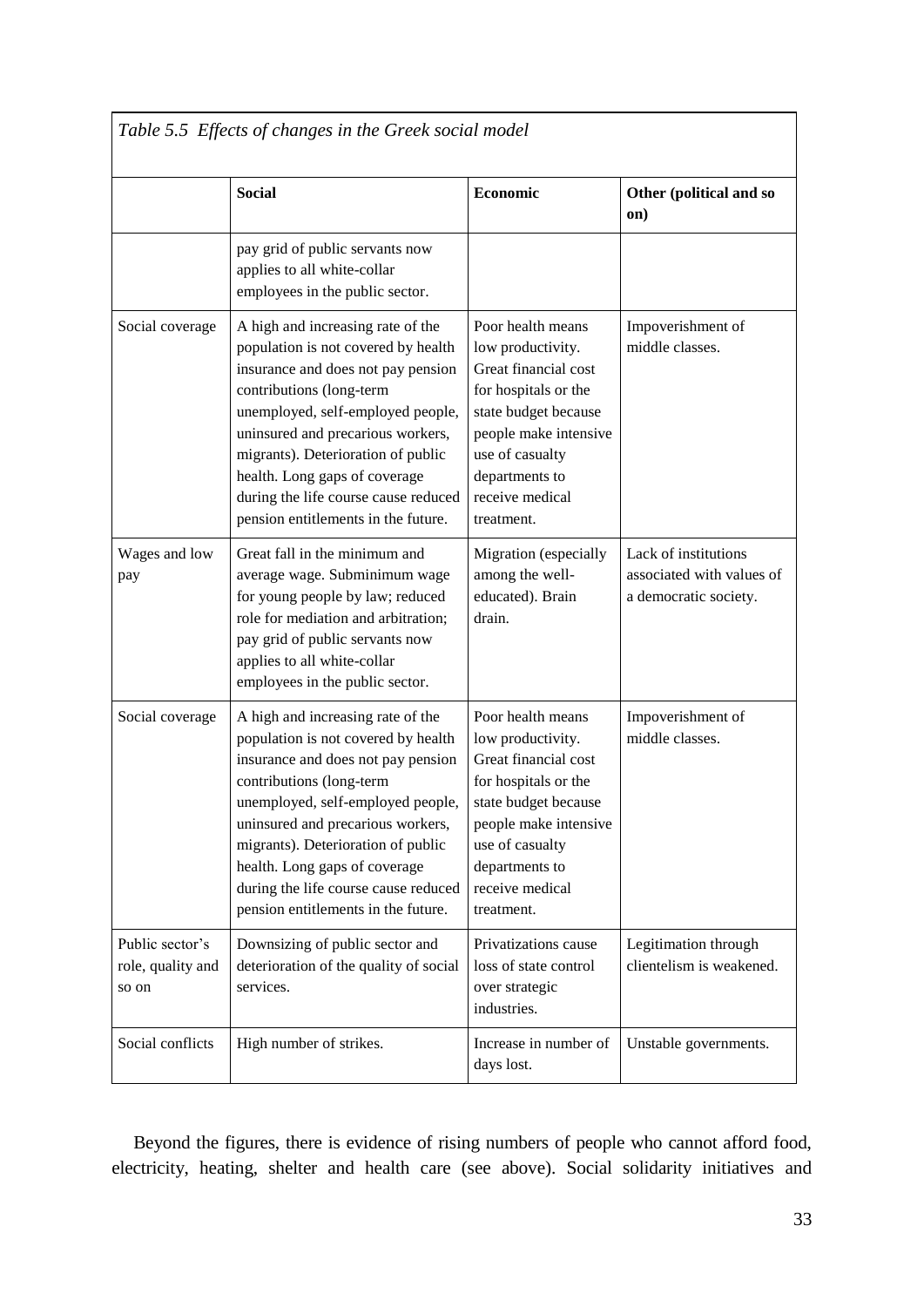*Table 5.5 Effects of changes in the Greek social model*

| | **Social** | **Economic** | **Other (political and so on)** |
|---|---|---|---|
| | pay grid of public servants now applies to all white-collar employees in the public sector. | | |
| Social coverage | A high and increasing rate of the population is not covered by health insurance and does not pay pension contributions (long-term unemployed, self-employed people, uninsured and precarious workers, migrants). Deterioration of public health. Long gaps of coverage during the life course cause reduced pension entitlements in the future. | Poor health means low productivity. Great financial cost for hospitals or the state budget because people make intensive use of casualty departments to receive medical treatment. | Impoverishment of middle classes. |
| Wages and low pay | Great fall in the minimum and average wage. Subminimum wage for young people by law; reduced role for mediation and arbitration; pay grid of public servants now applies to all white-collar employees in the public sector. | Migration (especially among the well-educated). Brain drain. | Lack of institutions associated with values of a democratic society. |
| Social coverage | A high and increasing rate of the population is not covered by health insurance and does not pay pension contributions (long-term unemployed, self-employed people, uninsured and precarious workers, migrants). Deterioration of public health. Long gaps of coverage during the life course cause reduced pension entitlements in the future. | Poor health means low productivity. Great financial cost for hospitals or the state budget because people make intensive use of casualty departments to receive medical treatment. | Impoverishment of middle classes. |
| Public sector's role, quality and so on | Downsizing of public sector and deterioration of the quality of social services. | Privatizations cause loss of state control over strategic industries. | Legitimation through clientelism is weakened. |
| Social conflicts | High number of strikes. | Increase in number of days lost. | Unstable governments. |

Beyond the figures, there is evidence of rising numbers of people who cannot afford food, electricity, heating, shelter and health care (see above). Social solidarity initiatives and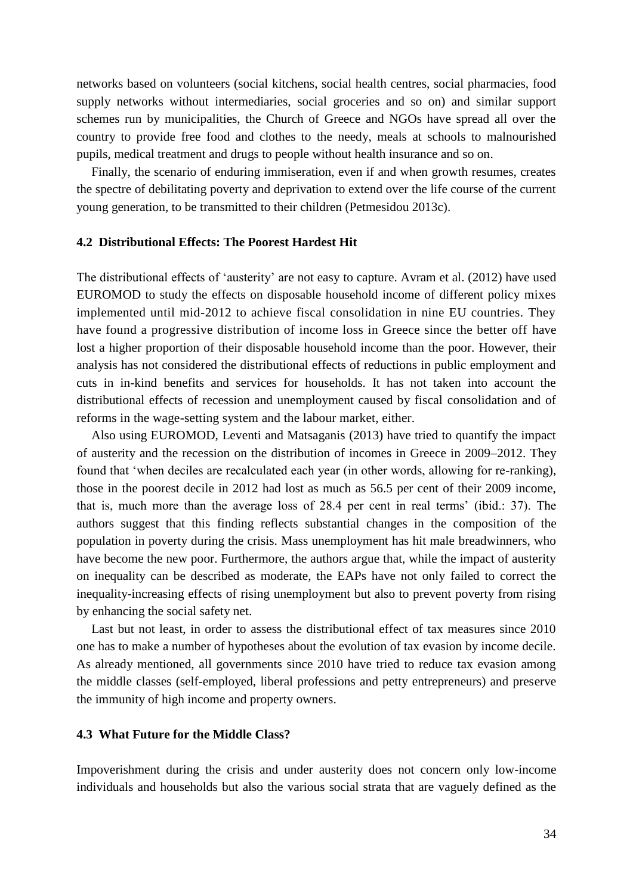networks based on volunteers (social kitchens, social health centres, social pharmacies, food supply networks without intermediaries, social groceries and so on) and similar support schemes run by municipalities, the Church of Greece and NGOs have spread all over the country to provide free food and clothes to the needy, meals at schools to malnourished pupils, medical treatment and drugs to people without health insurance and so on.

Finally, the scenario of enduring immiseration, even if and when growth resumes, creates the spectre of debilitating poverty and deprivation to extend over the life course of the current young generation, to be transmitted to their children (Petmesidou 2013c).

### 4.2 Distributional Effects: The Poorest Hardest Hit

The distributional effects of 'austerity' are not easy to capture. Avram et al. (2012) have used EUROMOD to study the effects on disposable household income of different policy mixes implemented until mid-2012 to achieve fiscal consolidation in nine EU countries. They have found a progressive distribution of income loss in Greece since the better off have lost a higher proportion of their disposable household income than the poor. However, their analysis has not considered the distributional effects of reductions in public employment and cuts in in-kind benefits and services for households. It has not taken into account the distributional effects of recession and unemployment caused by fiscal consolidation and of reforms in the wage-setting system and the labour market, either.

Also using EUROMOD, Leventi and Matsaganis (2013) have tried to quantify the impact of austerity and the recession on the distribution of incomes in Greece in 2009–2012. They found that 'when deciles are recalculated each year (in other words, allowing for re-ranking), those in the poorest decile in 2012 had lost as much as 56.5 per cent of their 2009 income, that is, much more than the average loss of 28.4 per cent in real terms' (ibid.: 37). The authors suggest that this finding reflects substantial changes in the composition of the population in poverty during the crisis. Mass unemployment has hit male breadwinners, who have become the new poor. Furthermore, the authors argue that, while the impact of austerity on inequality can be described as moderate, the EAPs have not only failed to correct the inequality-increasing effects of rising unemployment but also to prevent poverty from rising by enhancing the social safety net.

Last but not least, in order to assess the distributional effect of tax measures since 2010 one has to make a number of hypotheses about the evolution of tax evasion by income decile. As already mentioned, all governments since 2010 have tried to reduce tax evasion among the middle classes (self-employed, liberal professions and petty entrepreneurs) and preserve the immunity of high income and property owners.

### 4.3 What Future for the Middle Class?

Impoverishment during the crisis and under austerity does not concern only low-income individuals and households but also the various social strata that are vaguely defined as the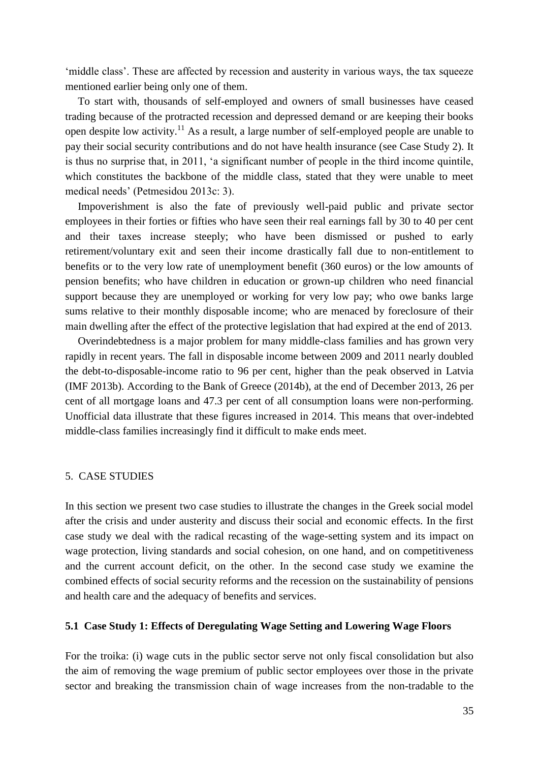'middle class'. These are affected by recession and austerity in various ways, the tax squeeze mentioned earlier being only one of them.

To start with, thousands of self-employed and owners of small businesses have ceased trading because of the protracted recession and depressed demand or are keeping their books open despite low activity.[11] As a result, a large number of self-employed people are unable to pay their social security contributions and do not have health insurance (see Case Study 2). It is thus no surprise that, in 2011, 'a significant number of people in the third income quintile, which constitutes the backbone of the middle class, stated that they were unable to meet medical needs' (Petmesidou 2013c: 3).

Impoverishment is also the fate of previously well-paid public and private sector employees in their forties or fifties who have seen their real earnings fall by 30 to 40 per cent and their taxes increase steeply; who have been dismissed or pushed to early retirement/voluntary exit and seen their income drastically fall due to non-entitlement to benefits or to the very low rate of unemployment benefit (360 euros) or the low amounts of pension benefits; who have children in education or grown-up children who need financial support because they are unemployed or working for very low pay; who owe banks large sums relative to their monthly disposable income; who are menaced by foreclosure of their main dwelling after the effect of the protective legislation that had expired at the end of 2013.

Overindebtedness is a major problem for many middle-class families and has grown very rapidly in recent years. The fall in disposable income between 2009 and 2011 nearly doubled the debt-to-disposable-income ratio to 96 per cent, higher than the peak observed in Latvia (IMF 2013b). According to the Bank of Greece (2014b), at the end of December 2013, 26 per cent of all mortgage loans and 47.3 per cent of all consumption loans were non-performing. Unofficial data illustrate that these figures increased in 2014. This means that over-indebted middle-class families increasingly find it difficult to make ends meet.

## 5. CASE STUDIES

In this section we present two case studies to illustrate the changes in the Greek social model after the crisis and under austerity and discuss their social and economic effects. In the first case study we deal with the radical recasting of the wage-setting system and its impact on wage protection, living standards and social cohesion, on one hand, and on competitiveness and the current account deficit, on the other. In the second case study we examine the combined effects of social security reforms and the recession on the sustainability of pensions and health care and the adequacy of benefits and services.

### 5.1 Case Study 1: Effects of Deregulating Wage Setting and Lowering Wage Floors

For the troika: (i) wage cuts in the public sector serve not only fiscal consolidation but also the aim of removing the wage premium of public sector employees over those in the private sector and breaking the transmission chain of wage increases from the non-tradable to the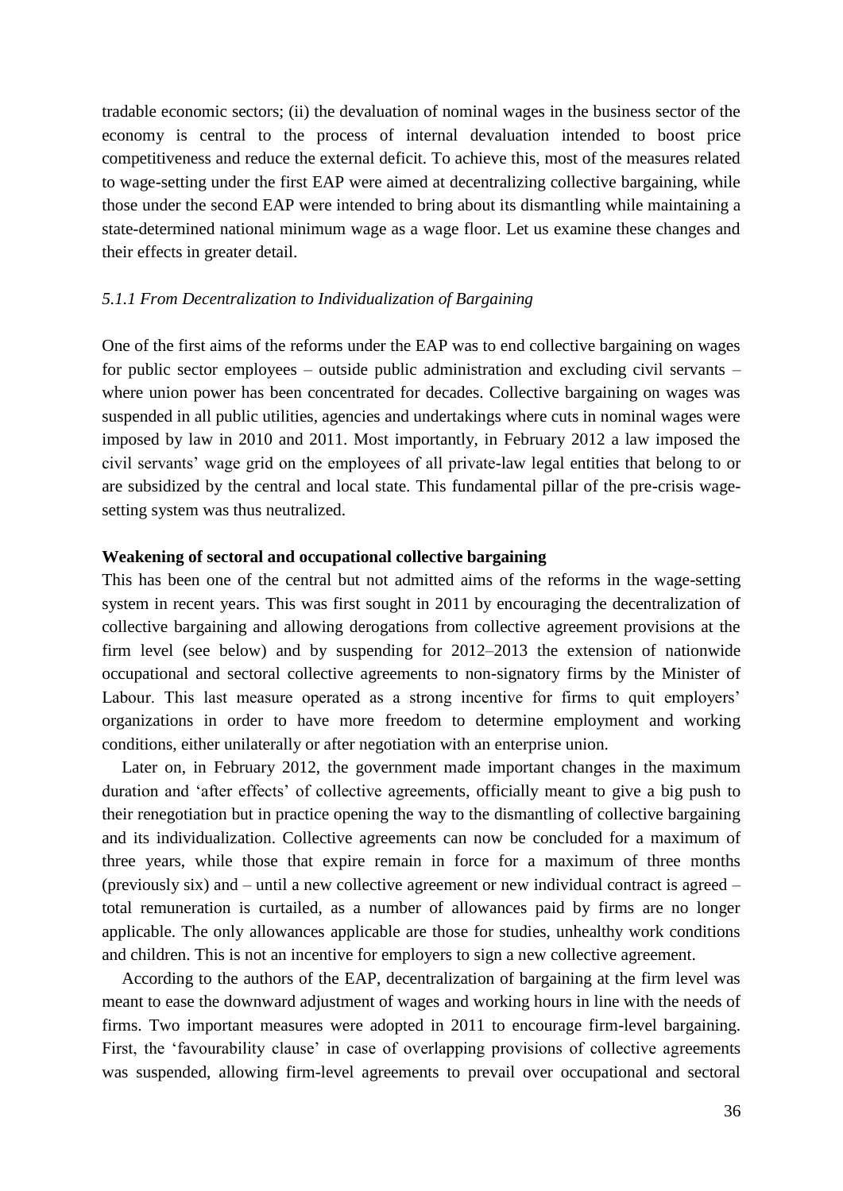tradable economic sectors; (ii) the devaluation of nominal wages in the business sector of the economy is central to the process of internal devaluation intended to boost price competitiveness and reduce the external deficit. To achieve this, most of the measures related to wage-setting under the first EAP were aimed at decentralizing collective bargaining, while those under the second EAP were intended to bring about its dismantling while maintaining a state-determined national minimum wage as a wage floor. Let us examine these changes and their effects in greater detail.

### *5.1.1 From Decentralization to Individualization of Bargaining*

One of the first aims of the reforms under the EAP was to end collective bargaining on wages for public sector employees – outside public administration and excluding civil servants – where union power has been concentrated for decades. Collective bargaining on wages was suspended in all public utilities, agencies and undertakings where cuts in nominal wages were imposed by law in 2010 and 2011. Most importantly, in February 2012 a law imposed the civil servants' wage grid on the employees of all private-law legal entities that belong to or are subsidized by the central and local state. This fundamental pillar of the pre-crisis wage-setting system was thus neutralized.

**Weakening of sectoral and occupational collective bargaining**

This has been one of the central but not admitted aims of the reforms in the wage-setting system in recent years. This was first sought in 2011 by encouraging the decentralization of collective bargaining and allowing derogations from collective agreement provisions at the firm level (see below) and by suspending for 2012–2013 the extension of nationwide occupational and sectoral collective agreements to non-signatory firms by the Minister of Labour. This last measure operated as a strong incentive for firms to quit employers' organizations in order to have more freedom to determine employment and working conditions, either unilaterally or after negotiation with an enterprise union.

Later on, in February 2012, the government made important changes in the maximum duration and 'after effects' of collective agreements, officially meant to give a big push to their renegotiation but in practice opening the way to the dismantling of collective bargaining and its individualization. Collective agreements can now be concluded for a maximum of three years, while those that expire remain in force for a maximum of three months (previously six) and – until a new collective agreement or new individual contract is agreed – total remuneration is curtailed, as a number of allowances paid by firms are no longer applicable. The only allowances applicable are those for studies, unhealthy work conditions and children. This is not an incentive for employers to sign a new collective agreement.

According to the authors of the EAP, decentralization of bargaining at the firm level was meant to ease the downward adjustment of wages and working hours in line with the needs of firms. Two important measures were adopted in 2011 to encourage firm-level bargaining. First, the 'favourability clause' in case of overlapping provisions of collective agreements was suspended, allowing firm-level agreements to prevail over occupational and sectoral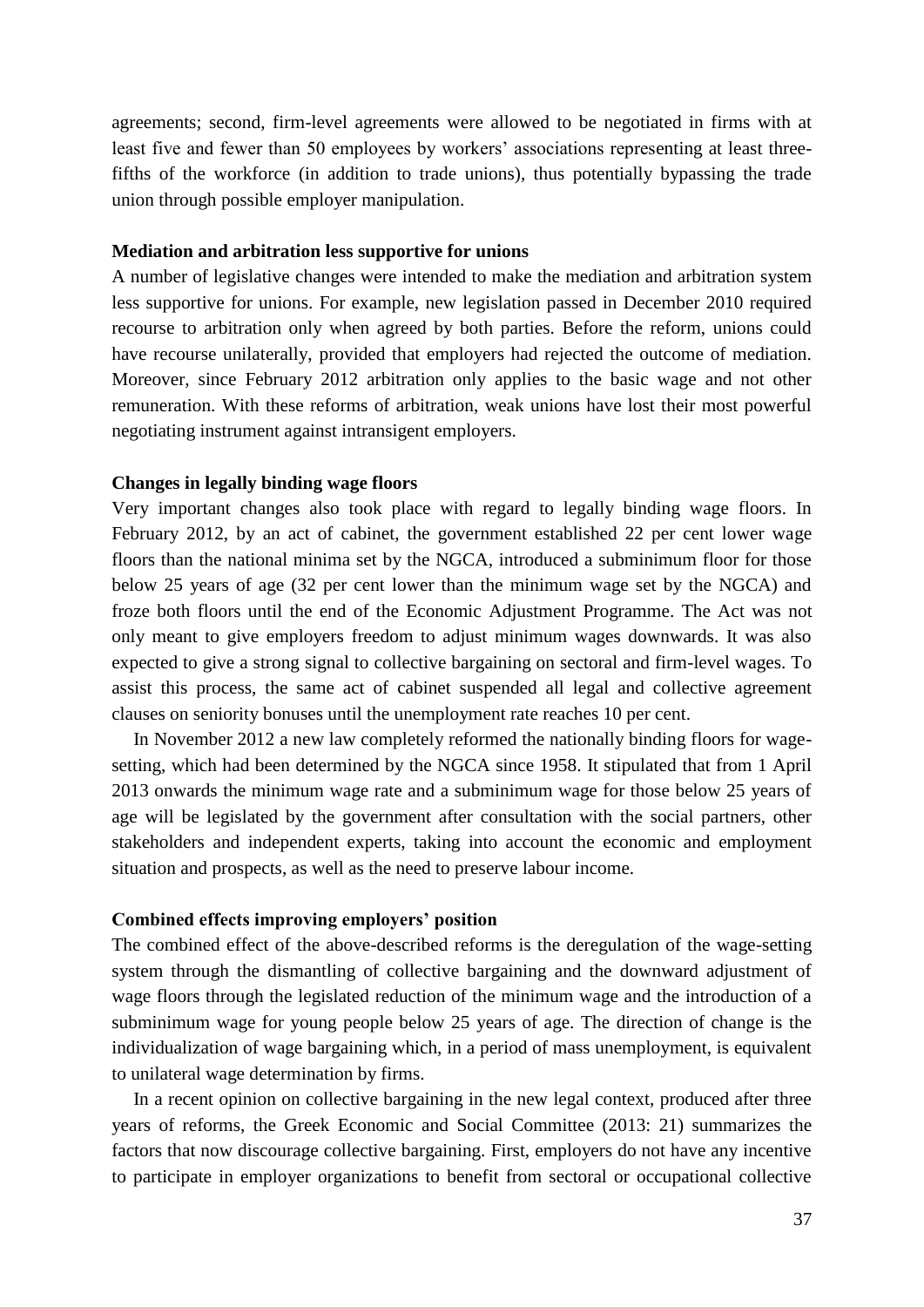agreements; second, firm-level agreements were allowed to be negotiated in firms with at least five and fewer than 50 employees by workers' associations representing at least three-fifths of the workforce (in addition to trade unions), thus potentially bypassing the trade union through possible employer manipulation.

**Mediation and arbitration less supportive for unions**

A number of legislative changes were intended to make the mediation and arbitration system less supportive for unions. For example, new legislation passed in December 2010 required recourse to arbitration only when agreed by both parties. Before the reform, unions could have recourse unilaterally, provided that employers had rejected the outcome of mediation. Moreover, since February 2012 arbitration only applies to the basic wage and not other remuneration. With these reforms of arbitration, weak unions have lost their most powerful negotiating instrument against intransigent employers.

**Changes in legally binding wage floors**

Very important changes also took place with regard to legally binding wage floors. In February 2012, by an act of cabinet, the government established 22 per cent lower wage floors than the national minima set by the NGCA, introduced a subminimum floor for those below 25 years of age (32 per cent lower than the minimum wage set by the NGCA) and froze both floors until the end of the Economic Adjustment Programme. The Act was not only meant to give employers freedom to adjust minimum wages downwards. It was also expected to give a strong signal to collective bargaining on sectoral and firm-level wages. To assist this process, the same act of cabinet suspended all legal and collective agreement clauses on seniority bonuses until the unemployment rate reaches 10 per cent.

In November 2012 a new law completely reformed the nationally binding floors for wage-setting, which had been determined by the NGCA since 1958. It stipulated that from 1 April 2013 onwards the minimum wage rate and a subminimum wage for those below 25 years of age will be legislated by the government after consultation with the social partners, other stakeholders and independent experts, taking into account the economic and employment situation and prospects, as well as the need to preserve labour income.

**Combined effects improving employers' position**

The combined effect of the above-described reforms is the deregulation of the wage-setting system through the dismantling of collective bargaining and the downward adjustment of wage floors through the legislated reduction of the minimum wage and the introduction of a subminimum wage for young people below 25 years of age. The direction of change is the individualization of wage bargaining which, in a period of mass unemployment, is equivalent to unilateral wage determination by firms.

In a recent opinion on collective bargaining in the new legal context, produced after three years of reforms, the Greek Economic and Social Committee (2013: 21) summarizes the factors that now discourage collective bargaining. First, employers do not have any incentive to participate in employer organizations to benefit from sectoral or occupational collective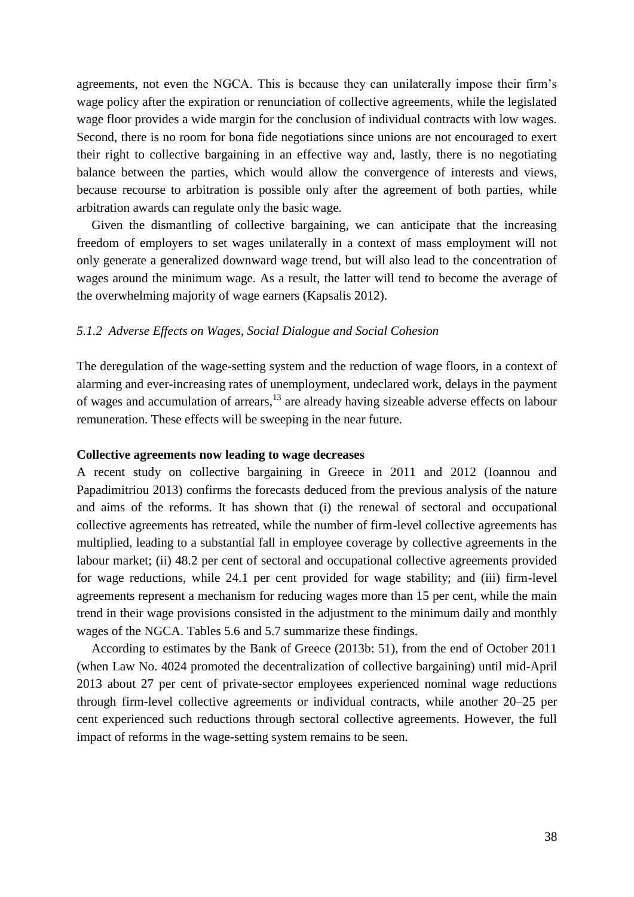agreements, not even the NGCA. This is because they can unilaterally impose their firm's wage policy after the expiration or renunciation of collective agreements, while the legislated wage floor provides a wide margin for the conclusion of individual contracts with low wages. Second, there is no room for bona fide negotiations since unions are not encouraged to exert their right to collective bargaining in an effective way and, lastly, there is no negotiating balance between the parties, which would allow the convergence of interests and views, because recourse to arbitration is possible only after the agreement of both parties, while arbitration awards can regulate only the basic wage.

Given the dismantling of collective bargaining, we can anticipate that the increasing freedom of employers to set wages unilaterally in a context of mass employment will not only generate a generalized downward wage trend, but will also lead to the concentration of wages around the minimum wage. As a result, the latter will tend to become the average of the overwhelming majority of wage earners (Kapsalis 2012).

### *5.1.2 Adverse Effects on Wages, Social Dialogue and Social Cohesion*

The deregulation of the wage-setting system and the reduction of wage floors, in a context of alarming and ever-increasing rates of unemployment, undeclared work, delays in the payment of wages and accumulation of arrears,[13] are already having sizeable adverse effects on labour remuneration. These effects will be sweeping in the near future.

**Collective agreements now leading to wage decreases**

A recent study on collective bargaining in Greece in 2011 and 2012 (Ioannou and Papadimitriou 2013) confirms the forecasts deduced from the previous analysis of the nature and aims of the reforms. It has shown that (i) the renewal of sectoral and occupational collective agreements has retreated, while the number of firm-level collective agreements has multiplied, leading to a substantial fall in employee coverage by collective agreements in the labour market; (ii) 48.2 per cent of sectoral and occupational collective agreements provided for wage reductions, while 24.1 per cent provided for wage stability; and (iii) firm-level agreements represent a mechanism for reducing wages more than 15 per cent, while the main trend in their wage provisions consisted in the adjustment to the minimum daily and monthly wages of the NGCA. Tables 5.6 and 5.7 summarize these findings.

According to estimates by the Bank of Greece (2013b: 51), from the end of October 2011 (when Law No. 4024 promoted the decentralization of collective bargaining) until mid-April 2013 about 27 per cent of private-sector employees experienced nominal wage reductions through firm-level collective agreements or individual contracts, while another 20–25 per cent experienced such reductions through sectoral collective agreements. However, the full impact of reforms in the wage-setting system remains to be seen.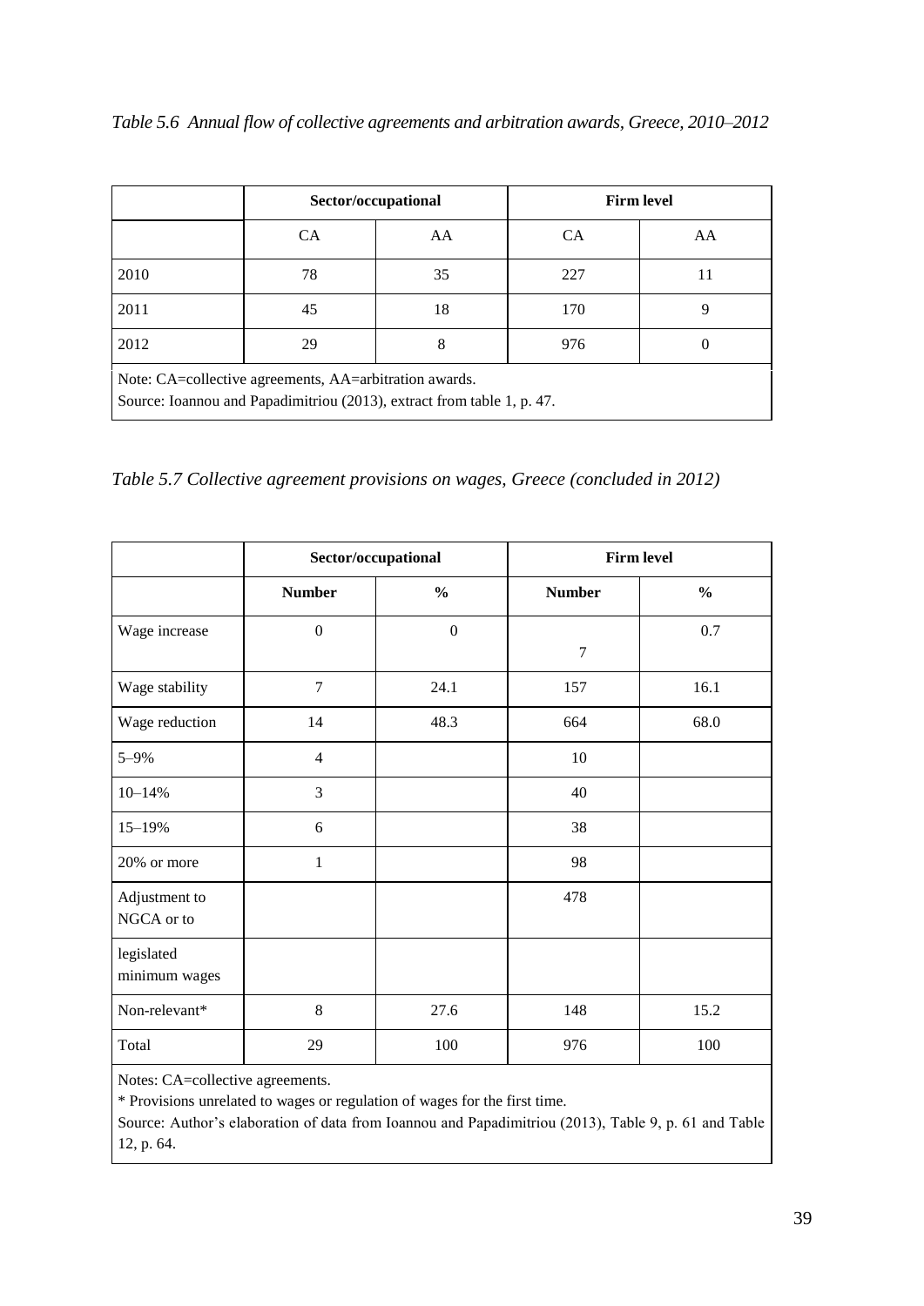*Table 5.6 Annual flow of collective agreements and arbitration awards, Greece, 2010–2012*

| | Sector/occupational | | Firm level | |
|---|---|---|---|---|
| | CA | AA | CA | AA |
| 2010 | 78 | 35 | 227 | 11 |
| 2011 | 45 | 18 | 170 | 9 |
| 2012 | 29 | 8 | 976 | 0 |

Note: CA=collective agreements, AA=arbitration awards.
Source: Ioannou and Papadimitriou (2013), extract from table 1, p. 47.

*Table 5.7 Collective agreement provisions on wages, Greece (concluded in 2012)*

| | Sector/occupational | | Firm level | |
|---|---|---|---|---|
| | **Number** | **%** | **Number** | **%** |
| Wage increase | 0 | 0 | 7 | 0.7 |
| Wage stability | 7 | 24.1 | 157 | 16.1 |
| Wage reduction | 14 | 48.3 | 664 | 68.0 |
| 5–9% | 4 | | 10 | |
| 10–14% | 3 | | 40 | |
| 15–19% | 6 | | 38 | |
| 20% or more | 1 | | 98 | |
| Adjustment to NGCA or to | | | 478 | |
| legislated minimum wages | | | | |
| Non-relevant* | 8 | 27.6 | 148 | 15.2 |
| Total | 29 | 100 | 976 | 100 |

Notes: CA=collective agreements.
* Provisions unrelated to wages or regulation of wages for the first time.
Source: Author's elaboration of data from Ioannou and Papadimitriou (2013), Table 9, p. 61 and Table 12, p. 64.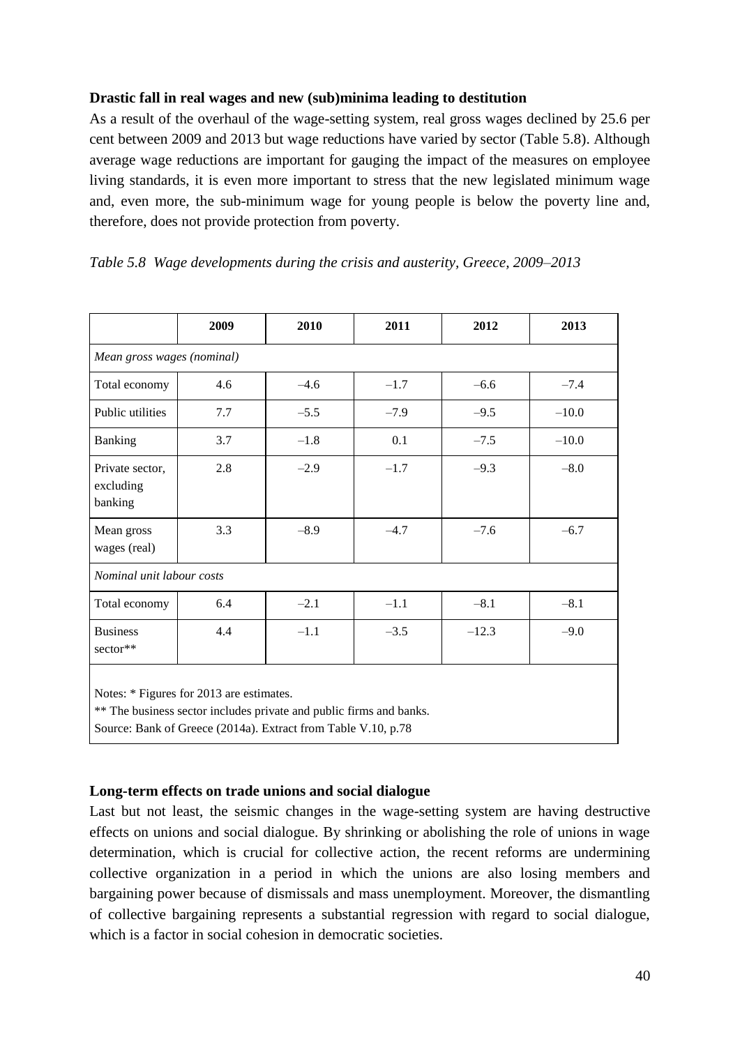**Drastic fall in real wages and new (sub)minima leading to destitution**

As a result of the overhaul of the wage-setting system, real gross wages declined by 25.6 per cent between 2009 and 2013 but wage reductions have varied by sector (Table 5.8). Although average wage reductions are important for gauging the impact of the measures on employee living standards, it is even more important to stress that the new legislated minimum wage and, even more, the sub-minimum wage for young people is below the poverty line and, therefore, does not provide protection from poverty.

*Table 5.8 Wage developments during the crisis and austerity, Greece, 2009–2013*

| | 2009 | 2010 | 2011 | 2012 | 2013 |
|---|---|---|---|---|---|
| *Mean gross wages (nominal)* | | | | | |
| Total economy | 4.6 | –4.6 | –1.7 | –6.6 | –7.4 |
| Public utilities | 7.7 | –5.5 | –7.9 | –9.5 | –10.0 |
| Banking | 3.7 | –1.8 | 0.1 | –7.5 | –10.0 |
| Private sector, excluding banking | 2.8 | –2.9 | –1.7 | –9.3 | –8.0 |
| Mean gross wages (real) | 3.3 | –8.9 | –4.7 | –7.6 | –6.7 |
| *Nominal unit labour costs* | | | | | |
| Total economy | 6.4 | –2.1 | –1.1 | –8.1 | –8.1 |
| Business sector** | 4.4 | –1.1 | –3.5 | –12.3 | –9.0 |

Notes: * Figures for 2013 are estimates.
** The business sector includes private and public firms and banks.
Source: Bank of Greece (2014a). Extract from Table V.10, p.78

**Long-term effects on trade unions and social dialogue**

Last but not least, the seismic changes in the wage-setting system are having destructive effects on unions and social dialogue. By shrinking or abolishing the role of unions in wage determination, which is crucial for collective action, the recent reforms are undermining collective organization in a period in which the unions are also losing members and bargaining power because of dismissals and mass unemployment. Moreover, the dismantling of collective bargaining represents a substantial regression with regard to social dialogue, which is a factor in social cohesion in democratic societies.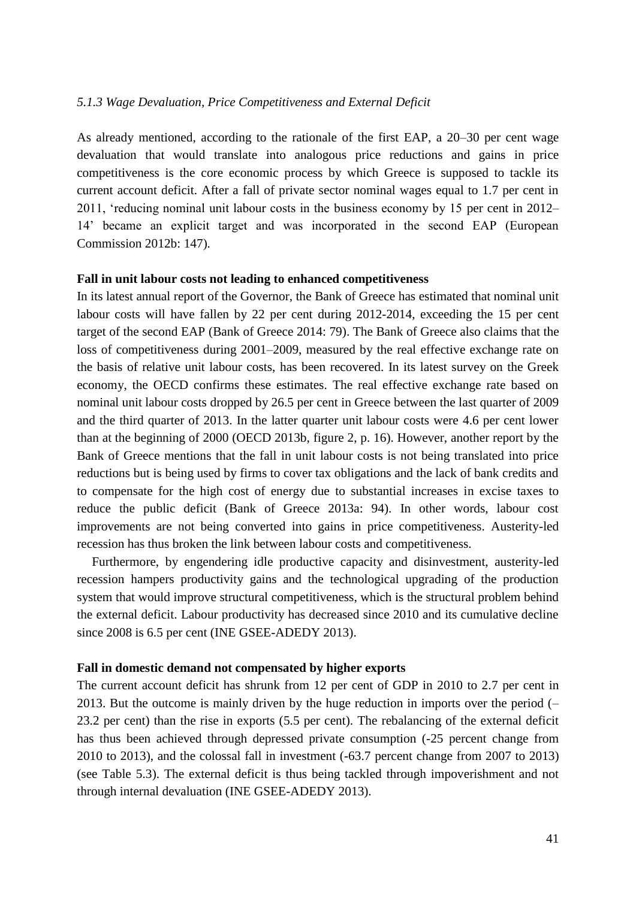### *5.1.3 Wage Devaluation, Price Competitiveness and External Deficit*

As already mentioned, according to the rationale of the first EAP, a 20–30 per cent wage devaluation that would translate into analogous price reductions and gains in price competitiveness is the core economic process by which Greece is supposed to tackle its current account deficit. After a fall of private sector nominal wages equal to 1.7 per cent in 2011, 'reducing nominal unit labour costs in the business economy by 15 per cent in 2012–14' became an explicit target and was incorporated in the second EAP (European Commission 2012b: 147).

**Fall in unit labour costs not leading to enhanced competitiveness**

In its latest annual report of the Governor, the Bank of Greece has estimated that nominal unit labour costs will have fallen by 22 per cent during 2012-2014, exceeding the 15 per cent target of the second EAP (Bank of Greece 2014: 79). The Bank of Greece also claims that the loss of competitiveness during 2001–2009, measured by the real effective exchange rate on the basis of relative unit labour costs, has been recovered. In its latest survey on the Greek economy, the OECD confirms these estimates. The real effective exchange rate based on nominal unit labour costs dropped by 26.5 per cent in Greece between the last quarter of 2009 and the third quarter of 2013. In the latter quarter unit labour costs were 4.6 per cent lower than at the beginning of 2000 (OECD 2013b, figure 2, p. 16). However, another report by the Bank of Greece mentions that the fall in unit labour costs is not being translated into price reductions but is being used by firms to cover tax obligations and the lack of bank credits and to compensate for the high cost of energy due to substantial increases in excise taxes to reduce the public deficit (Bank of Greece 2013a: 94). In other words, labour cost improvements are not being converted into gains in price competitiveness. Austerity-led recession has thus broken the link between labour costs and competitiveness.

Furthermore, by engendering idle productive capacity and disinvestment, austerity-led recession hampers productivity gains and the technological upgrading of the production system that would improve structural competitiveness, which is the structural problem behind the external deficit. Labour productivity has decreased since 2010 and its cumulative decline since 2008 is 6.5 per cent (INE GSEE-ADEDY 2013).

**Fall in domestic demand not compensated by higher exports**

The current account deficit has shrunk from 12 per cent of GDP in 2010 to 2.7 per cent in 2013. But the outcome is mainly driven by the huge reduction in imports over the period (–23.2 per cent) than the rise in exports (5.5 per cent). The rebalancing of the external deficit has thus been achieved through depressed private consumption (-25 percent change from 2010 to 2013), and the colossal fall in investment (-63.7 percent change from 2007 to 2013) (see Table 5.3). The external deficit is thus being tackled through impoverishment and not through internal devaluation (INE GSEE-ADEDY 2013).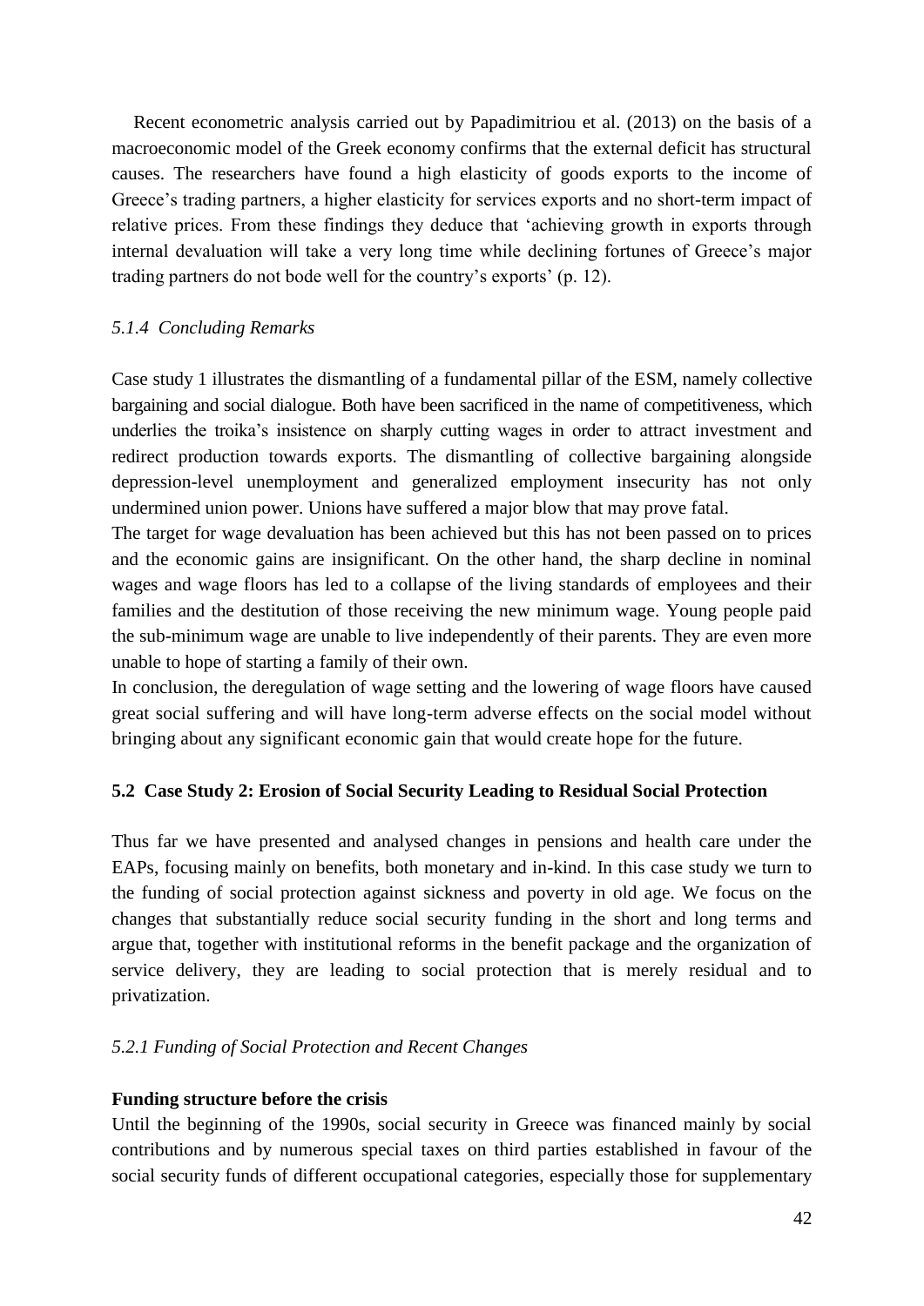Recent econometric analysis carried out by Papadimitriou et al. (2013) on the basis of a macroeconomic model of the Greek economy confirms that the external deficit has structural causes. The researchers have found a high elasticity of goods exports to the income of Greece's trading partners, a higher elasticity for services exports and no short-term impact of relative prices. From these findings they deduce that 'achieving growth in exports through internal devaluation will take a very long time while declining fortunes of Greece's major trading partners do not bode well for the country's exports' (p. 12).

#### *5.1.4 Concluding Remarks*

Case study 1 illustrates the dismantling of a fundamental pillar of the ESM, namely collective bargaining and social dialogue. Both have been sacrificed in the name of competitiveness, which underlies the troika's insistence on sharply cutting wages in order to attract investment and redirect production towards exports. The dismantling of collective bargaining alongside depression-level unemployment and generalized employment insecurity has not only undermined union power. Unions have suffered a major blow that may prove fatal.

The target for wage devaluation has been achieved but this has not been passed on to prices and the economic gains are insignificant. On the other hand, the sharp decline in nominal wages and wage floors has led to a collapse of the living standards of employees and their families and the destitution of those receiving the new minimum wage. Young people paid the sub-minimum wage are unable to live independently of their parents. They are even more unable to hope of starting a family of their own.

In conclusion, the deregulation of wage setting and the lowering of wage floors have caused great social suffering and will have long-term adverse effects on the social model without bringing about any significant economic gain that would create hope for the future.

### 5.2 Case Study 2: Erosion of Social Security Leading to Residual Social Protection

Thus far we have presented and analysed changes in pensions and health care under the EAPs, focusing mainly on benefits, both monetary and in-kind. In this case study we turn to the funding of social protection against sickness and poverty in old age. We focus on the changes that substantially reduce social security funding in the short and long terms and argue that, together with institutional reforms in the benefit package and the organization of service delivery, they are leading to social protection that is merely residual and to privatization.

#### *5.2.1 Funding of Social Protection and Recent Changes*

**Funding structure before the crisis**

Until the beginning of the 1990s, social security in Greece was financed mainly by social contributions and by numerous special taxes on third parties established in favour of the social security funds of different occupational categories, especially those for supplementary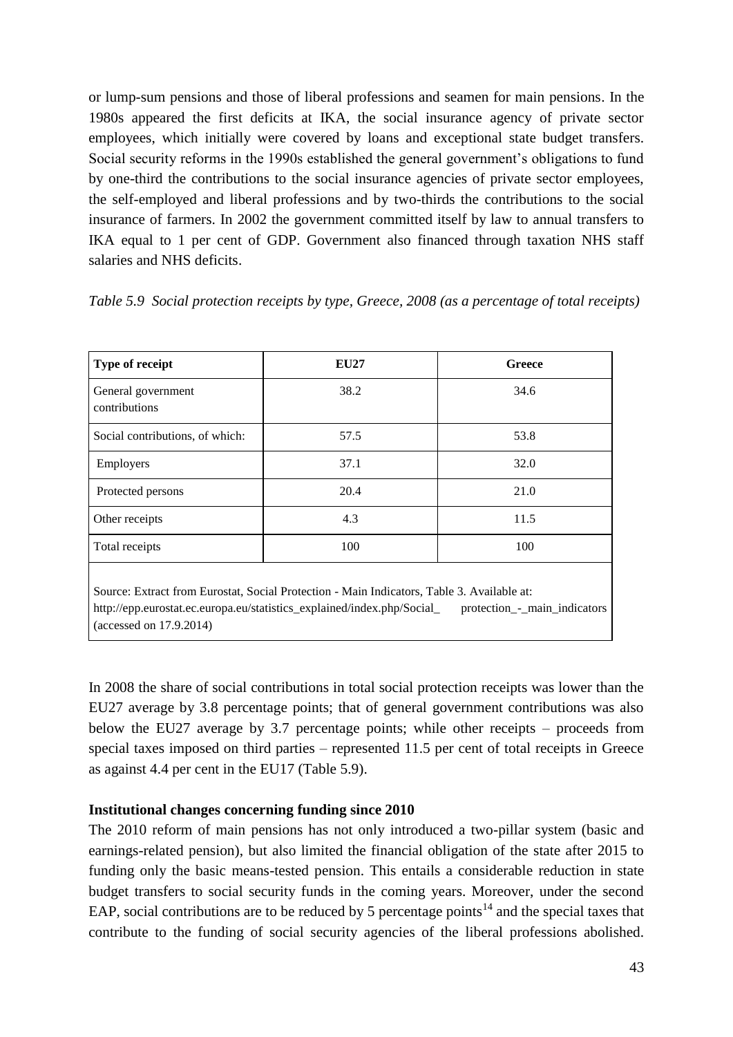or lump-sum pensions and those of liberal professions and seamen for main pensions. In the 1980s appeared the first deficits at IKA, the social insurance agency of private sector employees, which initially were covered by loans and exceptional state budget transfers. Social security reforms in the 1990s established the general government's obligations to fund by one-third the contributions to the social insurance agencies of private sector employees, the self-employed and liberal professions and by two-thirds the contributions to the social insurance of farmers. In 2002 the government committed itself by law to annual transfers to IKA equal to 1 per cent of GDP. Government also financed through taxation NHS staff salaries and NHS deficits.

*Table 5.9 Social protection receipts by type, Greece, 2008 (as a percentage of total receipts)*

| Type of receipt | EU27 | Greece |
|---|---|---|
| General government contributions | 38.2 | 34.6 |
| Social contributions, of which: | 57.5 | 53.8 |
| Employers | 37.1 | 32.0 |
| Protected persons | 20.4 | 21.0 |
| Other receipts | 4.3 | 11.5 |
| Total receipts | 100 | 100 |

Source: Extract from Eurostat, Social Protection - Main Indicators, Table 3. Available at: http://epp.eurostat.ec.europa.eu/statistics_explained/index.php/Social_ protection_-_main_indicators (accessed on 17.9.2014)

In 2008 the share of social contributions in total social protection receipts was lower than the EU27 average by 3.8 percentage points; that of general government contributions was also below the EU27 average by 3.7 percentage points; while other receipts – proceeds from special taxes imposed on third parties – represented 11.5 per cent of total receipts in Greece as against 4.4 per cent in the EU17 (Table 5.9).

**Institutional changes concerning funding since 2010**

The 2010 reform of main pensions has not only introduced a two-pillar system (basic and earnings-related pension), but also limited the financial obligation of the state after 2015 to funding only the basic means-tested pension. This entails a considerable reduction in state budget transfers to social security funds in the coming years. Moreover, under the second EAP, social contributions are to be reduced by 5 percentage points[14] and the special taxes that contribute to the funding of social security agencies of the liberal professions abolished.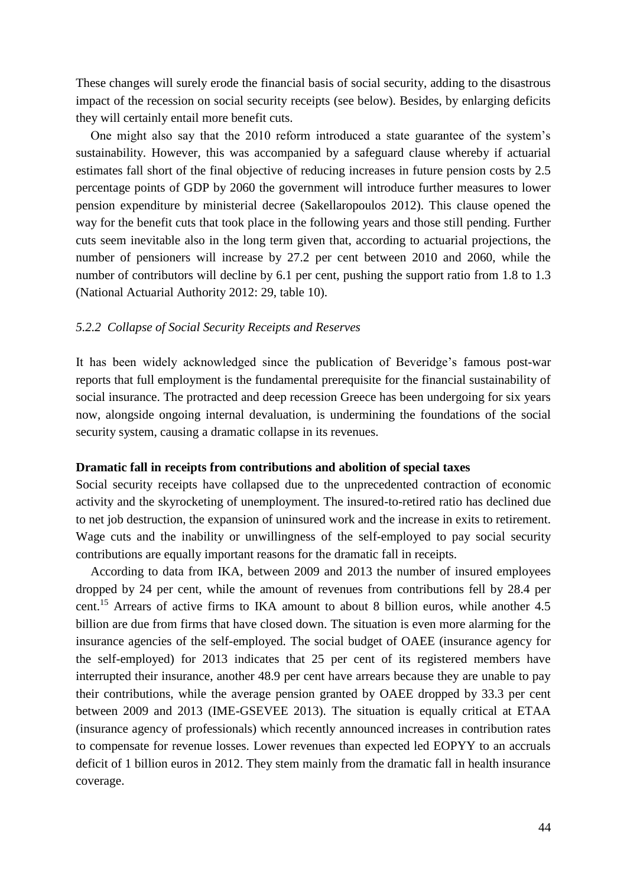These changes will surely erode the financial basis of social security, adding to the disastrous impact of the recession on social security receipts (see below). Besides, by enlarging deficits they will certainly entail more benefit cuts.

One might also say that the 2010 reform introduced a state guarantee of the system's sustainability. However, this was accompanied by a safeguard clause whereby if actuarial estimates fall short of the final objective of reducing increases in future pension costs by 2.5 percentage points of GDP by 2060 the government will introduce further measures to lower pension expenditure by ministerial decree (Sakellaropoulos 2012). This clause opened the way for the benefit cuts that took place in the following years and those still pending. Further cuts seem inevitable also in the long term given that, according to actuarial projections, the number of pensioners will increase by 27.2 per cent between 2010 and 2060, while the number of contributors will decline by 6.1 per cent, pushing the support ratio from 1.8 to 1.3 (National Actuarial Authority 2012: 29, table 10).

### *5.2.2 Collapse of Social Security Receipts and Reserves*

It has been widely acknowledged since the publication of Beveridge's famous post-war reports that full employment is the fundamental prerequisite for the financial sustainability of social insurance. The protracted and deep recession Greece has been undergoing for six years now, alongside ongoing internal devaluation, is undermining the foundations of the social security system, causing a dramatic collapse in its revenues.

**Dramatic fall in receipts from contributions and abolition of special taxes**

Social security receipts have collapsed due to the unprecedented contraction of economic activity and the skyrocketing of unemployment. The insured-to-retired ratio has declined due to net job destruction, the expansion of uninsured work and the increase in exits to retirement. Wage cuts and the inability or unwillingness of the self-employed to pay social security contributions are equally important reasons for the dramatic fall in receipts.

According to data from IKA, between 2009 and 2013 the number of insured employees dropped by 24 per cent, while the amount of revenues from contributions fell by 28.4 per cent.[15] Arrears of active firms to IKA amount to about 8 billion euros, while another 4.5 billion are due from firms that have closed down. The situation is even more alarming for the insurance agencies of the self-employed. The social budget of OAEE (insurance agency for the self-employed) for 2013 indicates that 25 per cent of its registered members have interrupted their insurance, another 48.9 per cent have arrears because they are unable to pay their contributions, while the average pension granted by OAEE dropped by 33.3 per cent between 2009 and 2013 (IME-GSEVEE 2013). The situation is equally critical at ETAA (insurance agency of professionals) which recently announced increases in contribution rates to compensate for revenue losses. Lower revenues than expected led EOPYY to an accruals deficit of 1 billion euros in 2012. They stem mainly from the dramatic fall in health insurance coverage.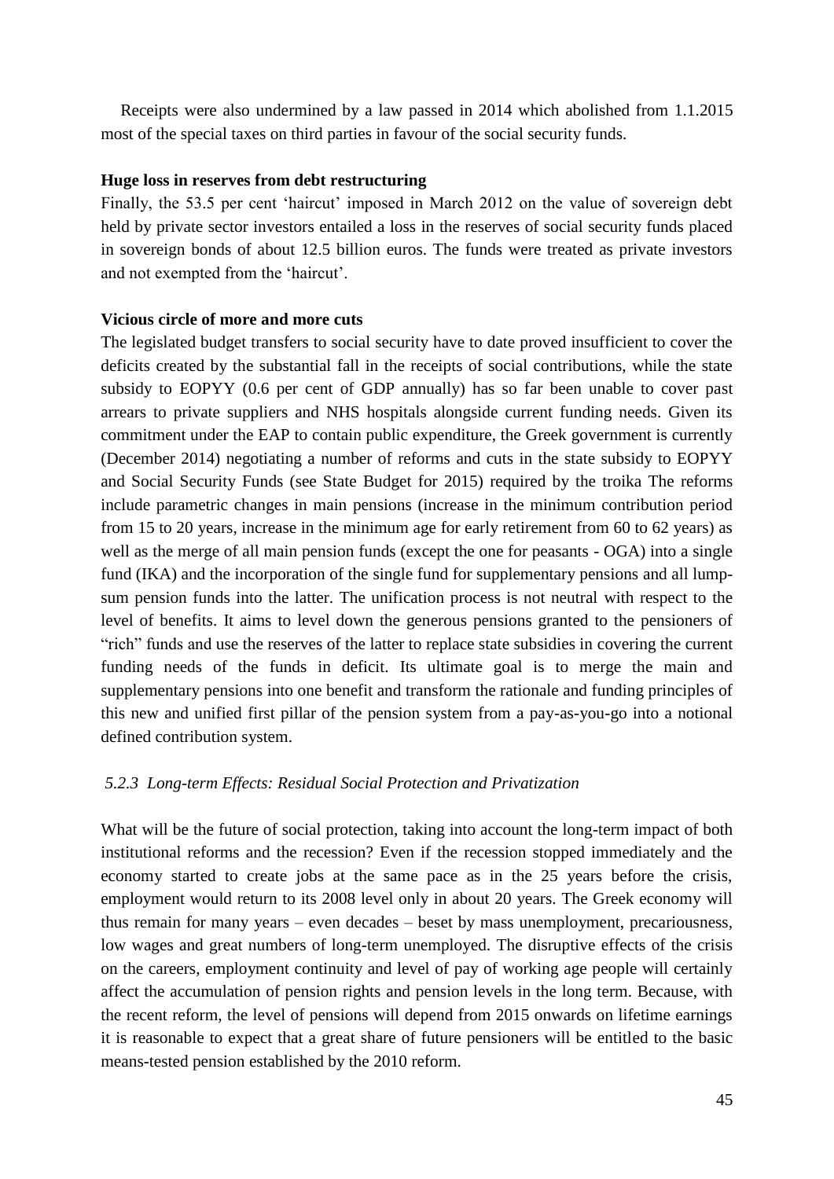Receipts were also undermined by a law passed in 2014 which abolished from 1.1.2015 most of the special taxes on third parties in favour of the social security funds.

**Huge loss in reserves from debt restructuring**

Finally, the 53.5 per cent 'haircut' imposed in March 2012 on the value of sovereign debt held by private sector investors entailed a loss in the reserves of social security funds placed in sovereign bonds of about 12.5 billion euros. The funds were treated as private investors and not exempted from the 'haircut'.

**Vicious circle of more and more cuts**

The legislated budget transfers to social security have to date proved insufficient to cover the deficits created by the substantial fall in the receipts of social contributions, while the state subsidy to EOPYY (0.6 per cent of GDP annually) has so far been unable to cover past arrears to private suppliers and NHS hospitals alongside current funding needs. Given its commitment under the EAP to contain public expenditure, the Greek government is currently (December 2014) negotiating a number of reforms and cuts in the state subsidy to EOPYY and Social Security Funds (see State Budget for 2015) required by the troika The reforms include parametric changes in main pensions (increase in the minimum contribution period from 15 to 20 years, increase in the minimum age for early retirement from 60 to 62 years) as well as the merge of all main pension funds (except the one for peasants - OGA) into a single fund (IKA) and the incorporation of the single fund for supplementary pensions and all lump-sum pension funds into the latter. The unification process is not neutral with respect to the level of benefits. It aims to level down the generous pensions granted to the pensioners of "rich" funds and use the reserves of the latter to replace state subsidies in covering the current funding needs of the funds in deficit. Its ultimate goal is to merge the main and supplementary pensions into one benefit and transform the rationale and funding principles of this new and unified first pillar of the pension system from a pay-as-you-go into a notional defined contribution system.

### *5.2.3 Long-term Effects: Residual Social Protection and Privatization*

What will be the future of social protection, taking into account the long-term impact of both institutional reforms and the recession? Even if the recession stopped immediately and the economy started to create jobs at the same pace as in the 25 years before the crisis, employment would return to its 2008 level only in about 20 years. The Greek economy will thus remain for many years – even decades – beset by mass unemployment, precariousness, low wages and great numbers of long-term unemployed. The disruptive effects of the crisis on the careers, employment continuity and level of pay of working age people will certainly affect the accumulation of pension rights and pension levels in the long term. Because, with the recent reform, the level of pensions will depend from 2015 onwards on lifetime earnings it is reasonable to expect that a great share of future pensioners will be entitled to the basic means-tested pension established by the 2010 reform.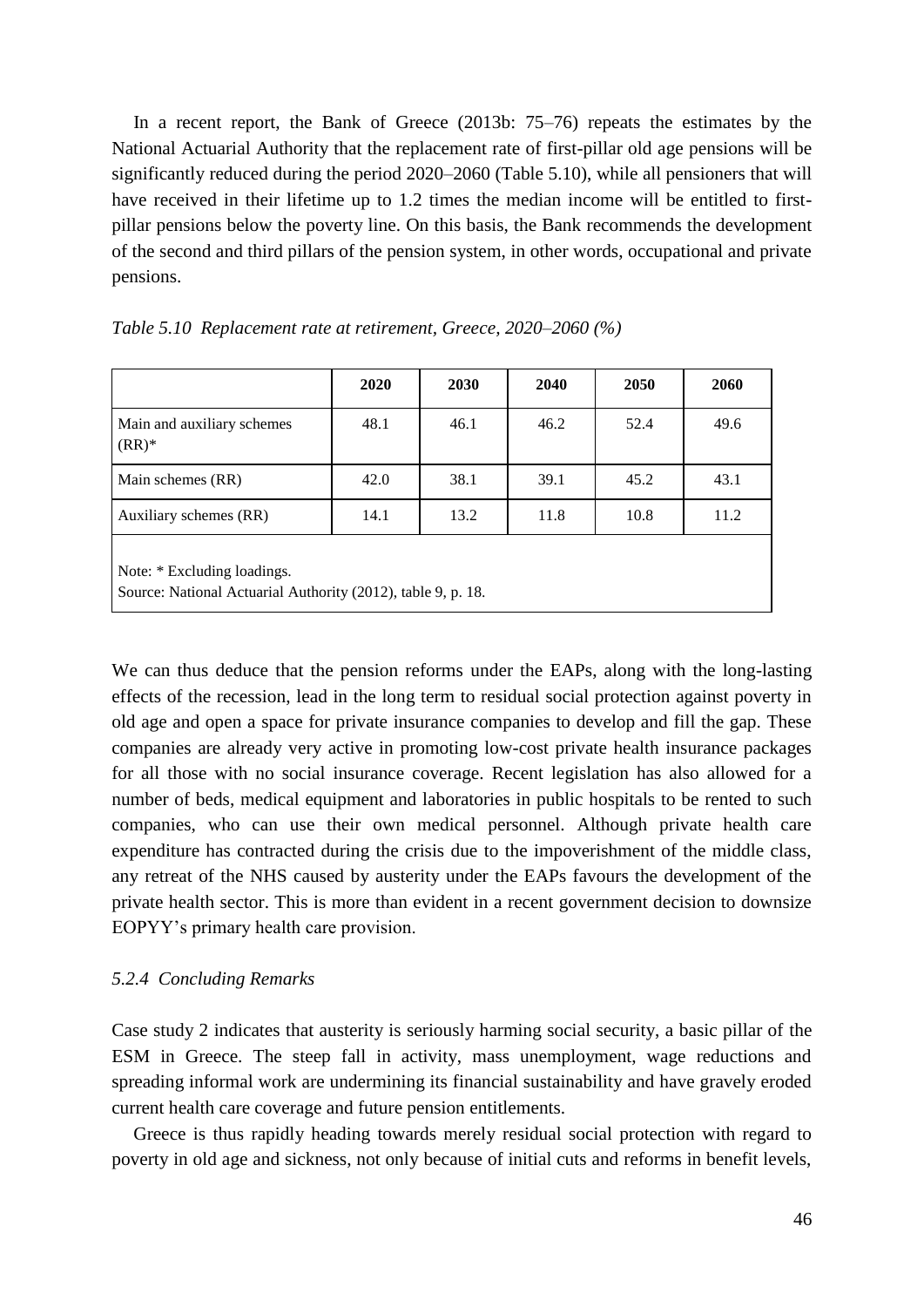In a recent report, the Bank of Greece (2013b: 75–76) repeats the estimates by the National Actuarial Authority that the replacement rate of first-pillar old age pensions will be significantly reduced during the period 2020–2060 (Table 5.10), while all pensioners that will have received in their lifetime up to 1.2 times the median income will be entitled to first-pillar pensions below the poverty line. On this basis, the Bank recommends the development of the second and third pillars of the pension system, in other words, occupational and private pensions.

*Table 5.10 Replacement rate at retirement, Greece, 2020–2060 (%)*

| | 2020 | 2030 | 2040 | 2050 | 2060 |
|---|---|---|---|---|---|
| Main and auxiliary schemes (RR)* | 48.1 | 46.1 | 46.2 | 52.4 | 49.6 |
| Main schemes (RR) | 42.0 | 38.1 | 39.1 | 45.2 | 43.1 |
| Auxiliary schemes (RR) | 14.1 | 13.2 | 11.8 | 10.8 | 11.2 |

Note: * Excluding loadings.
Source: National Actuarial Authority (2012), table 9, p. 18.

We can thus deduce that the pension reforms under the EAPs, along with the long-lasting effects of the recession, lead in the long term to residual social protection against poverty in old age and open a space for private insurance companies to develop and fill the gap. These companies are already very active in promoting low-cost private health insurance packages for all those with no social insurance coverage. Recent legislation has also allowed for a number of beds, medical equipment and laboratories in public hospitals to be rented to such companies, who can use their own medical personnel. Although private health care expenditure has contracted during the crisis due to the impoverishment of the middle class, any retreat of the NHS caused by austerity under the EAPs favours the development of the private health sector. This is more than evident in a recent government decision to downsize EOPYY's primary health care provision.

### *5.2.4 Concluding Remarks*

Case study 2 indicates that austerity is seriously harming social security, a basic pillar of the ESM in Greece. The steep fall in activity, mass unemployment, wage reductions and spreading informal work are undermining its financial sustainability and have gravely eroded current health care coverage and future pension entitlements.

Greece is thus rapidly heading towards merely residual social protection with regard to poverty in old age and sickness, not only because of initial cuts and reforms in benefit levels,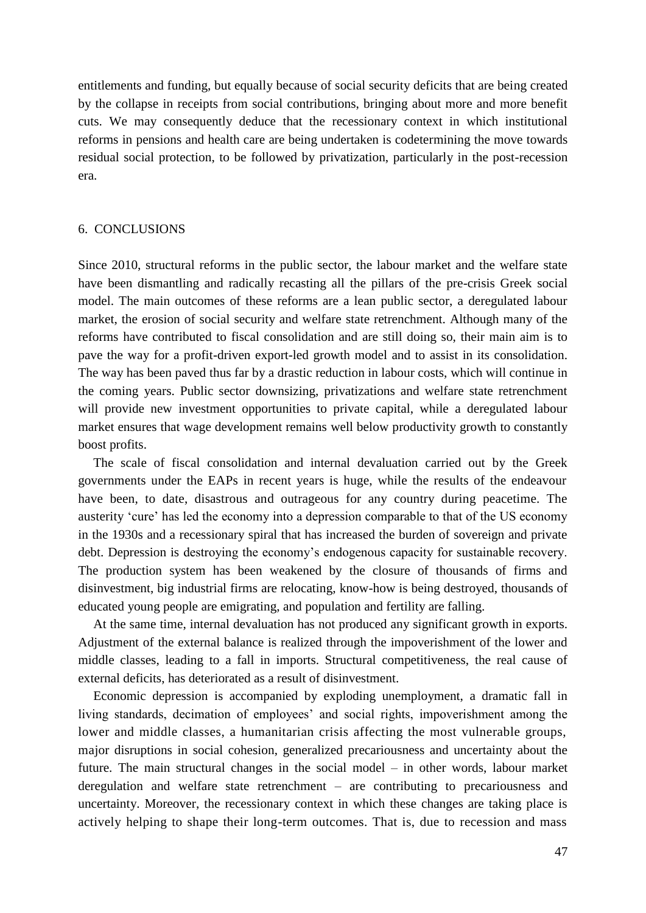entitlements and funding, but equally because of social security deficits that are being created by the collapse in receipts from social contributions, bringing about more and more benefit cuts. We may consequently deduce that the recessionary context in which institutional reforms in pensions and health care are being undertaken is codetermining the move towards residual social protection, to be followed by privatization, particularly in the post-recession era.

## 6. CONCLUSIONS

Since 2010, structural reforms in the public sector, the labour market and the welfare state have been dismantling and radically recasting all the pillars of the pre-crisis Greek social model. The main outcomes of these reforms are a lean public sector, a deregulated labour market, the erosion of social security and welfare state retrenchment. Although many of the reforms have contributed to fiscal consolidation and are still doing so, their main aim is to pave the way for a profit-driven export-led growth model and to assist in its consolidation. The way has been paved thus far by a drastic reduction in labour costs, which will continue in the coming years. Public sector downsizing, privatizations and welfare state retrenchment will provide new investment opportunities to private capital, while a deregulated labour market ensures that wage development remains well below productivity growth to constantly boost profits.

The scale of fiscal consolidation and internal devaluation carried out by the Greek governments under the EAPs in recent years is huge, while the results of the endeavour have been, to date, disastrous and outrageous for any country during peacetime. The austerity 'cure' has led the economy into a depression comparable to that of the US economy in the 1930s and a recessionary spiral that has increased the burden of sovereign and private debt. Depression is destroying the economy's endogenous capacity for sustainable recovery. The production system has been weakened by the closure of thousands of firms and disinvestment, big industrial firms are relocating, know-how is being destroyed, thousands of educated young people are emigrating, and population and fertility are falling.

At the same time, internal devaluation has not produced any significant growth in exports. Adjustment of the external balance is realized through the impoverishment of the lower and middle classes, leading to a fall in imports. Structural competitiveness, the real cause of external deficits, has deteriorated as a result of disinvestment.

Economic depression is accompanied by exploding unemployment, a dramatic fall in living standards, decimation of employees' and social rights, impoverishment among the lower and middle classes, a humanitarian crisis affecting the most vulnerable groups, major disruptions in social cohesion, generalized precariousness and uncertainty about the future. The main structural changes in the social model – in other words, labour market deregulation and welfare state retrenchment – are contributing to precariousness and uncertainty. Moreover, the recessionary context in which these changes are taking place is actively helping to shape their long-term outcomes. That is, due to recession and mass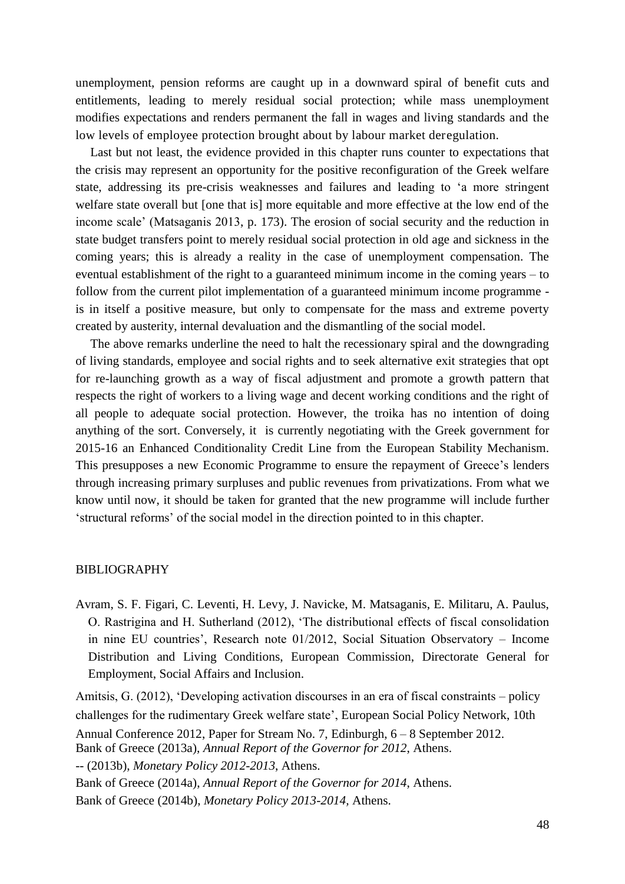unemployment, pension reforms are caught up in a downward spiral of benefit cuts and entitlements, leading to merely residual social protection; while mass unemployment modifies expectations and renders permanent the fall in wages and living standards and the low levels of employee protection brought about by labour market deregulation.

Last but not least, the evidence provided in this chapter runs counter to expectations that the crisis may represent an opportunity for the positive reconfiguration of the Greek welfare state, addressing its pre-crisis weaknesses and failures and leading to 'a more stringent welfare state overall but [one that is] more equitable and more effective at the low end of the income scale' (Matsaganis 2013, p. 173). The erosion of social security and the reduction in state budget transfers point to merely residual social protection in old age and sickness in the coming years; this is already a reality in the case of unemployment compensation. The eventual establishment of the right to a guaranteed minimum income in the coming years – to follow from the current pilot implementation of a guaranteed minimum income programme - is in itself a positive measure, but only to compensate for the mass and extreme poverty created by austerity, internal devaluation and the dismantling of the social model.

The above remarks underline the need to halt the recessionary spiral and the downgrading of living standards, employee and social rights and to seek alternative exit strategies that opt for re-launching growth as a way of fiscal adjustment and promote a growth pattern that respects the right of workers to a living wage and decent working conditions and the right of all people to adequate social protection. However, the troika has no intention of doing anything of the sort. Conversely, it is currently negotiating with the Greek government for 2015-16 an Enhanced Conditionality Credit Line from the European Stability Mechanism. This presupposes a new Economic Programme to ensure the repayment of Greece's lenders through increasing primary surpluses and public revenues from privatizations. From what we know until now, it should be taken for granted that the new programme will include further 'structural reforms' of the social model in the direction pointed to in this chapter.

## BIBLIOGRAPHY

Avram, S. F. Figari, C. Leventi, H. Levy, J. Navicke, M. Matsaganis, E. Militaru, A. Paulus, O. Rastrigina and H. Sutherland (2012), 'The distributional effects of fiscal consolidation in nine EU countries', Research note 01/2012, Social Situation Observatory – Income Distribution and Living Conditions, European Commission, Directorate General for Employment, Social Affairs and Inclusion.

Amitsis, G. (2012), 'Developing activation discourses in an era of fiscal constraints – policy challenges for the rudimentary Greek welfare state', European Social Policy Network, 10th Annual Conference 2012, Paper for Stream No. 7, Edinburgh, 6 – 8 September 2012.

Bank of Greece (2013a), *Annual Report of the Governor for 2012*, Athens.

-- (2013b), *Monetary Policy 2012-2013*, Athens.

Bank of Greece (2014a), *Annual Report of the Governor for 2014*, Athens.

Bank of Greece (2014b), *Monetary Policy 2013-2014,* Athens.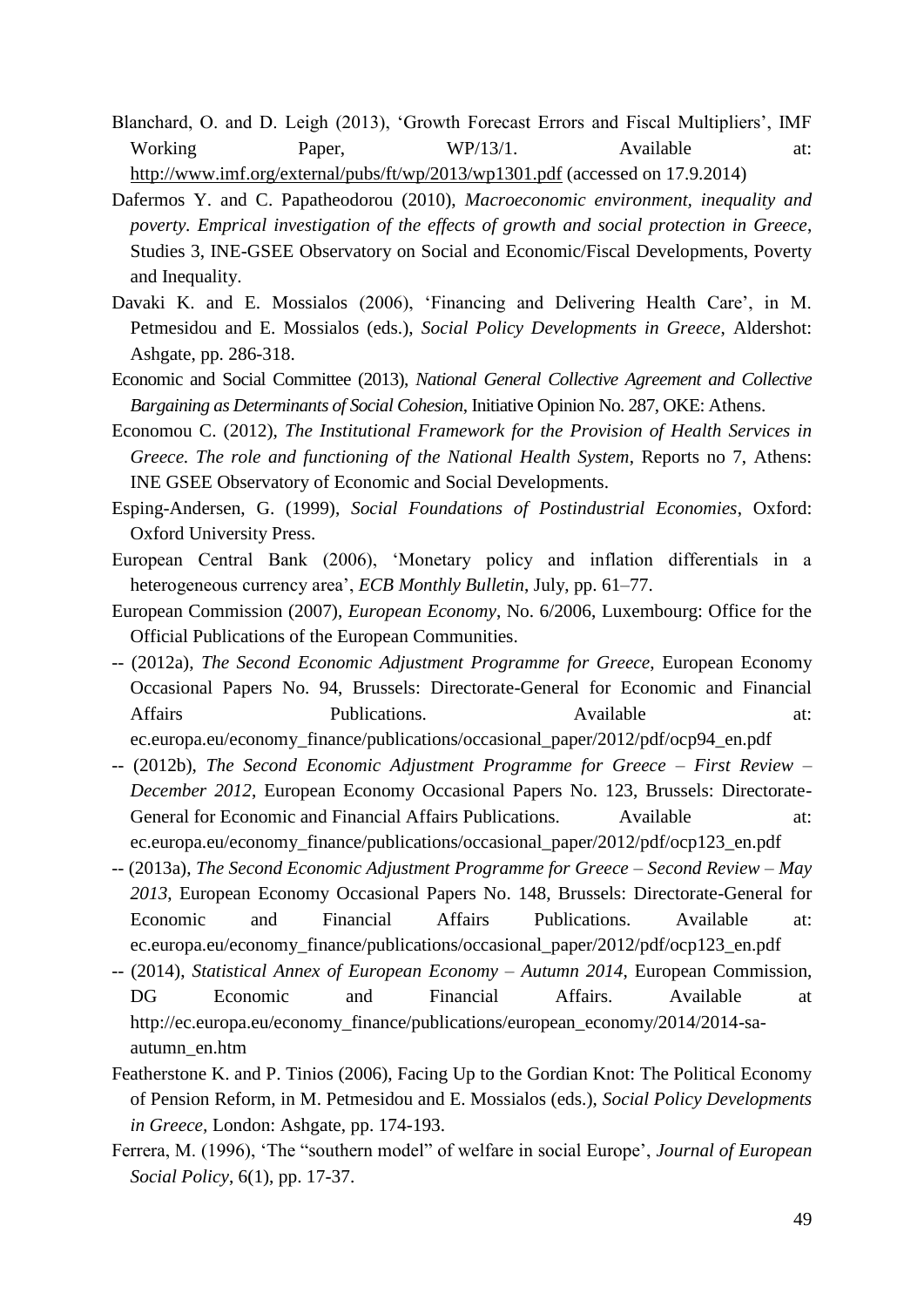Blanchard, O. and D. Leigh (2013), 'Growth Forecast Errors and Fiscal Multipliers', IMF Working Paper, WP/13/1. Available at: http://www.imf.org/external/pubs/ft/wp/2013/wp1301.pdf (accessed on 17.9.2014)

Dafermos Y. and C. Papatheodorou (2010), *Macroeconomic environment, inequality and poverty. Emprical investigation of the effects of growth and social protection in Greece*, Studies 3, INE-GSEE Observatory on Social and Economic/Fiscal Developments, Poverty and Inequality.

Davaki K. and E. Mossialos (2006), 'Financing and Delivering Health Care', in M. Petmesidou and E. Mossialos (eds.), *Social Policy Developments in Greece*, Aldershot: Ashgate, pp. 286-318.

Economic and Social Committee (2013), *National General Collective Agreement and Collective Bargaining as Determinants of Social Cohesion*, Initiative Opinion No. 287, OKE: Athens.

Economou C. (2012), *The Institutional Framework for the Provision of Health Services in Greece. The role and functioning of the National Health System*, Reports no 7, Athens: INE GSEE Observatory of Economic and Social Developments.

Esping-Andersen, G. (1999), *Social Foundations of Postindustrial Economies*, Oxford: Oxford University Press.

European Central Bank (2006), 'Monetary policy and inflation differentials in a heterogeneous currency area', *ECB Monthly Bulletin*, July, pp. 61–77.

European Commission (2007), *European Economy*, No. 6/2006, Luxembourg: Office for the Official Publications of the European Communities.

-- (2012a), *The Second Economic Adjustment Programme for Greece*, European Economy Occasional Papers No. 94, Brussels: Directorate-General for Economic and Financial Affairs Publications. Available at: ec.europa.eu/economy_finance/publications/occasional_paper/2012/pdf/ocp94_en.pdf

-- (2012b), *The Second Economic Adjustment Programme for Greece – First Review – December 2012*, European Economy Occasional Papers No. 123, Brussels: Directorate-General for Economic and Financial Affairs Publications. Available at: ec.europa.eu/economy_finance/publications/occasional_paper/2012/pdf/ocp123_en.pdf

-- (2013a), *The Second Economic Adjustment Programme for Greece – Second Review – May 2013*, European Economy Occasional Papers No. 148, Brussels: Directorate-General for Economic and Financial Affairs Publications. Available at: ec.europa.eu/economy_finance/publications/occasional_paper/2012/pdf/ocp123_en.pdf

-- (2014), *Statistical Annex of European Economy – Autumn 2014*, European Commission, DG Economic and Financial Affairs. Available at http://ec.europa.eu/economy_finance/publications/european_economy/2014/2014-sa-autumn_en.htm

Featherstone K. and P. Tinios (2006), Facing Up to the Gordian Knot: The Political Economy of Pension Reform, in M. Petmesidou and E. Mossialos (eds.), *Social Policy Developments in Greece*, London: Ashgate, pp. 174-193.

Ferrera, M. (1996), 'The "southern model" of welfare in social Europe', *Journal of European Social Policy*, 6(1), pp. 17-37.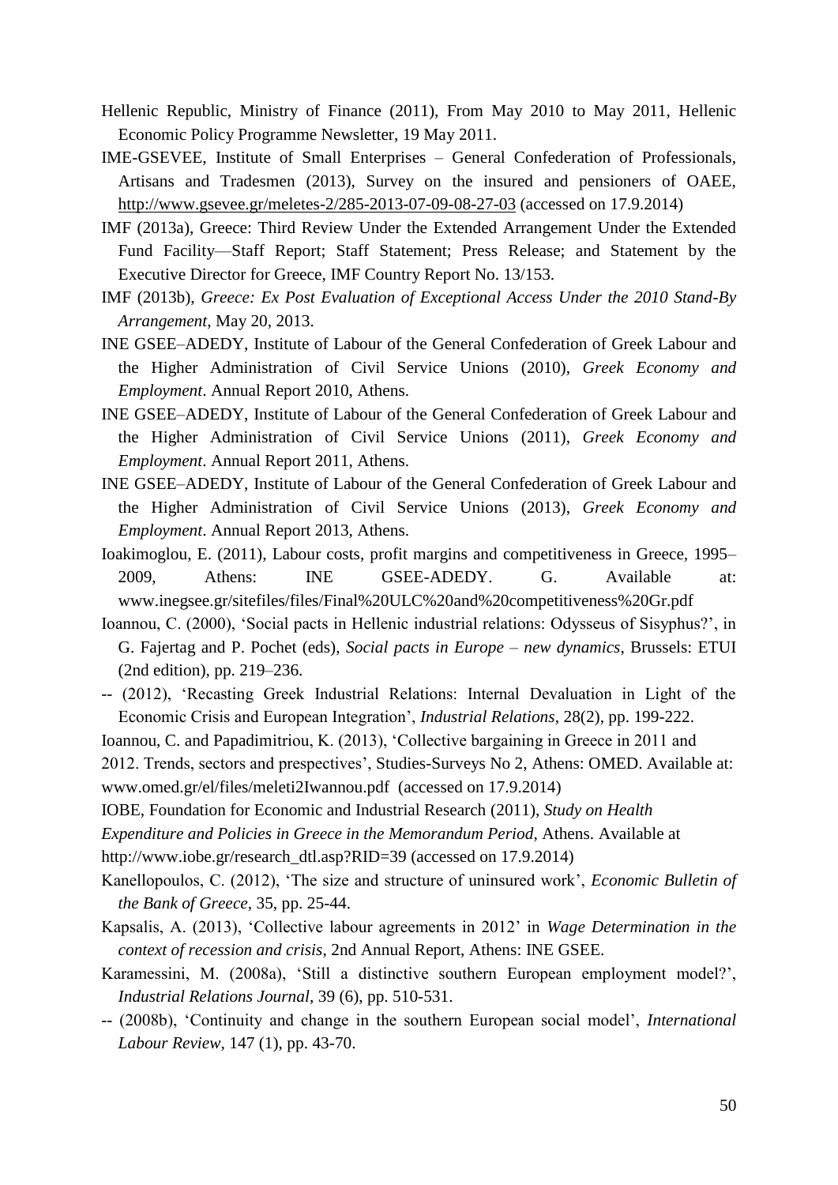Hellenic Republic, Ministry of Finance (2011), From May 2010 to May 2011, Hellenic Economic Policy Programme Newsletter, 19 May 2011.

IME-GSEVEE, Institute of Small Enterprises – General Confederation of Professionals, Artisans and Tradesmen (2013), Survey on the insured and pensioners of OAEE, http://www.gsevee.gr/meletes-2/285-2013-07-09-08-27-03 (accessed on 17.9.2014)

IMF (2013a), Greece: Third Review Under the Extended Arrangement Under the Extended Fund Facility—Staff Report; Staff Statement; Press Release; and Statement by the Executive Director for Greece, IMF Country Report No. 13/153.

IMF (2013b), *Greece: Ex Post Evaluation of Exceptional Access Under the 2010 Stand-By Arrangement*, May 20, 2013.

INE GSEE–ADEDY, Institute of Labour of the General Confederation of Greek Labour and the Higher Administration of Civil Service Unions (2010), *Greek Economy and Employment*. Annual Report 2010, Athens.

INE GSEE–ADEDY, Institute of Labour of the General Confederation of Greek Labour and the Higher Administration of Civil Service Unions (2011), *Greek Economy and Employment*. Annual Report 2011, Athens.

INE GSEE–ADEDY, Institute of Labour of the General Confederation of Greek Labour and the Higher Administration of Civil Service Unions (2013), *Greek Economy and Employment*. Annual Report 2013, Athens.

Ioakimoglou, E. (2011), Labour costs, profit margins and competitiveness in Greece, 1995–2009, Athens: INE GSEE-ADEDY. G. Available at: www.inegsee.gr/sitefiles/files/Final%20ULC%20and%20competitiveness%20Gr.pdf

Ioannou, C. (2000), 'Social pacts in Hellenic industrial relations: Odysseus of Sisyphus?', in G. Fajertag and P. Pochet (eds), *Social pacts in Europe – new dynamics*, Brussels: ETUI (2nd edition), pp. 219–236.

-- (2012), 'Recasting Greek Industrial Relations: Internal Devaluation in Light of the Economic Crisis and European Integration', *Industrial Relations*, 28(2), pp. 199-222.

Ioannou, C. and Papadimitriou, K. (2013), 'Collective bargaining in Greece in 2011 and 2012. Trends, sectors and prespectives', Studies-Surveys No 2, Athens: OMED. Available at: www.omed.gr/el/files/meleti2Iwannou.pdf (accessed on 17.9.2014)

IOBE, Foundation for Economic and Industrial Research (2011), *Study on Health Expenditure and Policies in Greece in the Memorandum Period*, Athens. Available at http://www.iobe.gr/research_dtl.asp?RID=39 (accessed on 17.9.2014)

Kanellopoulos, C. (2012), 'The size and structure of uninsured work', *Economic Bulletin of the Bank of Greece*, 35, pp. 25-44.

Kapsalis, A. (2013), 'Collective labour agreements in 2012' in *Wage Determination in the context of recession and crisis*, 2nd Annual Report, Athens: INE GSEE.

Karamessini, M. (2008a), 'Still a distinctive southern European employment model?', *Industrial Relations Journal*, 39 (6), pp. 510-531.

-- (2008b), 'Continuity and change in the southern European social model', *International Labour Review*, 147 (1), pp. 43-70.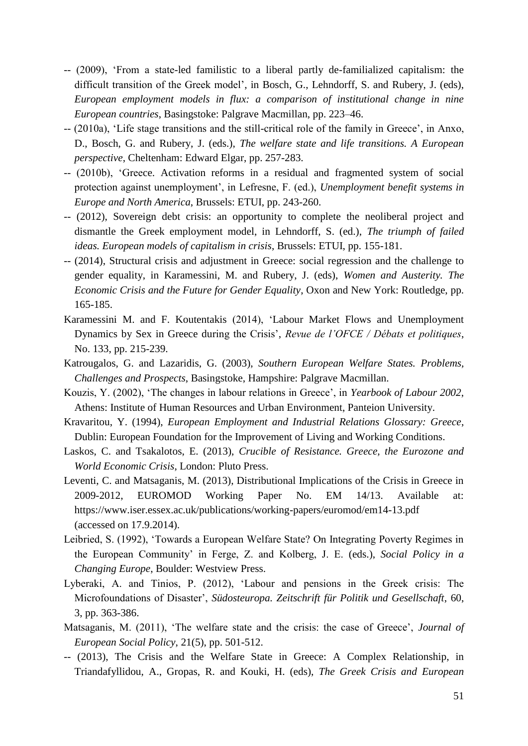-- (2009), 'From a state-led familistic to a liberal partly de-familialized capitalism: the difficult transition of the Greek model', in Bosch, G., Lehndorff, S. and Rubery, J. (eds), *European employment models in flux: a comparison of institutional change in nine European countries*, Basingstoke: Palgrave Macmillan, pp. 223–46.

-- (2010a), 'Life stage transitions and the still-critical role of the family in Greece', in Anxo, D., Bosch, G. and Rubery, J. (eds.), *The welfare state and life transitions. A European perspective*, Cheltenham: Edward Elgar, pp. 257-283.

-- (2010b), 'Greece. Activation reforms in a residual and fragmented system of social protection against unemployment', in Lefresne, F. (ed.), *Unemployment benefit systems in Europe and North America*, Brussels: ETUI, pp. 243-260.

-- (2012), Sovereign debt crisis: an opportunity to complete the neoliberal project and dismantle the Greek employment model, in Lehndorff, S. (ed.), *The triumph of failed ideas. European models of capitalism in crisis*, Brussels: ETUI, pp. 155-181.

-- (2014), Structural crisis and adjustment in Greece: social regression and the challenge to gender equality, in Karamessini, M. and Rubery, J. (eds), *Women and Austerity. The Economic Crisis and the Future for Gender Equality*, Oxon and New York: Routledge, pp. 165-185.

Karamessini M. and F. Koutentakis (2014), 'Labour Market Flows and Unemployment Dynamics by Sex in Greece during the Crisis', *Revue de l'OFCE / Débats et politiques*, No. 133, pp. 215-239.

Katrougalos, G. and Lazaridis, G. (2003), *Southern European Welfare States. Problems, Challenges and Prospects*, Basingstoke, Hampshire: Palgrave Macmillan.

Kouzis, Y. (2002), 'The changes in labour relations in Greece', in *Yearbook of Labour 2002*, Athens: Institute of Human Resources and Urban Environment, Panteion University.

Kravaritou, Y. (1994), *European Employment and Industrial Relations Glossary: Greece*, Dublin: European Foundation for the Improvement of Living and Working Conditions.

Laskos, C. and Tsakalotos, E. (2013), *Crucible of Resistance. Greece, the Eurozone and World Economic Crisis*, London: Pluto Press.

Leventi, C. and Matsaganis, M. (2013), Distributional Implications of the Crisis in Greece in 2009-2012, EUROMOD Working Paper No. EM 14/13. Available at: https://www.iser.essex.ac.uk/publications/working-papers/euromod/em14-13.pdf (accessed on 17.9.2014).

Leibried, S. (1992), 'Towards a European Welfare State? On Integrating Poverty Regimes in the European Community' in Ferge, Z. and Kolberg, J. E. (eds.), *Social Policy in a Changing Europe*, Boulder: Westview Press.

Lyberaki, A. and Tinios, P. (2012), 'Labour and pensions in the Greek crisis: The Microfoundations of Disaster', *Südosteuropa. Zeitschrift für Politik und Gesellschaft*, 60, 3, pp. 363-386.

Matsaganis, M. (2011), 'The welfare state and the crisis: the case of Greece', *Journal of European Social Policy*, 21(5), pp. 501-512.

-- (2013), The Crisis and the Welfare State in Greece: A Complex Relationship, in Triandafyllidou, A., Gropas, R. and Kouki, H. (eds), *The Greek Crisis and European*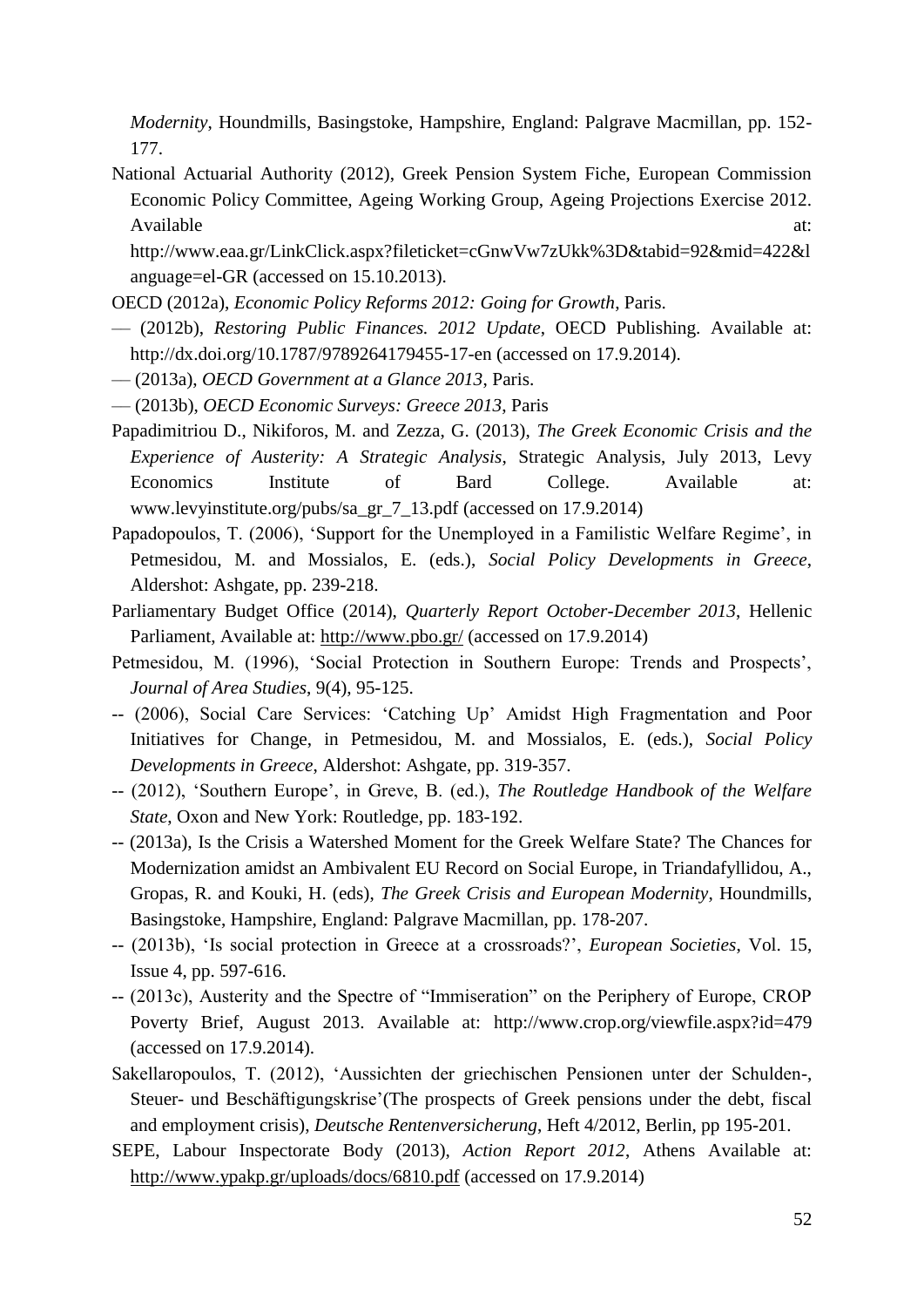*Modernity*, Houndmills, Basingstoke, Hampshire, England: Palgrave Macmillan, pp. 152-177.

National Actuarial Authority (2012), Greek Pension System Fiche, European Commission Economic Policy Committee, Ageing Working Group, Ageing Projections Exercise 2012. Available at: http://www.eaa.gr/LinkClick.aspx?fileticket=cGnwVw7zUkk%3D&tabid=92&mid=422&language=el-GR (accessed on 15.10.2013).

OECD (2012a), *Economic Policy Reforms 2012: Going for Growth*, Paris.

— (2012b), *Restoring Public Finances. 2012 Update*, OECD Publishing. Available at: http://dx.doi.org/10.1787/9789264179455-17-en (accessed on 17.9.2014).

— (2013a), *OECD Government at a Glance 2013*, Paris.

— (2013b), *OECD Economic Surveys: Greece 2013*, Paris

Papadimitriou D., Nikiforos, M. and Zezza, G. (2013), *The Greek Economic Crisis and the Experience of Austerity: A Strategic Analysis*, Strategic Analysis, July 2013, Levy Economics Institute of Bard College. Available at: www.levyinstitute.org/pubs/sa_gr_7_13.pdf (accessed on 17.9.2014)

Papadopoulos, T. (2006), 'Support for the Unemployed in a Familistic Welfare Regime', in Petmesidou, M. and Mossialos, E. (eds.), *Social Policy Developments in Greece*, Aldershot: Ashgate, pp. 239-218.

Parliamentary Budget Office (2014), *Quarterly Report October-December 2013*, Hellenic Parliament, Available at: http://www.pbo.gr/ (accessed on 17.9.2014)

Petmesidou, M. (1996), 'Social Protection in Southern Europe: Trends and Prospects', *Journal of Area Studies*, 9(4), 95-125.

-- (2006), Social Care Services: 'Catching Up' Amidst High Fragmentation and Poor Initiatives for Change, in Petmesidou, M. and Mossialos, E. (eds.), *Social Policy Developments in Greece*, Aldershot: Ashgate, pp. 319-357.

-- (2012), 'Southern Europe', in Greve, B. (ed.), *The Routledge Handbook of the Welfare State*, Oxon and New York: Routledge, pp. 183-192.

-- (2013a), Is the Crisis a Watershed Moment for the Greek Welfare State? The Chances for Modernization amidst an Ambivalent EU Record on Social Europe, in Triandafyllidou, A., Gropas, R. and Kouki, H. (eds), *The Greek Crisis and European Modernity*, Houndmills, Basingstoke, Hampshire, England: Palgrave Macmillan, pp. 178-207.

-- (2013b), 'Is social protection in Greece at a crossroads?', *European Societies*, Vol. 15, Issue 4, pp. 597-616.

-- (2013c), Austerity and the Spectre of "Immiseration" on the Periphery of Europe, CROP Poverty Brief, August 2013. Available at: http://www.crop.org/viewfile.aspx?id=479 (accessed on 17.9.2014).

Sakellaropoulos, T. (2012), 'Aussichten der griechischen Pensionen unter der Schulden-, Steuer- und Beschäftigungskrise'(The prospects of Greek pensions under the debt, fiscal and employment crisis), *Deutsche Rentenversicherung*, Heft 4/2012, Berlin, pp 195-201.

SEPE, Labour Inspectorate Body (2013), *Action Report 2012*, Athens Available at: http://www.ypakp.gr/uploads/docs/6810.pdf (accessed on 17.9.2014)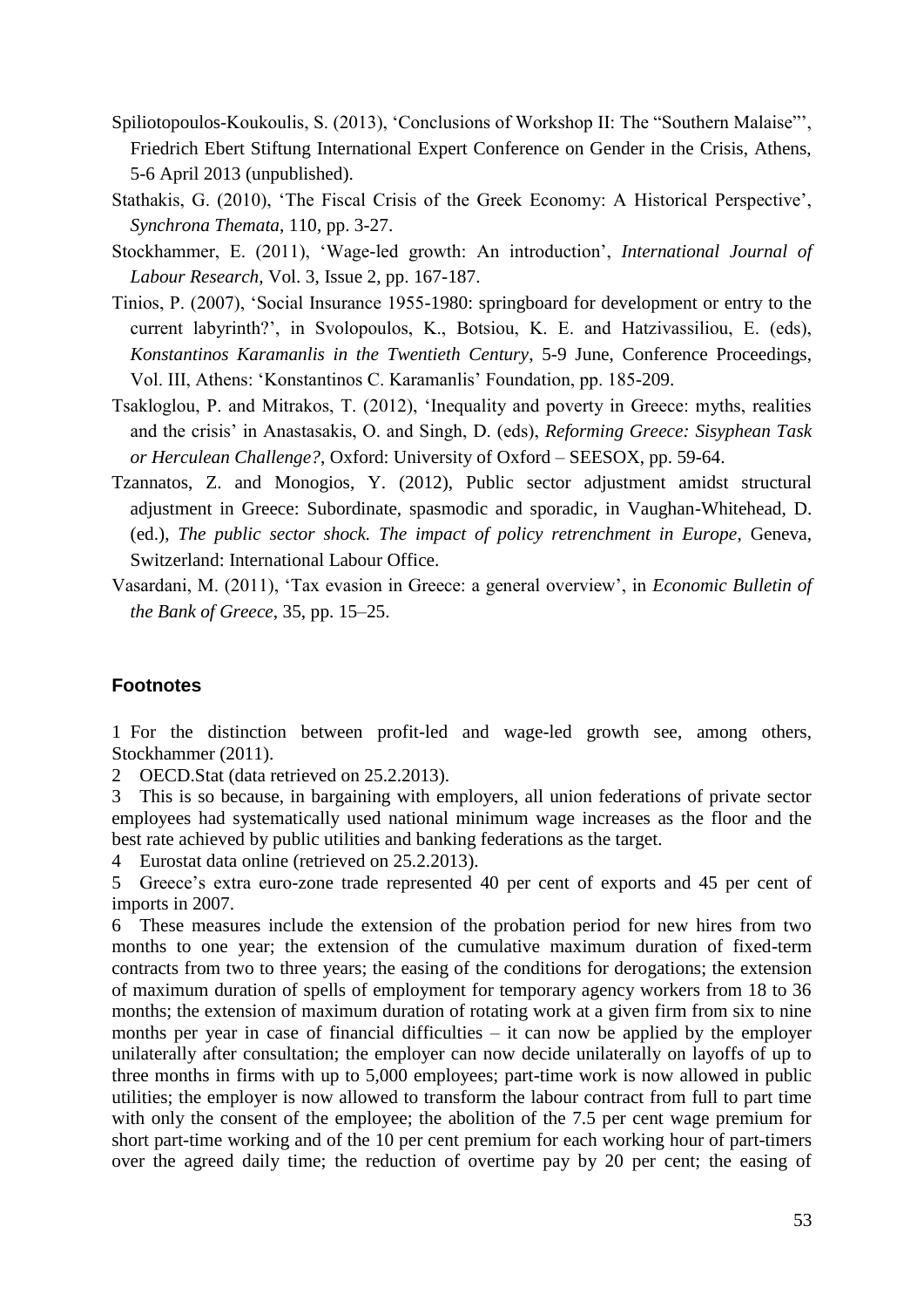Spiliotopoulos-Koukoulis, S. (2013), 'Conclusions of Workshop II: The "Southern Malaise"', Friedrich Ebert Stiftung International Expert Conference on Gender in the Crisis, Athens, 5-6 April 2013 (unpublished).

Stathakis, G. (2010), 'The Fiscal Crisis of the Greek Economy: A Historical Perspective', *Synchrona Themata*, 110, pp. 3-27.

Stockhammer, E. (2011), 'Wage-led growth: An introduction', *International Journal of Labour Research*, Vol. 3, Issue 2, pp. 167-187.

Tinios, P. (2007), 'Social Insurance 1955-1980: springboard for development or entry to the current labyrinth?', in Svolopoulos, K., Botsiou, K. E. and Hatzivassiliou, E. (eds), *Konstantinos Karamanlis in the Twentieth Century*, 5-9 June, Conference Proceedings, Vol. III, Athens: 'Konstantinos C. Karamanlis' Foundation, pp. 185-209.

Tsakloglou, P. and Mitrakos, T. (2012), 'Inequality and poverty in Greece: myths, realities and the crisis' in Anastasakis, O. and Singh, D. (eds), *Reforming Greece: Sisyphean Task or Herculean Challenge?*, Oxford: University of Oxford – SEESOX, pp. 59-64.

Tzannatos, Z. and Monogios, Y. (2012), Public sector adjustment amidst structural adjustment in Greece: Subordinate, spasmodic and sporadic, in Vaughan-Whitehead, D. (ed.), *The public sector shock. The impact of policy retrenchment in Europe*, Geneva, Switzerland: International Labour Office.

Vasardani, M. (2011), 'Tax evasion in Greece: a general overview', in *Economic Bulletin of the Bank of Greece*, 35, pp. 15–25.

### Footnotes

1 For the distinction between profit-led and wage-led growth see, among others, Stockhammer (2011).

2 OECD.Stat (data retrieved on 25.2.2013).

3 This is so because, in bargaining with employers, all union federations of private sector employees had systematically used national minimum wage increases as the floor and the best rate achieved by public utilities and banking federations as the target.

4 Eurostat data online (retrieved on 25.2.2013).

5 Greece's extra euro-zone trade represented 40 per cent of exports and 45 per cent of imports in 2007.

6 These measures include the extension of the probation period for new hires from two months to one year; the extension of the cumulative maximum duration of fixed-term contracts from two to three years; the easing of the conditions for derogations; the extension of maximum duration of spells of employment for temporary agency workers from 18 to 36 months; the extension of maximum duration of rotating work at a given firm from six to nine months per year in case of financial difficulties – it can now be applied by the employer unilaterally after consultation; the employer can now decide unilaterally on layoffs of up to three months in firms with up to 5,000 employees; part-time work is now allowed in public utilities; the employer is now allowed to transform the labour contract from full to part time with only the consent of the employee; the abolition of the 7.5 per cent wage premium for short part-time working and of the 10 per cent premium for each working hour of part-timers over the agreed daily time; the reduction of overtime pay by 20 per cent; the easing of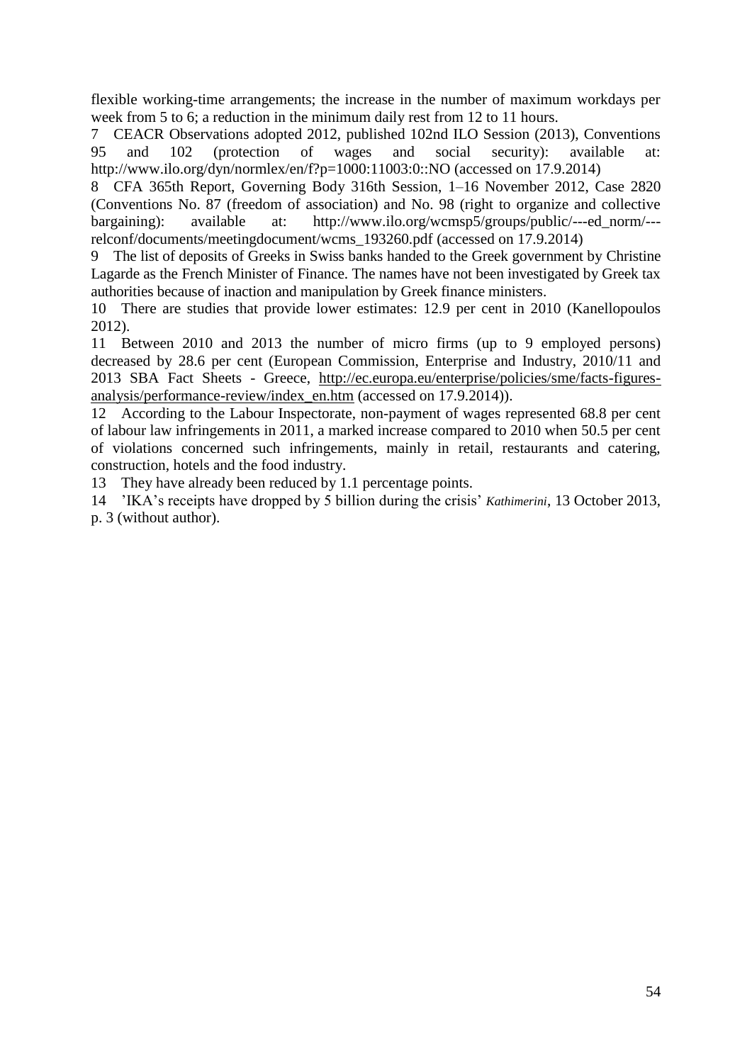flexible working-time arrangements; the increase in the number of maximum workdays per week from 5 to 6; a reduction in the minimum daily rest from 12 to 11 hours.

7 CEACR Observations adopted 2012, published 102nd ILO Session (2013), Conventions 95 and 102 (protection of wages and social security): available at: http://www.ilo.org/dyn/normlex/en/f?p=1000:11003:0::NO (accessed on 17.9.2014)

8 CFA 365th Report, Governing Body 316th Session, 1–16 November 2012, Case 2820 (Conventions No. 87 (freedom of association) and No. 98 (right to organize and collective bargaining): available at: http://www.ilo.org/wcmsp5/groups/public/---ed_norm/---relconf/documents/meetingdocument/wcms_193260.pdf (accessed on 17.9.2014)

9 The list of deposits of Greeks in Swiss banks handed to the Greek government by Christine Lagarde as the French Minister of Finance. The names have not been investigated by Greek tax authorities because of inaction and manipulation by Greek finance ministers.

10 There are studies that provide lower estimates: 12.9 per cent in 2010 (Kanellopoulos 2012).

11 Between 2010 and 2013 the number of micro firms (up to 9 employed persons) decreased by 28.6 per cent (European Commission, Enterprise and Industry, 2010/11 and 2013 SBA Fact Sheets - Greece, http://ec.europa.eu/enterprise/policies/sme/facts-figures-analysis/performance-review/index_en.htm (accessed on 17.9.2014)).

12 According to the Labour Inspectorate, non-payment of wages represented 68.8 per cent of labour law infringements in 2011, a marked increase compared to 2010 when 50.5 per cent of violations concerned such infringements, mainly in retail, restaurants and catering, construction, hotels and the food industry.

13 They have already been reduced by 1.1 percentage points.

14 'IKA's receipts have dropped by 5 billion during the crisis' *Kathimerini*, 13 October 2013, p. 3 (without author).